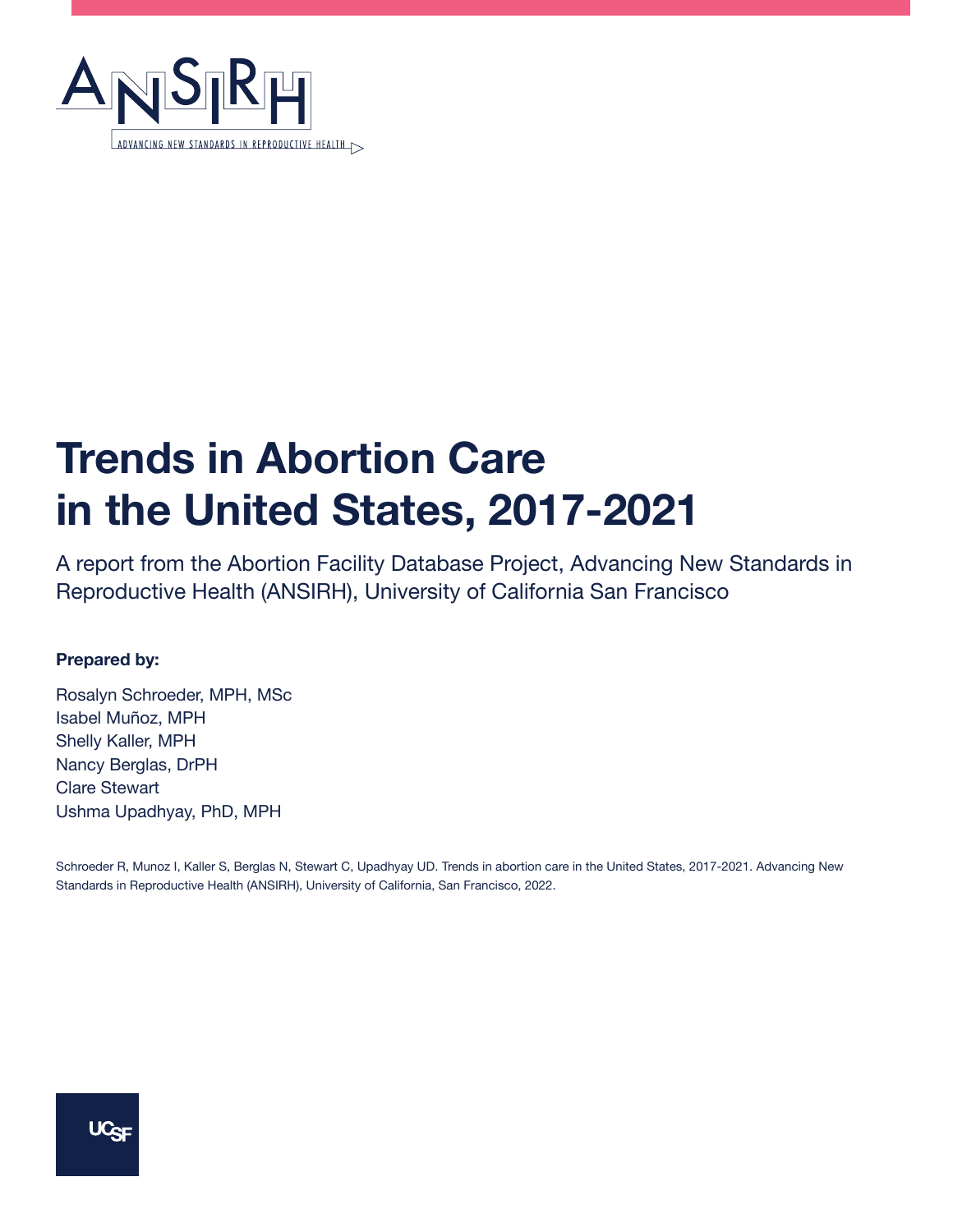ANSIRH

ADVANCING NEW STANDARDS IN REPRODUCTIVE HEALTH

# Trends in Abortion Care in the United States, 2017-2021

A report from the Abortion Facility Database Project, Advancing New Standards in Reproductive Health (ANSIRH), University of California San Francisco

**Prepared by:**

Rosalyn Schroeder, MPH, MSc
Isabel Muñoz, MPH
Shelly Kaller, MPH
Nancy Berglas, DrPH
Clare Stewart
Ushma Upadhyay, PhD, MPH

Schroeder R, Munoz I, Kaller S, Berglas N, Stewart C, Upadhyay UD. Trends in abortion care in the United States, 2017-2021. Advancing New Standards in Reproductive Health (ANSIRH), University of California, San Francisco, 2022.

UCSF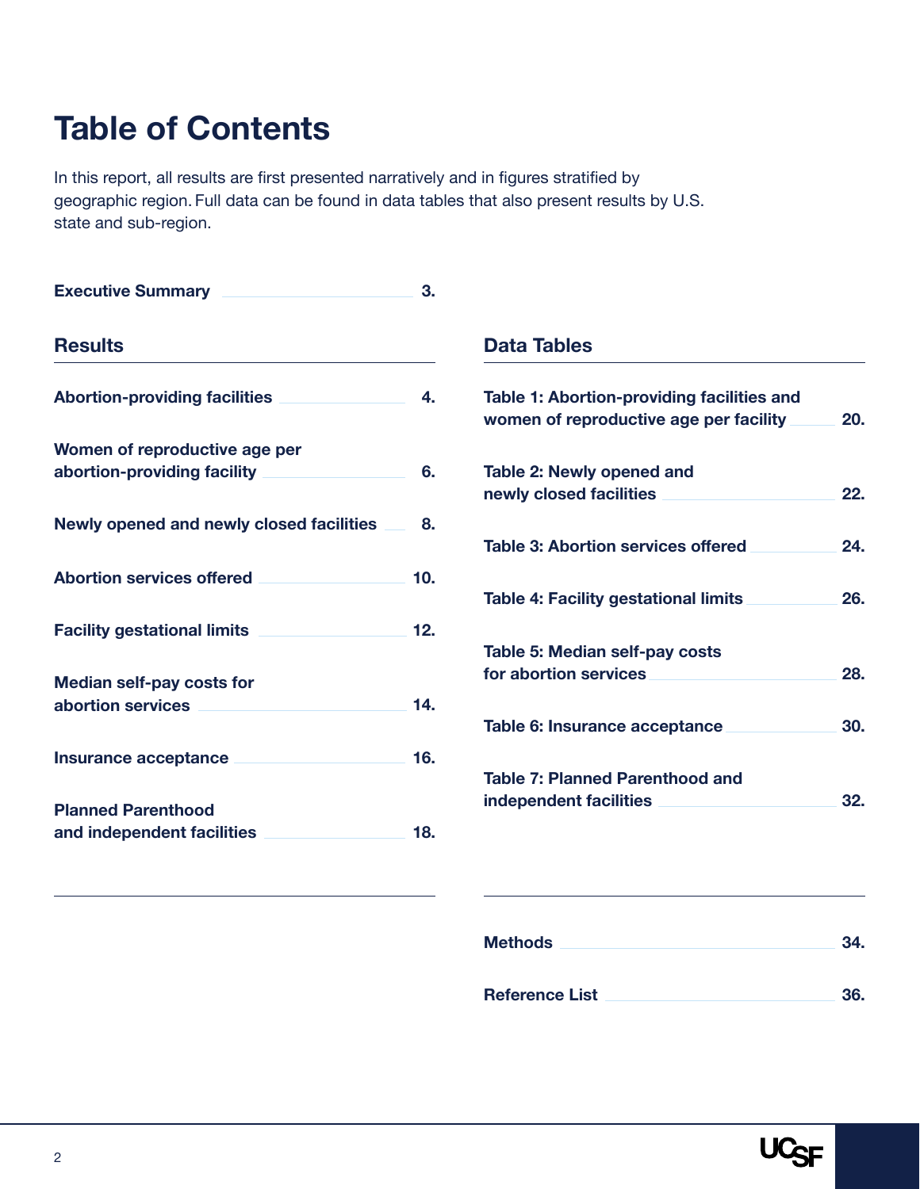# Table of Contents

In this report, all results are first presented narratively and in figures stratified by geographic region. Full data can be found in data tables that also present results by U.S. state and sub-region.

**Executive Summary** ........ 3.

## Results

**Abortion-providing facilities** ........ 4.

**Women of reproductive age per abortion-providing facility** ........ 6.

**Newly opened and newly closed facilities** ........ 8.

**Abortion services offered** ........ 10.

**Facility gestational limits** ........ 12.

**Median self-pay costs for abortion services** ........ 14.

**Insurance acceptance** ........ 16.

**Planned Parenthood and independent facilities** ........ 18.

## Data Tables

**Table 1: Abortion-providing facilities and women of reproductive age per facility** ........ 20.

**Table 2: Newly opened and newly closed facilities** ........ 22.

**Table 3: Abortion services offered** ........ 24.

**Table 4: Facility gestational limits** ........ 26.

**Table 5: Median self-pay costs for abortion services** ........ 28.

**Table 6: Insurance acceptance** ........ 30.

**Table 7: Planned Parenthood and independent facilities** ........ 32.

**Methods** ........ 34.

**Reference List** ........ 36.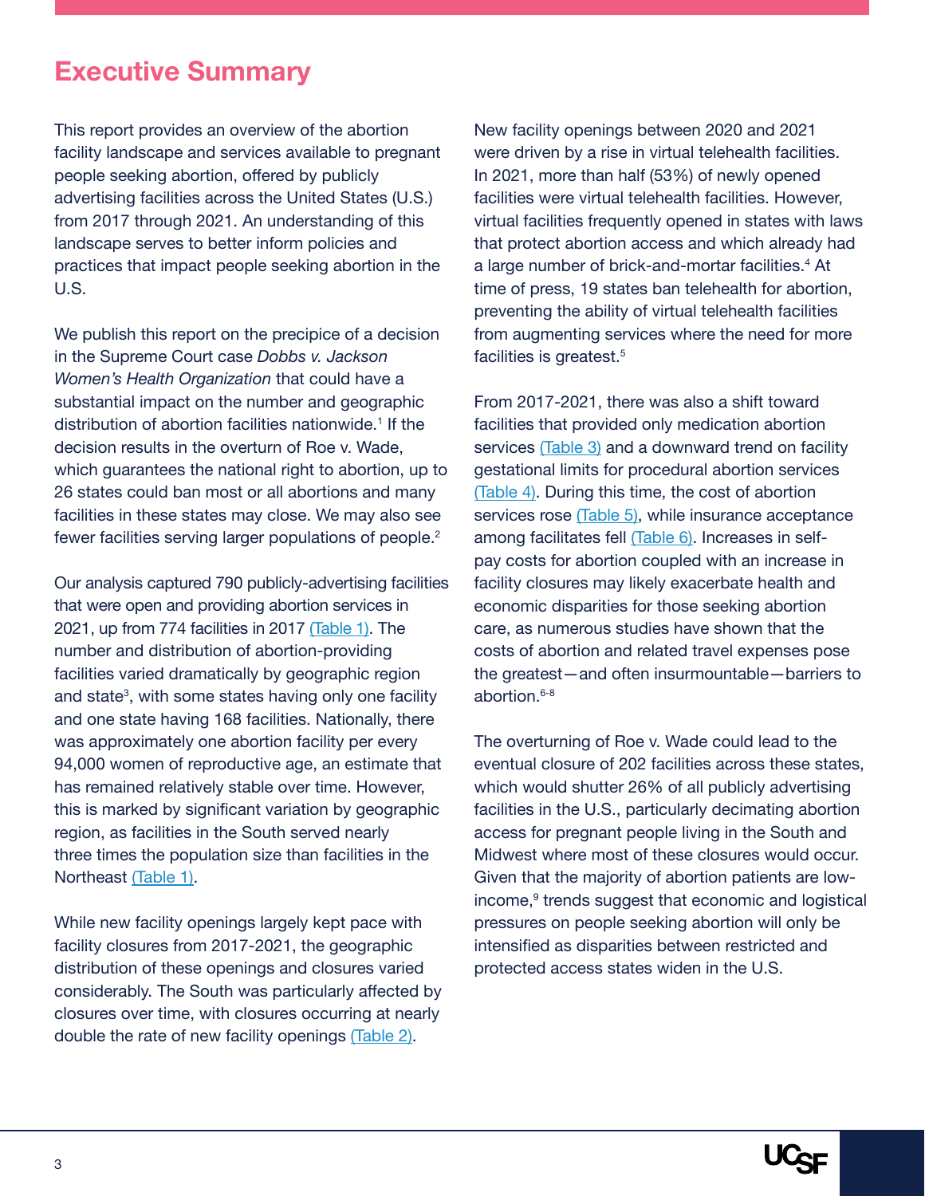# Executive Summary

This report provides an overview of the abortion facility landscape and services available to pregnant people seeking abortion, offered by publicly advertising facilities across the United States (U.S.) from 2017 through 2021. An understanding of this landscape serves to better inform policies and practices that impact people seeking abortion in the U.S.

We publish this report on the precipice of a decision in the Supreme Court case *Dobbs v. Jackson Women's Health Organization* that could have a substantial impact on the number and geographic distribution of abortion facilities nationwide.[1] If the decision results in the overturn of Roe v. Wade, which guarantees the national right to abortion, up to 26 states could ban most or all abortions and many facilities in these states may close. We may also see fewer facilities serving larger populations of people.[2]

Our analysis captured 790 publicly-advertising facilities that were open and providing abortion services in 2021, up from 774 facilities in 2017 (Table 1). The number and distribution of abortion-providing facilities varied dramatically by geographic region and state[3], with some states having only one facility and one state having 168 facilities. Nationally, there was approximately one abortion facility per every 94,000 women of reproductive age, an estimate that has remained relatively stable over time. However, this is marked by significant variation by geographic region, as facilities in the South served nearly three times the population size than facilities in the Northeast (Table 1).

While new facility openings largely kept pace with facility closures from 2017-2021, the geographic distribution of these openings and closures varied considerably. The South was particularly affected by closures over time, with closures occurring at nearly double the rate of new facility openings (Table 2).

New facility openings between 2020 and 2021 were driven by a rise in virtual telehealth facilities. In 2021, more than half (53%) of newly opened facilities were virtual telehealth facilities. However, virtual facilities frequently opened in states with laws that protect abortion access and which already had a large number of brick-and-mortar facilities.[4] At time of press, 19 states ban telehealth for abortion, preventing the ability of virtual telehealth facilities from augmenting services where the need for more facilities is greatest.[5]

From 2017-2021, there was also a shift toward facilities that provided only medication abortion services (Table 3) and a downward trend on facility gestational limits for procedural abortion services (Table 4). During this time, the cost of abortion services rose (Table 5), while insurance acceptance among facilitates fell (Table 6). Increases in self-pay costs for abortion coupled with an increase in facility closures may likely exacerbate health and economic disparities for those seeking abortion care, as numerous studies have shown that the costs of abortion and related travel expenses pose the greatest—and often insurmountable—barriers to abortion.[6-8]

The overturning of Roe v. Wade could lead to the eventual closure of 202 facilities across these states, which would shutter 26% of all publicly advertising facilities in the U.S., particularly decimating abortion access for pregnant people living in the South and Midwest where most of these closures would occur. Given that the majority of abortion patients are low-income,[9] trends suggest that economic and logistical pressures on people seeking abortion will only be intensified as disparities between restricted and protected access states widen in the U.S.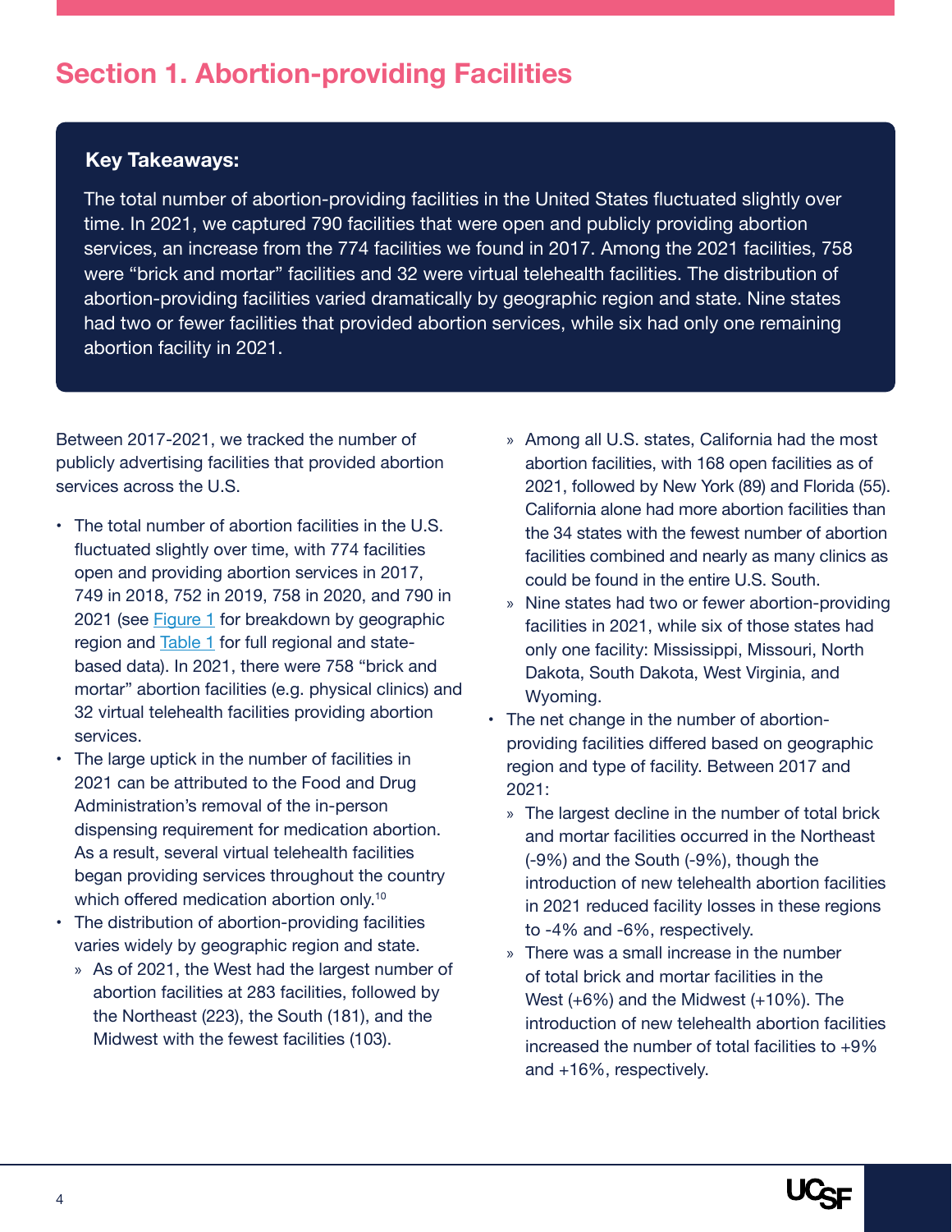# Section 1. Abortion-providing Facilities

**Key Takeaways:**

The total number of abortion-providing facilities in the United States fluctuated slightly over time. In 2021, we captured 790 facilities that were open and publicly providing abortion services, an increase from the 774 facilities we found in 2017. Among the 2021 facilities, 758 were "brick and mortar" facilities and 32 were virtual telehealth facilities. The distribution of abortion-providing facilities varied dramatically by geographic region and state. Nine states had two or fewer facilities that provided abortion services, while six had only one remaining abortion facility in 2021.

Between 2017-2021, we tracked the number of publicly advertising facilities that provided abortion services across the U.S.

- The total number of abortion facilities in the U.S. fluctuated slightly over time, with 774 facilities open and providing abortion services in 2017, 749 in 2018, 752 in 2019, 758 in 2020, and 790 in 2021 (see Figure 1 for breakdown by geographic region and Table 1 for full regional and state-based data). In 2021, there were 758 "brick and mortar" abortion facilities (e.g. physical clinics) and 32 virtual telehealth facilities providing abortion services.
- The large uptick in the number of facilities in 2021 can be attributed to the Food and Drug Administration's removal of the in-person dispensing requirement for medication abortion. As a result, several virtual telehealth facilities began providing services throughout the country which offered medication abortion only.[10]
- The distribution of abortion-providing facilities varies widely by geographic region and state.
  - As of 2021, the West had the largest number of abortion facilities at 283 facilities, followed by the Northeast (223), the South (181), and the Midwest with the fewest facilities (103).
  - Among all U.S. states, California had the most abortion facilities, with 168 open facilities as of 2021, followed by New York (89) and Florida (55). California alone had more abortion facilities than the 34 states with the fewest number of abortion facilities combined and nearly as many clinics as could be found in the entire U.S. South.
  - Nine states had two or fewer abortion-providing facilities in 2021, while six of those states had only one facility: Mississippi, Missouri, North Dakota, South Dakota, West Virginia, and Wyoming.
- The net change in the number of abortion-providing facilities differed based on geographic region and type of facility. Between 2017 and 2021:
  - The largest decline in the number of total brick and mortar facilities occurred in the Northeast (-9%) and the South (-9%), though the introduction of new telehealth abortion facilities in 2021 reduced facility losses in these regions to -4% and -6%, respectively.
  - There was a small increase in the number of total brick and mortar facilities in the West (+6%) and the Midwest (+10%). The introduction of new telehealth abortion facilities increased the number of total facilities to +9% and +16%, respectively.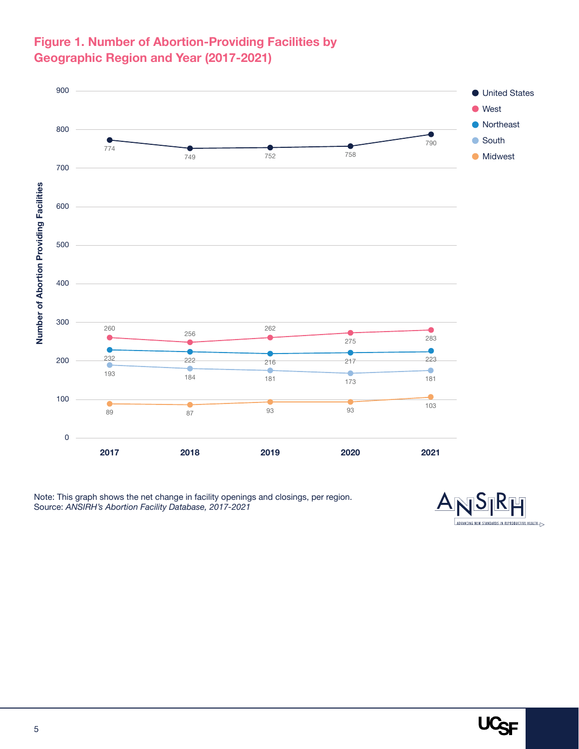## Figure 1. Number of Abortion-Providing Facilities by Geographic Region and Year (2017-2021)

| Region | 2017 | 2018 | 2019 | 2020 | 2021 |
| --- | --- | --- | --- | --- | --- |
| United States | 774 | 749 | 752 | 758 | 790 |
| West | 260 | 256 | 262 | 275 | 283 |
| Northeast | 232 | 222 | 216 | 217 | 223 |
| South | 193 | 184 | 181 | 173 | 181 |
| Midwest | 89 | 87 | 93 | 93 | 103 |

Note: This graph shows the net change in facility openings and closings, per region.
Source: *ANSIRH's Abortion Facility Database, 2017-2021*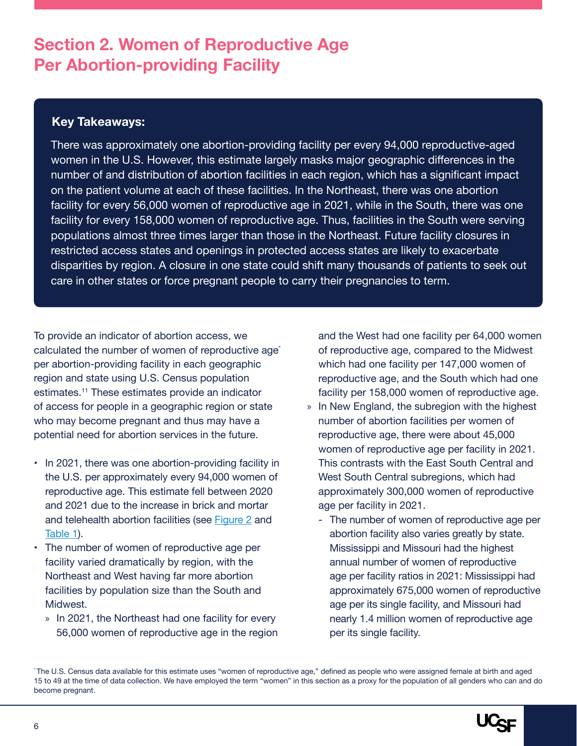# Section 2. Women of Reproductive Age Per Abortion-providing Facility

**Key Takeaways:**

There was approximately one abortion-providing facility per every 94,000 reproductive-aged women in the U.S. However, this estimate largely masks major geographic differences in the number of and distribution of abortion facilities in each region, which has a significant impact on the patient volume at each of these facilities. In the Northeast, there was one abortion facility for every 56,000 women of reproductive age in 2021, while in the South, there was one facility for every 158,000 women of reproductive age. Thus, facilities in the South were serving populations almost three times larger than those in the Northeast. Future facility closures in restricted access states and openings in protected access states are likely to exacerbate disparities by region. A closure in one state could shift many thousands of patients to seek out care in other states or force pregnant people to carry their pregnancies to term.

To provide an indicator of abortion access, we calculated the number of women of reproductive age* per abortion-providing facility in each geographic region and state using U.S. Census population estimates.[11] These estimates provide an indicator of access for people in a geographic region or state who may become pregnant and thus may have a potential need for abortion services in the future.

- In 2021, there was one abortion-providing facility in the U.S. per approximately every 94,000 women of reproductive age. This estimate fell between 2020 and 2021 due to the increase in brick and mortar and telehealth abortion facilities (see Figure 2 and Table 1).
- The number of women of reproductive age per facility varied dramatically by region, with the Northeast and West having far more abortion facilities by population size than the South and Midwest.
  - In 2021, the Northeast had one facility for every 56,000 women of reproductive age in the region and the West had one facility per 64,000 women of reproductive age, compared to the Midwest which had one facility per 147,000 women of reproductive age, and the South which had one facility per 158,000 women of reproductive age.
  - In New England, the subregion with the highest number of abortion facilities per women of reproductive age, there were about 45,000 women of reproductive age per facility in 2021. This contrasts with the East South Central and West South Central subregions, which had approximately 300,000 women of reproductive age per facility in 2021.
    - The number of women of reproductive age per abortion facility also varies greatly by state. Mississippi and Missouri had the highest annual number of women of reproductive age per facility ratios in 2021: Mississippi had approximately 675,000 women of reproductive age per its single facility, and Missouri had nearly 1.4 million women of reproductive age per its single facility.

*The U.S. Census data available for this estimate uses "women of reproductive age," defined as people who were assigned female at birth and aged 15 to 49 at the time of data collection. We have employed the term "women" in this section as a proxy for the population of all genders who can and do become pregnant.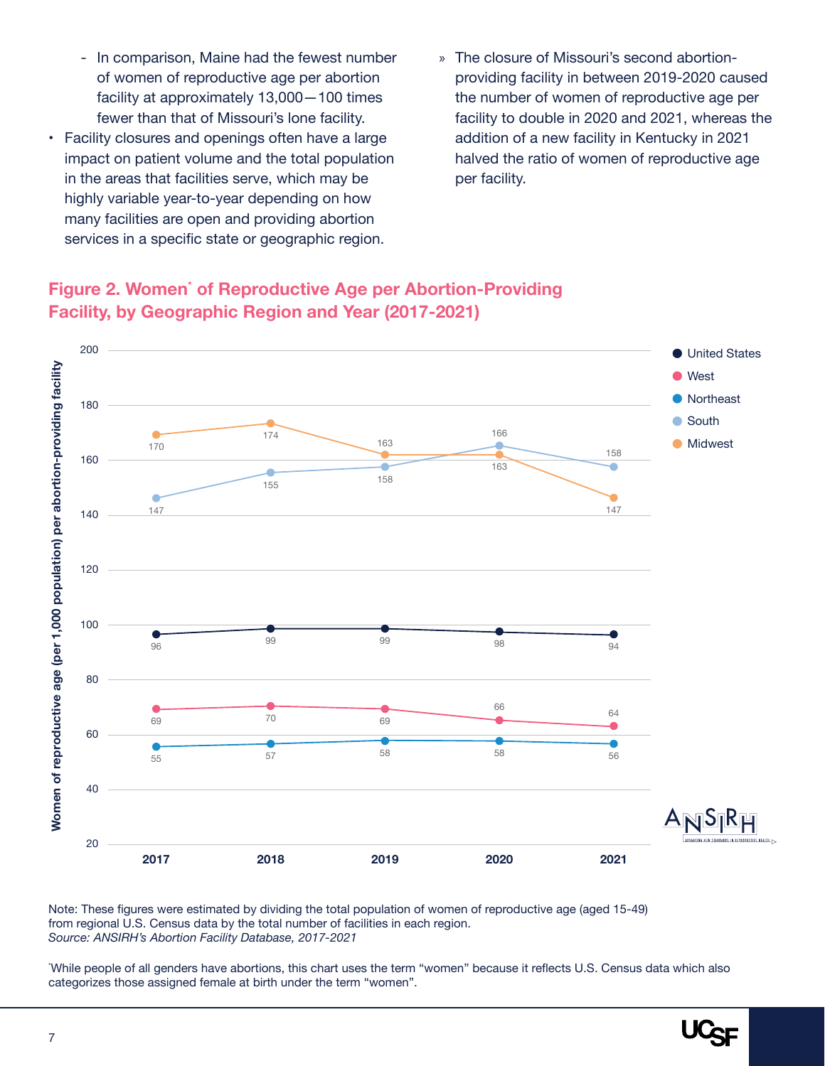- In comparison, Maine had the fewest number of women of reproductive age per abortion facility at approximately 13,000—100 times fewer than that of Missouri's lone facility.

- Facility closures and openings often have a large impact on patient volume and the total population in the areas that facilities serve, which may be highly variable year-to-year depending on how many facilities are open and providing abortion services in a specific state or geographic region.

  » The closure of Missouri's second abortion-providing facility in between 2019-2020 caused the number of women of reproductive age per facility to double in 2020 and 2021, whereas the addition of a new facility in Kentucky in 2021 halved the ratio of women of reproductive age per facility.

## Figure 2. Women* of Reproductive Age per Abortion-Providing Facility, by Geographic Region and Year (2017-2021)

Women of reproductive age (per 1,000 population) per abortion-providing facility

| Region | 2017 | 2018 | 2019 | 2020 | 2021 |
|---|---|---|---|---|---|
| United States | 96 | 99 | 99 | 98 | 94 |
| West | 69 | 70 | 69 | 66 | 64 |
| Northeast | 55 | 57 | 58 | 58 | 56 |
| South | 147 | 155 | 158 | 166 | 158 |
| Midwest | 170 | 174 | 163 | 163 | 147 |

Note: These figures were estimated by dividing the total population of women of reproductive age (aged 15-49) from regional U.S. Census data by the total number of facilities in each region.
*Source: ANSIRH's Abortion Facility Database, 2017-2021*

*While people of all genders have abortions, this chart uses the term "women" because it reflects U.S. Census data which also categorizes those assigned female at birth under the term "women".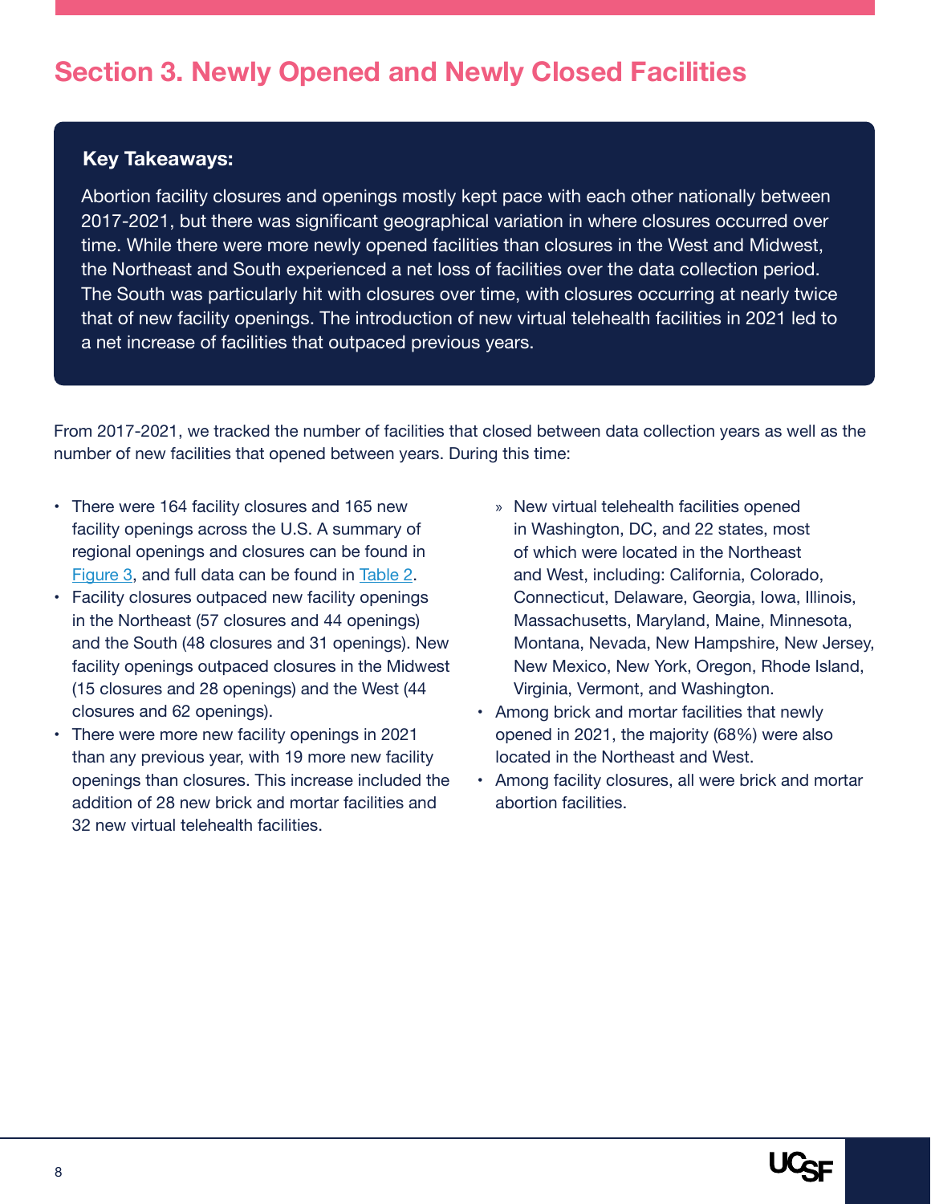# Section 3. Newly Opened and Newly Closed Facilities

**Key Takeaways:**

Abortion facility closures and openings mostly kept pace with each other nationally between 2017-2021, but there was significant geographical variation in where closures occurred over time. While there were more newly opened facilities than closures in the West and Midwest, the Northeast and South experienced a net loss of facilities over the data collection period. The South was particularly hit with closures over time, with closures occurring at nearly twice that of new facility openings. The introduction of new virtual telehealth facilities in 2021 led to a net increase of facilities that outpaced previous years.

From 2017-2021, we tracked the number of facilities that closed between data collection years as well as the number of new facilities that opened between years. During this time:

- There were 164 facility closures and 165 new facility openings across the U.S. A summary of regional openings and closures can be found in Figure 3, and full data can be found in Table 2.
- Facility closures outpaced new facility openings in the Northeast (57 closures and 44 openings) and the South (48 closures and 31 openings). New facility openings outpaced closures in the Midwest (15 closures and 28 openings) and the West (44 closures and 62 openings).
- There were more new facility openings in 2021 than any previous year, with 19 more new facility openings than closures. This increase included the addition of 28 new brick and mortar facilities and 32 new virtual telehealth facilities.
  - New virtual telehealth facilities opened in Washington, DC, and 22 states, most of which were located in the Northeast and West, including: California, Colorado, Connecticut, Delaware, Georgia, Iowa, Illinois, Massachusetts, Maryland, Maine, Minnesota, Montana, Nevada, New Hampshire, New Jersey, New Mexico, New York, Oregon, Rhode Island, Virginia, Vermont, and Washington.
- Among brick and mortar facilities that newly opened in 2021, the majority (68%) were also located in the Northeast and West.
- Among facility closures, all were brick and mortar abortion facilities.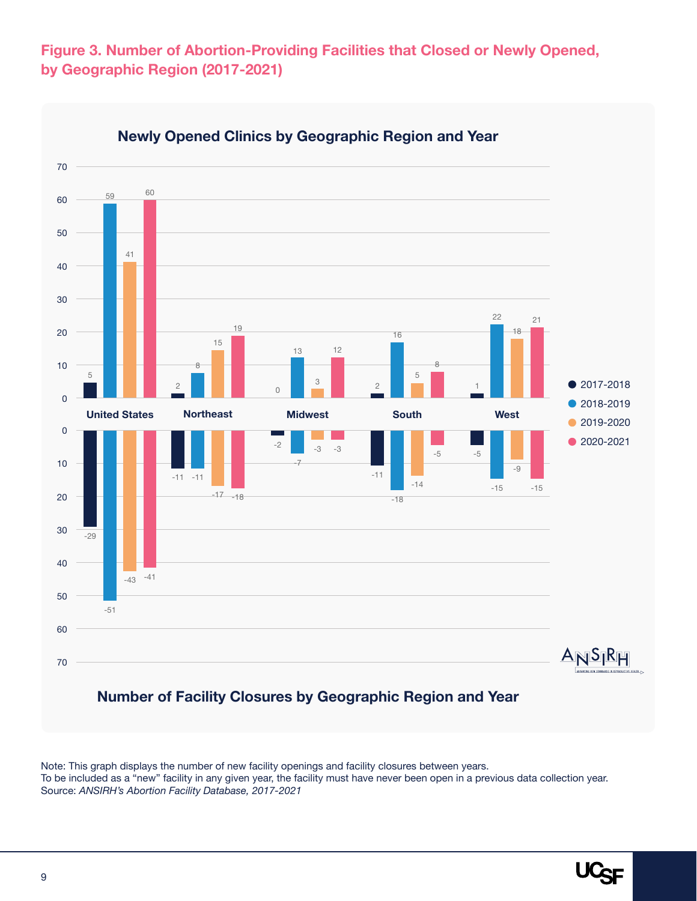**Figure 3. Number of Abortion-Providing Facilities that Closed or Newly Opened, by Geographic Region (2017-2021)**

**Newly Opened Clinics by Geographic Region and Year**

| Region | 2017-2018 | 2018-2019 | 2019-2020 | 2020-2021 |
|---|---|---|---|---|
| United States | 5 | 59 | 41 | 60 |
| Northeast | 2 | 8 | 15 | 19 |
| Midwest | 0 | 13 | 3 | 12 |
| South | 2 | 16 | 5 | 8 |
| West | 1 | 22 | 18 | 21 |

**Number of Facility Closures by Geographic Region and Year**

| Region | 2017-2018 | 2018-2019 | 2019-2020 | 2020-2021 |
|---|---|---|---|---|
| United States | -29 | -51 | -43 | -41 |
| Northeast | -11 | -11 | -17 | -18 |
| Midwest | -2 | -7 | -3 | -3 |
| South | -11 | -18 | -14 | -5 |
| West | -5 | -15 | -9 | -15 |

Note: This graph displays the number of new facility openings and facility closures between years.
To be included as a "new" facility in any given year, the facility must have never been open in a previous data collection year.
Source: *ANSIRH's Abortion Facility Database, 2017-2021*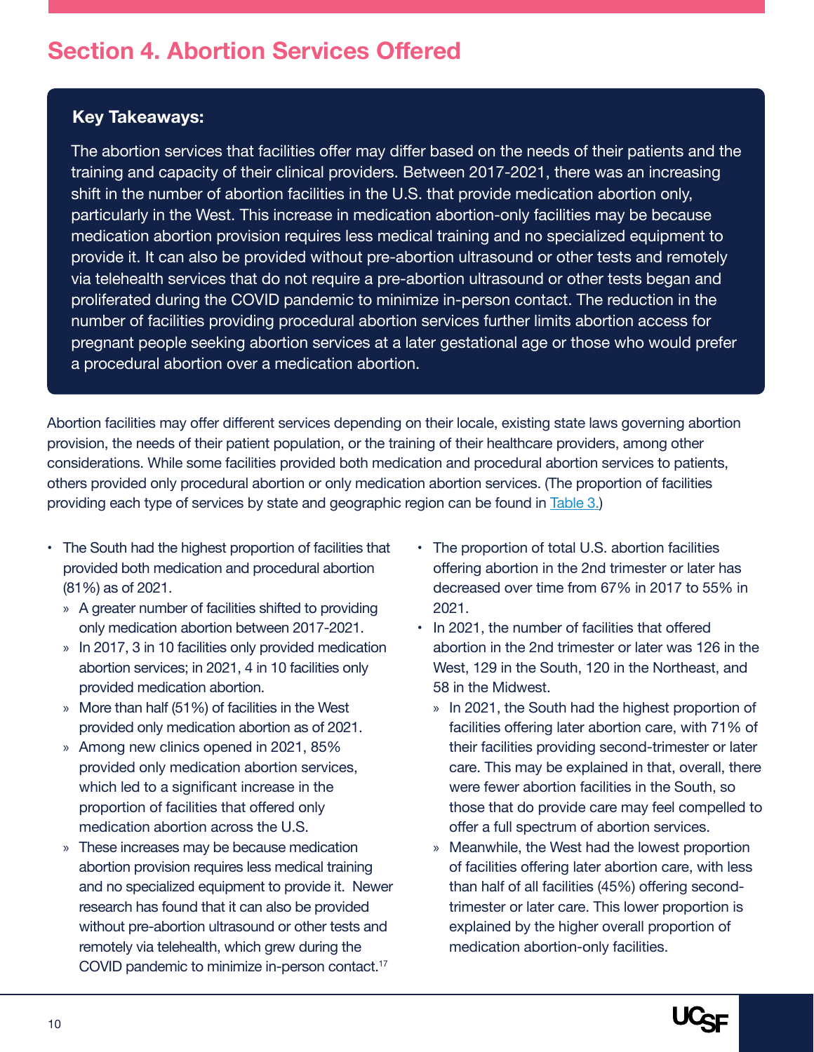# Section 4. Abortion Services Offered

**Key Takeaways:**

The abortion services that facilities offer may differ based on the needs of their patients and the training and capacity of their clinical providers. Between 2017-2021, there was an increasing shift in the number of abortion facilities in the U.S. that provide medication abortion only, particularly in the West. This increase in medication abortion-only facilities may be because medication abortion provision requires less medical training and no specialized equipment to provide it. It can also be provided without pre-abortion ultrasound or other tests and remotely via telehealth services that do not require a pre-abortion ultrasound or other tests began and proliferated during the COVID pandemic to minimize in-person contact. The reduction in the number of facilities providing procedural abortion services further limits abortion access for pregnant people seeking abortion services at a later gestational age or those who would prefer a procedural abortion over a medication abortion.

Abortion facilities may offer different services depending on their locale, existing state laws governing abortion provision, the needs of their patient population, or the training of their healthcare providers, among other considerations. While some facilities provided both medication and procedural abortion services to patients, others provided only procedural abortion or only medication abortion services. (The proportion of facilities providing each type of services by state and geographic region can be found in Table 3.)

- The South had the highest proportion of facilities that provided both medication and procedural abortion (81%) as of 2021.
  - A greater number of facilities shifted to providing only medication abortion between 2017-2021.
  - In 2017, 3 in 10 facilities only provided medication abortion services; in 2021, 4 in 10 facilities only provided medication abortion.
  - More than half (51%) of facilities in the West provided only medication abortion as of 2021.
  - Among new clinics opened in 2021, 85% provided only medication abortion services, which led to a significant increase in the proportion of facilities that offered only medication abortion across the U.S.
  - These increases may be because medication abortion provision requires less medical training and no specialized equipment to provide it. Newer research has found that it can also be provided without pre-abortion ultrasound or other tests and remotely via telehealth, which grew during the COVID pandemic to minimize in-person contact.[17]
- The proportion of total U.S. abortion facilities offering abortion in the 2nd trimester or later has decreased over time from 67% in 2017 to 55% in 2021.
- In 2021, the number of facilities that offered abortion in the 2nd trimester or later was 126 in the West, 129 in the South, 120 in the Northeast, and 58 in the Midwest.
  - In 2021, the South had the highest proportion of facilities offering later abortion care, with 71% of their facilities providing second-trimester or later care. This may be explained in that, overall, there were fewer abortion facilities in the South, so those that do provide care may feel compelled to offer a full spectrum of abortion services.
  - Meanwhile, the West had the lowest proportion of facilities offering later abortion care, with less than half of all facilities (45%) offering second-trimester or later care. This lower proportion is explained by the higher overall proportion of medication abortion-only facilities.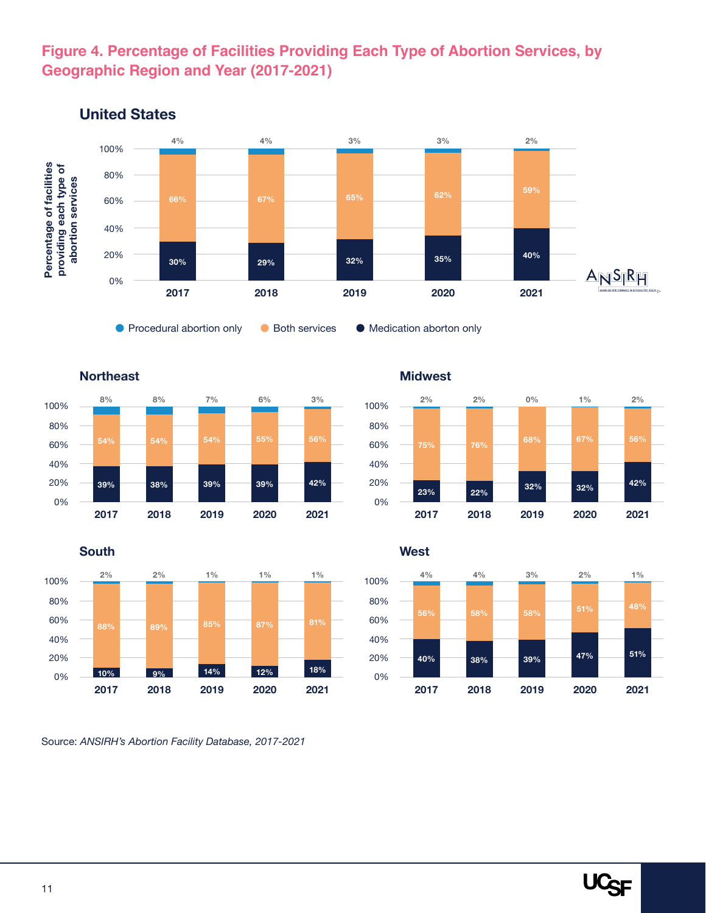## Figure 4. Percentage of Facilities Providing Each Type of Abortion Services, by Geographic Region and Year (2017-2021)

### United States

| Year | Procedural abortion only | Both services | Medication aborton only |
|---|---|---|---|
| 2017 | 4% | 66% | 30% |
| 2018 | 4% | 67% | 29% |
| 2019 | 3% | 65% | 32% |
| 2020 | 3% | 62% | 35% |
| 2021 | 2% | 59% | 40% |

### Northeast

| Year | Procedural abortion only | Both services | Medication aborton only |
|---|---|---|---|
| 2017 | 8% | 54% | 39% |
| 2018 | 8% | 54% | 38% |
| 2019 | 7% | 54% | 39% |
| 2020 | 6% | 55% | 39% |
| 2021 | 3% | 56% | 42% |

### Midwest

| Year | Procedural abortion only | Both services | Medication aborton only |
|---|---|---|---|
| 2017 | 2% | 75% | 23% |
| 2018 | 2% | 76% | 22% |
| 2019 | 0% | 68% | 32% |
| 2020 | 1% | 67% | 32% |
| 2021 | 2% | 56% | 42% |

### South

| Year | Procedural abortion only | Both services | Medication aborton only |
|---|---|---|---|
| 2017 | 2% | 88% | 10% |
| 2018 | 2% | 89% | 9% |
| 2019 | 1% | 85% | 14% |
| 2020 | 1% | 87% | 12% |
| 2021 | 1% | 81% | 18% |

### West

| Year | Procedural abortion only | Both services | Medication aborton only |
|---|---|---|---|
| 2017 | 4% | 56% | 40% |
| 2018 | 4% | 58% | 38% |
| 2019 | 3% | 58% | 39% |
| 2020 | 2% | 51% | 47% |
| 2021 | 1% | 48% | 51% |

Source: *ANSIRH's Abortion Facility Database, 2017-2021*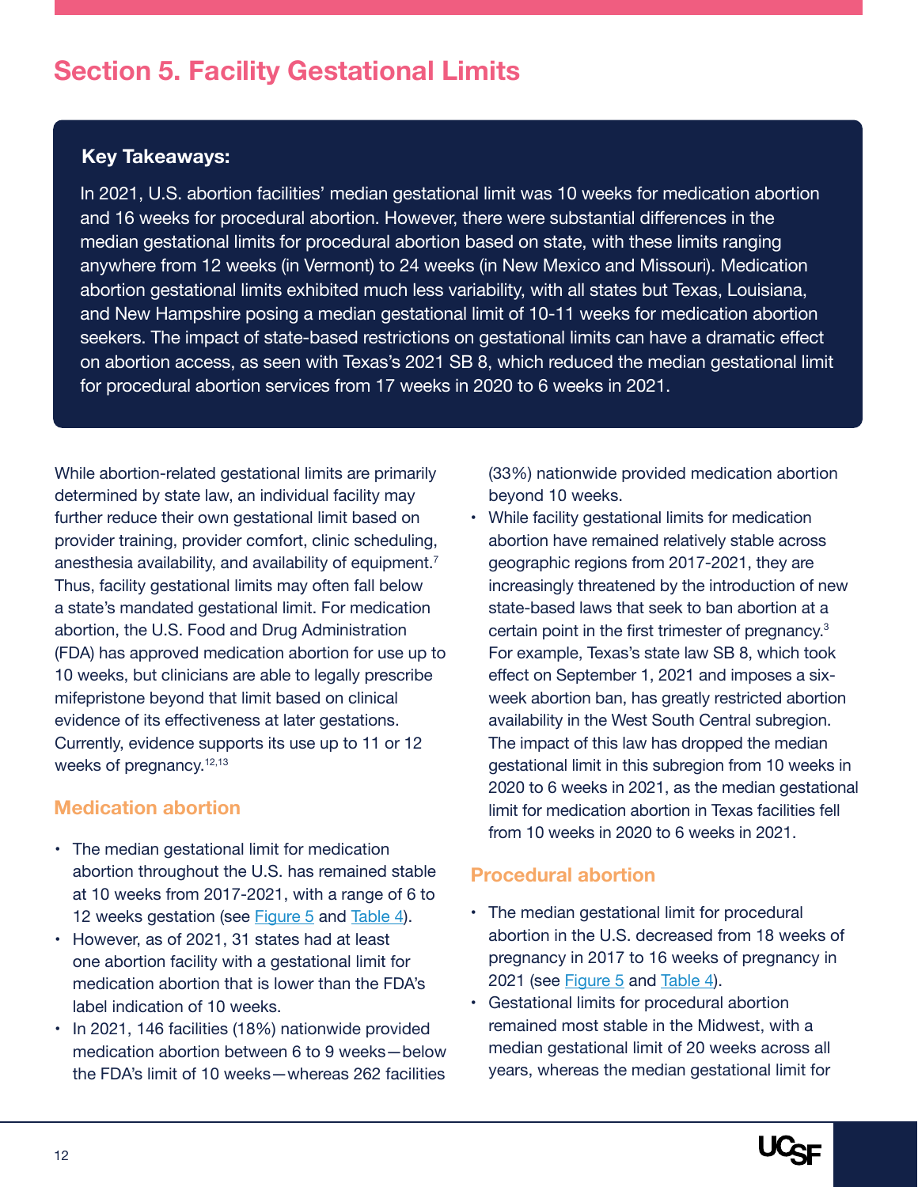# Section 5. Facility Gestational Limits

**Key Takeaways:**

In 2021, U.S. abortion facilities' median gestational limit was 10 weeks for medication abortion and 16 weeks for procedural abortion. However, there were substantial differences in the median gestational limits for procedural abortion based on state, with these limits ranging anywhere from 12 weeks (in Vermont) to 24 weeks (in New Mexico and Missouri). Medication abortion gestational limits exhibited much less variability, with all states but Texas, Louisiana, and New Hampshire posing a median gestational limit of 10-11 weeks for medication abortion seekers. The impact of state-based restrictions on gestational limits can have a dramatic effect on abortion access, as seen with Texas's 2021 SB 8, which reduced the median gestational limit for procedural abortion services from 17 weeks in 2020 to 6 weeks in 2021.

While abortion-related gestational limits are primarily determined by state law, an individual facility may further reduce their own gestational limit based on provider training, provider comfort, clinic scheduling, anesthesia availability, and availability of equipment.[7] Thus, facility gestational limits may often fall below a state's mandated gestational limit. For medication abortion, the U.S. Food and Drug Administration (FDA) has approved medication abortion for use up to 10 weeks, but clinicians are able to legally prescribe mifepristone beyond that limit based on clinical evidence of its effectiveness at later gestations. Currently, evidence supports its use up to 11 or 12 weeks of pregnancy.[12,13]

## Medication abortion

- The median gestational limit for medication abortion throughout the U.S. has remained stable at 10 weeks from 2017-2021, with a range of 6 to 12 weeks gestation (see Figure 5 and Table 4).
- However, as of 2021, 31 states had at least one abortion facility with a gestational limit for medication abortion that is lower than the FDA's label indication of 10 weeks.
- In 2021, 146 facilities (18%) nationwide provided medication abortion between 6 to 9 weeks—below the FDA's limit of 10 weeks—whereas 262 facilities (33%) nationwide provided medication abortion beyond 10 weeks.
- While facility gestational limits for medication abortion have remained relatively stable across geographic regions from 2017-2021, they are increasingly threatened by the introduction of new state-based laws that seek to ban abortion at a certain point in the first trimester of pregnancy.[3] For example, Texas's state law SB 8, which took effect on September 1, 2021 and imposes a six-week abortion ban, has greatly restricted abortion availability in the West South Central subregion. The impact of this law has dropped the median gestational limit in this subregion from 10 weeks in 2020 to 6 weeks in 2021, as the median gestational limit for medication abortion in Texas facilities fell from 10 weeks in 2020 to 6 weeks in 2021.

## Procedural abortion

- The median gestational limit for procedural abortion in the U.S. decreased from 18 weeks of pregnancy in 2017 to 16 weeks of pregnancy in 2021 (see Figure 5 and Table 4).
- Gestational limits for procedural abortion remained most stable in the Midwest, with a median gestational limit of 20 weeks across all years, whereas the median gestational limit for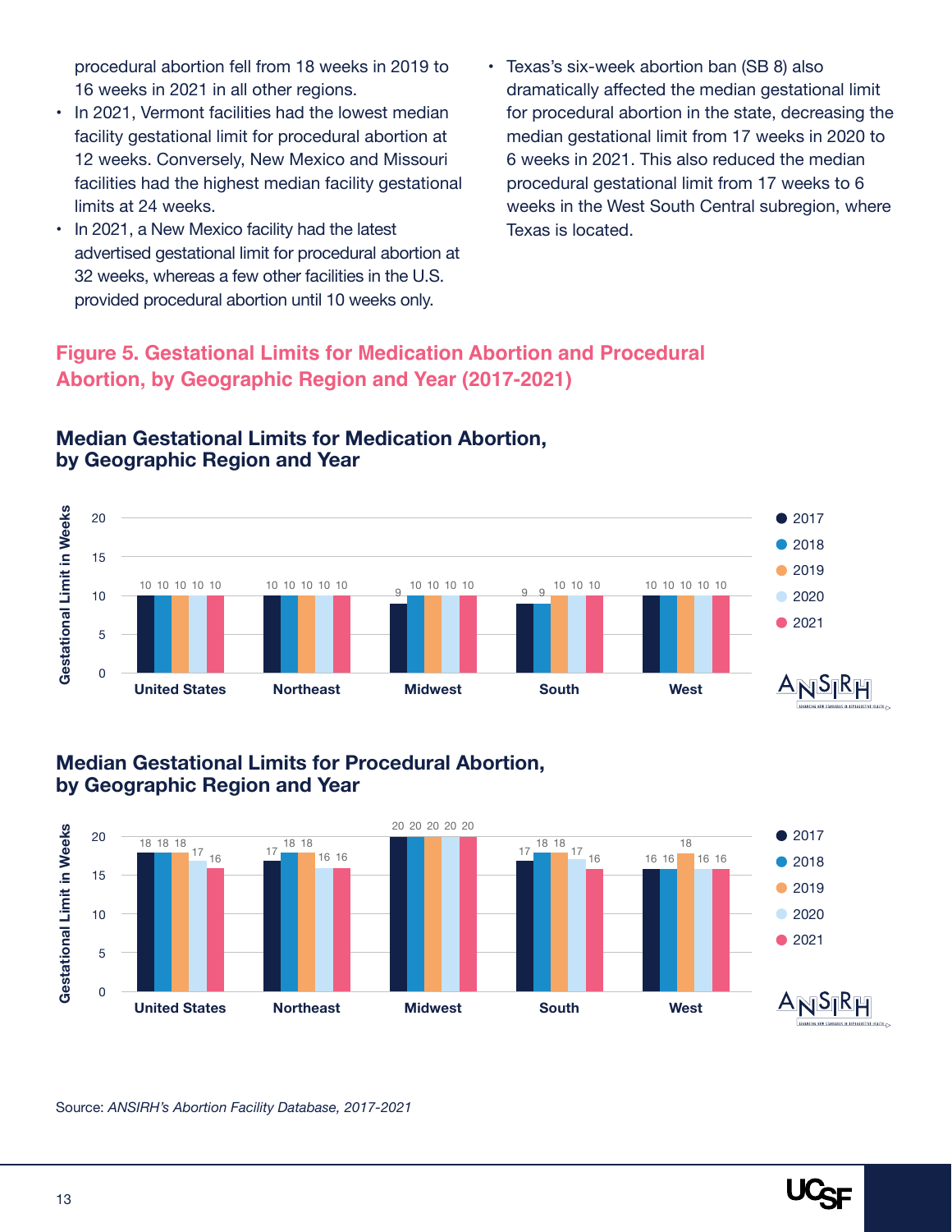procedural abortion fell from 18 weeks in 2019 to 16 weeks in 2021 in all other regions.

- In 2021, Vermont facilities had the lowest median facility gestational limit for procedural abortion at 12 weeks. Conversely, New Mexico and Missouri facilities had the highest median facility gestational limits at 24 weeks.
- In 2021, a New Mexico facility had the latest advertised gestational limit for procedural abortion at 32 weeks, whereas a few other facilities in the U.S. provided procedural abortion until 10 weeks only.
- Texas's six-week abortion ban (SB 8) also dramatically affected the median gestational limit for procedural abortion in the state, decreasing the median gestational limit from 17 weeks in 2020 to 6 weeks in 2021. This also reduced the median procedural gestational limit from 17 weeks to 6 weeks in the West South Central subregion, where Texas is located.

## Figure 5. Gestational Limits for Medication Abortion and Procedural Abortion, by Geographic Region and Year (2017-2021)

### Median Gestational Limits for Medication Abortion, by Geographic Region and Year

| Gestational Limit in Weeks | 2017 | 2018 | 2019 | 2020 | 2021 |
|---|---|---|---|---|---|
| United States | 10 | 10 | 10 | 10 | 10 |
| Northeast | 10 | 10 | 10 | 10 | 10 |
| Midwest | 9 | 10 | 10 | 10 | 10 |
| South | 9 | 9 | 10 | 10 | 10 |
| West | 10 | 10 | 10 | 10 | 10 |

### Median Gestational Limits for Procedural Abortion, by Geographic Region and Year

| Gestational Limit in Weeks | 2017 | 2018 | 2019 | 2020 | 2021 |
|---|---|---|---|---|---|
| United States | 18 | 18 | 18 | 17 | 16 |
| Northeast | 17 | 18 | 18 | 16 | 16 |
| Midwest | 20 | 20 | 20 | 20 | 20 |
| South | 17 | 18 | 18 | 17 | 16 |
| West | 16 | 16 | 18 | 16 | 16 |

Source: *ANSIRH's Abortion Facility Database, 2017-2021*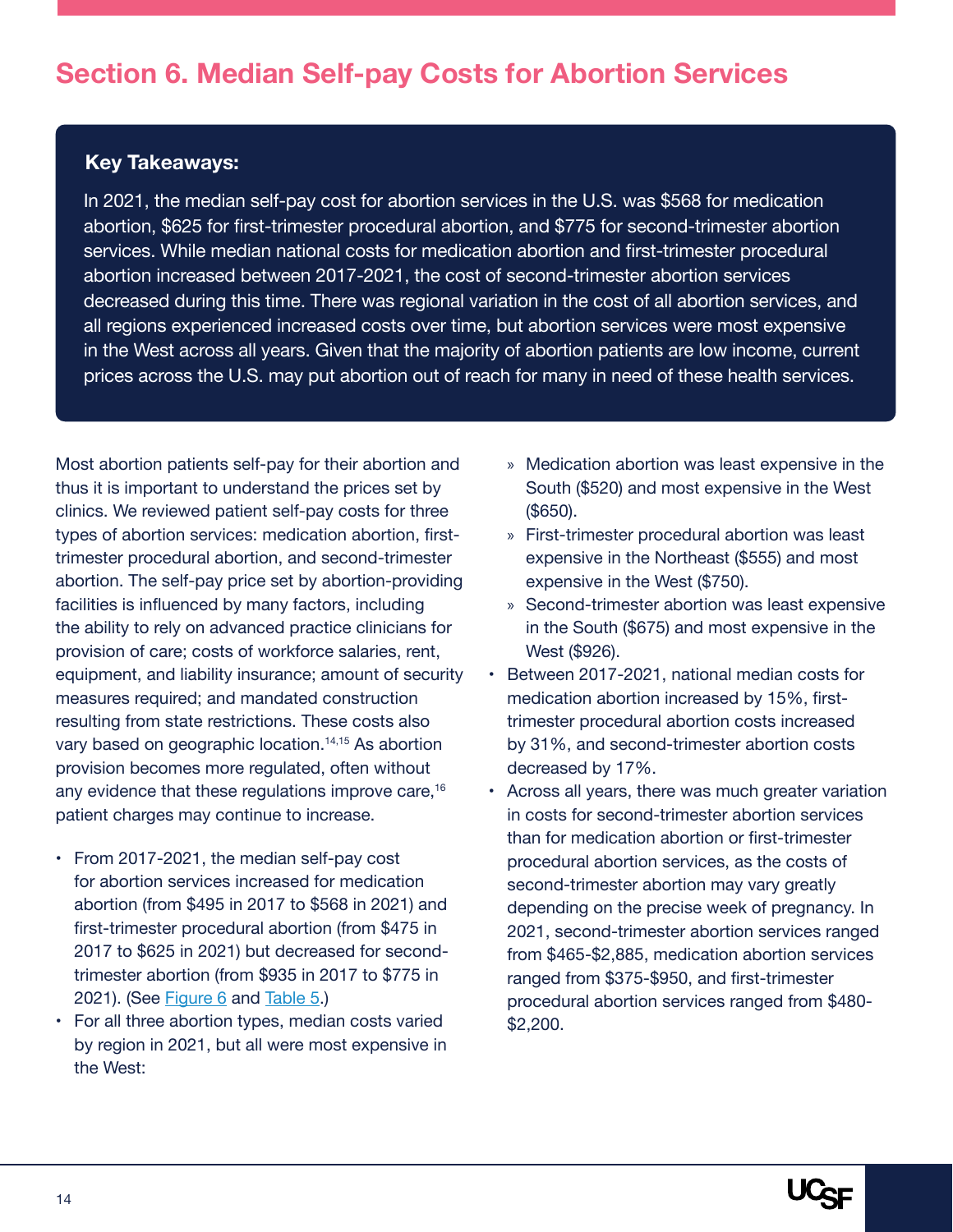# Section 6. Median Self-pay Costs for Abortion Services

**Key Takeaways:**

In 2021, the median self-pay cost for abortion services in the U.S. was $568 for medication abortion, $625 for first-trimester procedural abortion, and $775 for second-trimester abortion services. While median national costs for medication abortion and first-trimester procedural abortion increased between 2017-2021, the cost of second-trimester abortion services decreased during this time. There was regional variation in the cost of all abortion services, and all regions experienced increased costs over time, but abortion services were most expensive in the West across all years. Given that the majority of abortion patients are low income, current prices across the U.S. may put abortion out of reach for many in need of these health services.

Most abortion patients self-pay for their abortion and thus it is important to understand the prices set by clinics. We reviewed patient self-pay costs for three types of abortion services: medication abortion, first-trimester procedural abortion, and second-trimester abortion. The self-pay price set by abortion-providing facilities is influenced by many factors, including the ability to rely on advanced practice clinicians for provision of care; costs of workforce salaries, rent, equipment, and liability insurance; amount of security measures required; and mandated construction resulting from state restrictions. These costs also vary based on geographic location.[14,15] As abortion provision becomes more regulated, often without any evidence that these regulations improve care,[16] patient charges may continue to increase.

- From 2017-2021, the median self-pay cost for abortion services increased for medication abortion (from $495 in 2017 to $568 in 2021) and first-trimester procedural abortion (from $475 in 2017 to $625 in 2021) but decreased for second-trimester abortion (from $935 in 2017 to $775 in 2021). (See Figure 6 and Table 5.)
- For all three abortion types, median costs varied by region in 2021, but all were most expensive in the West:
  - Medication abortion was least expensive in the South ($520) and most expensive in the West ($650).
  - First-trimester procedural abortion was least expensive in the Northeast ($555) and most expensive in the West ($750).
  - Second-trimester abortion was least expensive in the South ($675) and most expensive in the West ($926).
- Between 2017-2021, national median costs for medication abortion increased by 15%, first-trimester procedural abortion costs increased by 31%, and second-trimester abortion costs decreased by 17%.
- Across all years, there was much greater variation in costs for second-trimester abortion services than for medication abortion or first-trimester procedural abortion services, as the costs of second-trimester abortion may vary greatly depending on the precise week of pregnancy. In 2021, second-trimester abortion services ranged from $465-$2,885, medication abortion services ranged from $375-$950, and first-trimester procedural abortion services ranged from $480-$2,200.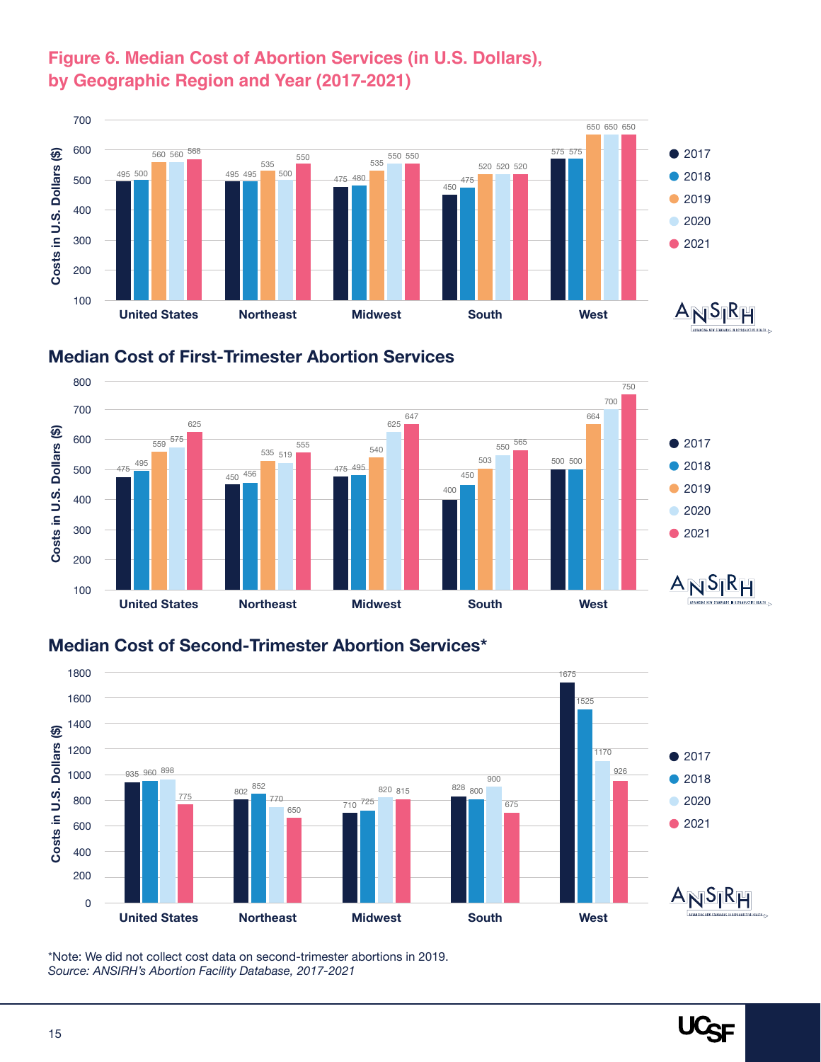## Figure 6. Median Cost of Abortion Services (in U.S. Dollars), by Geographic Region and Year (2017-2021)

| Region | 2017 | 2018 | 2019 | 2020 | 2021 |
|---|---|---|---|---|---|
| United States | 495 | 500 | 560 | 560 | 568 |
| Northeast | 495 | 495 | 535 | 500 | 550 |
| Midwest | 475 | 480 | 535 | 550 | 550 |
| South | 450 | 475 | 520 | 520 | 520 |
| West | 575 | 575 | 650 | 650 | 650 |

### Median Cost of First-Trimester Abortion Services

| Region | 2017 | 2018 | 2019 | 2020 | 2021 |
|---|---|---|---|---|---|
| United States | 475 | 495 | 559 | 575 | 625 |
| Northeast | 450 | 456 | 535 | 519 | 555 |
| Midwest | 475 | 495 | 540 | 625 | 647 |
| South | 400 | 450 | 503 | 550 | 565 |
| West | 500 | 500 | 664 | 700 | 750 |

### Median Cost of Second-Trimester Abortion Services*

| Region | 2017 | 2018 | 2020 | 2021 |
|---|---|---|---|---|
| United States | 935 | 960 | 898 | 775 |
| Northeast | 802 | 852 | 770 | 650 |
| Midwest | 710 | 725 | 820 | 815 |
| South | 828 | 800 | 900 | 675 |
| West | 1675 | 1525 | 1170 | 926 |

*Note: We did not collect cost data on second-trimester abortions in 2019.

*Source: ANSIRH's Abortion Facility Database, 2017-2021*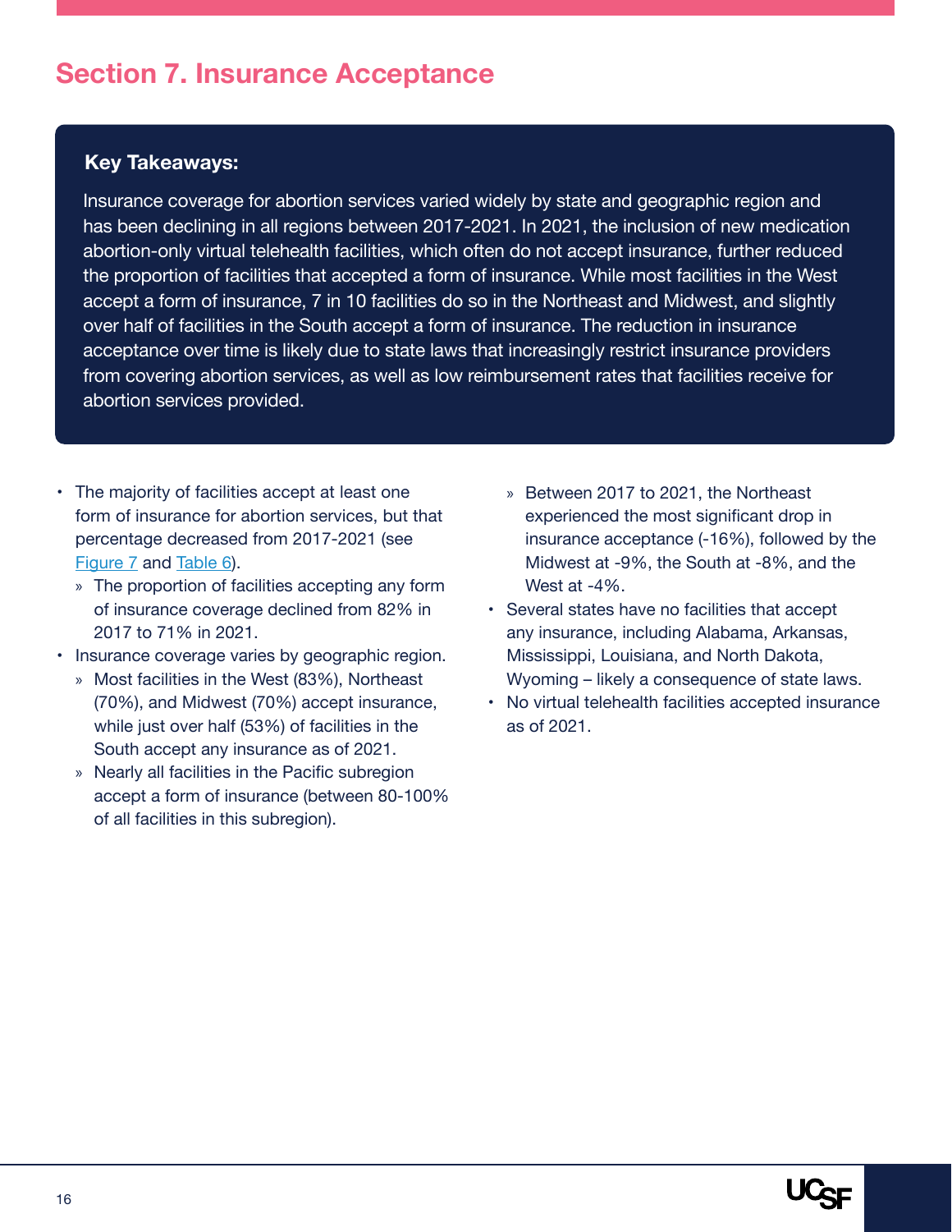## Section 7. Insurance Acceptance

**Key Takeaways:**

Insurance coverage for abortion services varied widely by state and geographic region and has been declining in all regions between 2017-2021. In 2021, the inclusion of new medication abortion-only virtual telehealth facilities, which often do not accept insurance, further reduced the proportion of facilities that accepted a form of insurance. While most facilities in the West accept a form of insurance, 7 in 10 facilities do so in the Northeast and Midwest, and slightly over half of facilities in the South accept a form of insurance. The reduction in insurance acceptance over time is likely due to state laws that increasingly restrict insurance providers from covering abortion services, as well as low reimbursement rates that facilities receive for abortion services provided.

- The majority of facilities accept at least one form of insurance for abortion services, but that percentage decreased from 2017-2021 (see Figure 7 and Table 6).
  - The proportion of facilities accepting any form of insurance coverage declined from 82% in 2017 to 71% in 2021.
- Insurance coverage varies by geographic region.
  - Most facilities in the West (83%), Northeast (70%), and Midwest (70%) accept insurance, while just over half (53%) of facilities in the South accept any insurance as of 2021.
  - Nearly all facilities in the Pacific subregion accept a form of insurance (between 80-100% of all facilities in this subregion).
  - Between 2017 to 2021, the Northeast experienced the most significant drop in insurance acceptance (-16%), followed by the Midwest at -9%, the South at -8%, and the West at -4%.
- Several states have no facilities that accept any insurance, including Alabama, Arkansas, Mississippi, Louisiana, and North Dakota, Wyoming – likely a consequence of state laws.
- No virtual telehealth facilities accepted insurance as of 2021.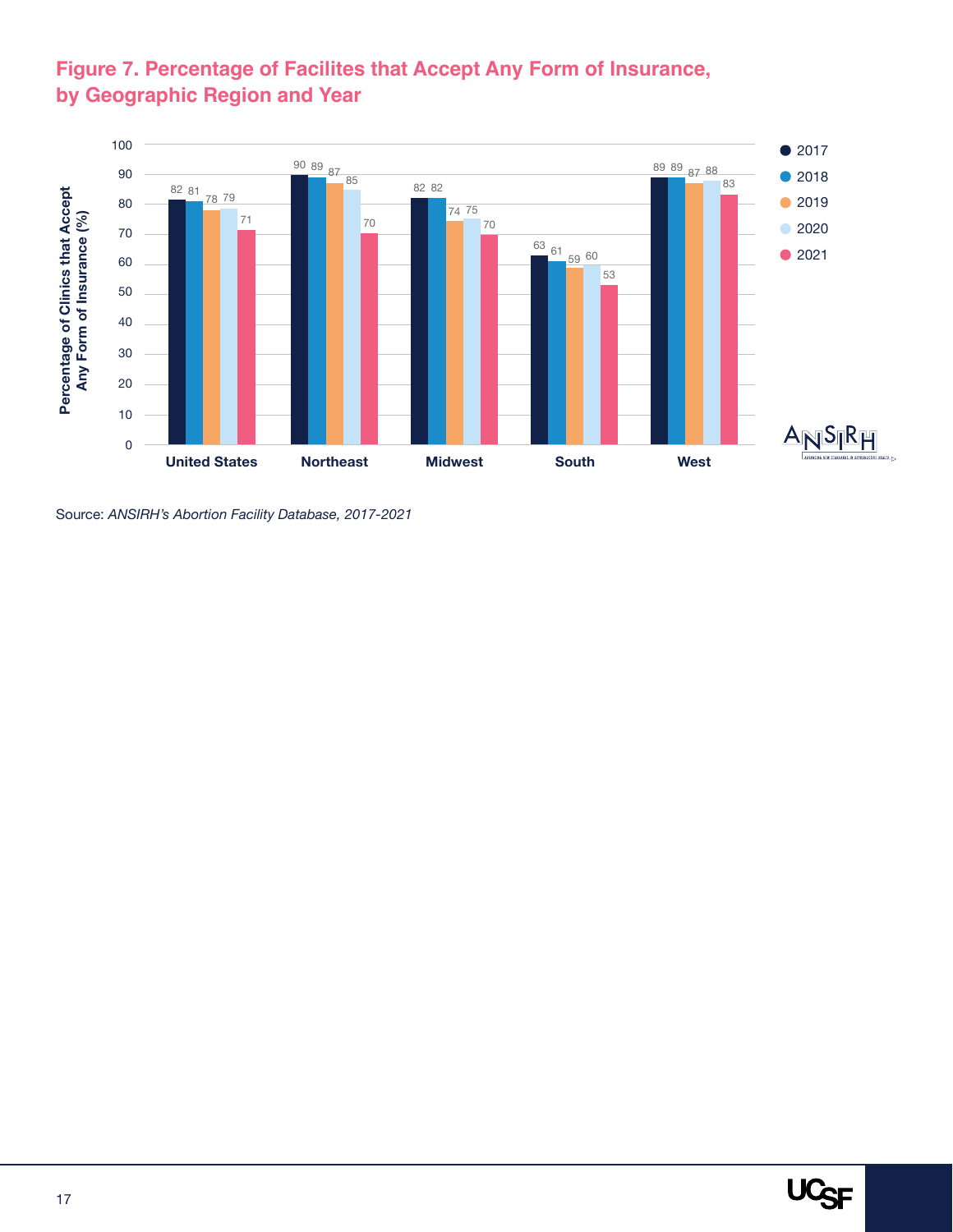## Figure 7. Percentage of Facilites that Accept Any Form of Insurance, by Geographic Region and Year

| Region | 2017 | 2018 | 2019 | 2020 | 2021 |
|---|---|---|---|---|---|
| United States | 82 | 81 | 78 | 79 | 71 |
| Northeast | 90 | 89 | 87 | 85 | 70 |
| Midwest | 82 | 82 | 74 | 75 | 70 |
| South | 63 | 61 | 59 | 60 | 53 |
| West | 89 | 89 | 87 | 88 | 83 |

Percentage of Clinics that Accept Any Form of Insurance (%)

Source: *ANSIRH's Abortion Facility Database, 2017-2021*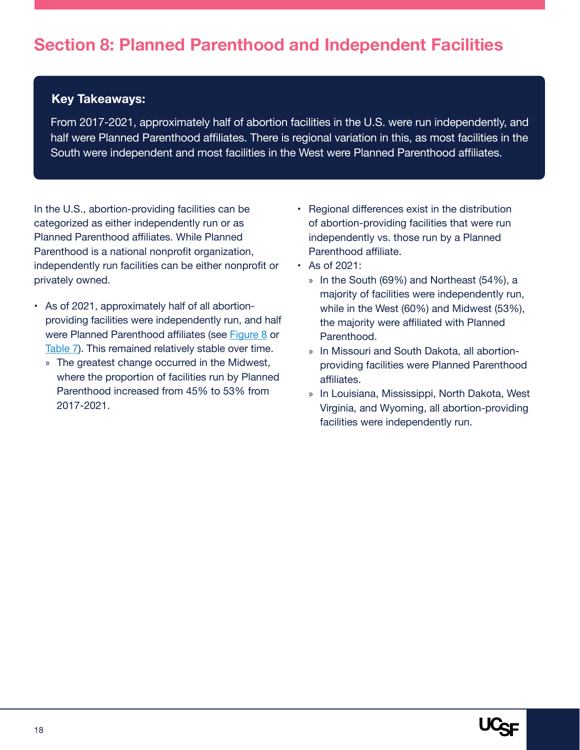# Section 8: Planned Parenthood and Independent Facilities

**Key Takeaways:**

From 2017-2021, approximately half of abortion facilities in the U.S. were run independently, and half were Planned Parenthood affiliates. There is regional variation in this, as most facilities in the South were independent and most facilities in the West were Planned Parenthood affiliates.

In the U.S., abortion-providing facilities can be categorized as either independently run or as Planned Parenthood affiliates. While Planned Parenthood is a national nonprofit organization, independently run facilities can be either nonprofit or privately owned.

- As of 2021, approximately half of all abortion-providing facilities were independently run, and half were Planned Parenthood affiliates (see Figure 8 or Table 7). This remained relatively stable over time.
  - The greatest change occurred in the Midwest, where the proportion of facilities run by Planned Parenthood increased from 45% to 53% from 2017-2021.
- Regional differences exist in the distribution of abortion-providing facilities that were run independently vs. those run by a Planned Parenthood affiliate.
- As of 2021:
  - In the South (69%) and Northeast (54%), a majority of facilities were independently run, while in the West (60%) and Midwest (53%), the majority were affiliated with Planned Parenthood.
  - In Missouri and South Dakota, all abortion-providing facilities were Planned Parenthood affiliates.
  - In Louisiana, Mississippi, North Dakota, West Virginia, and Wyoming, all abortion-providing facilities were independently run.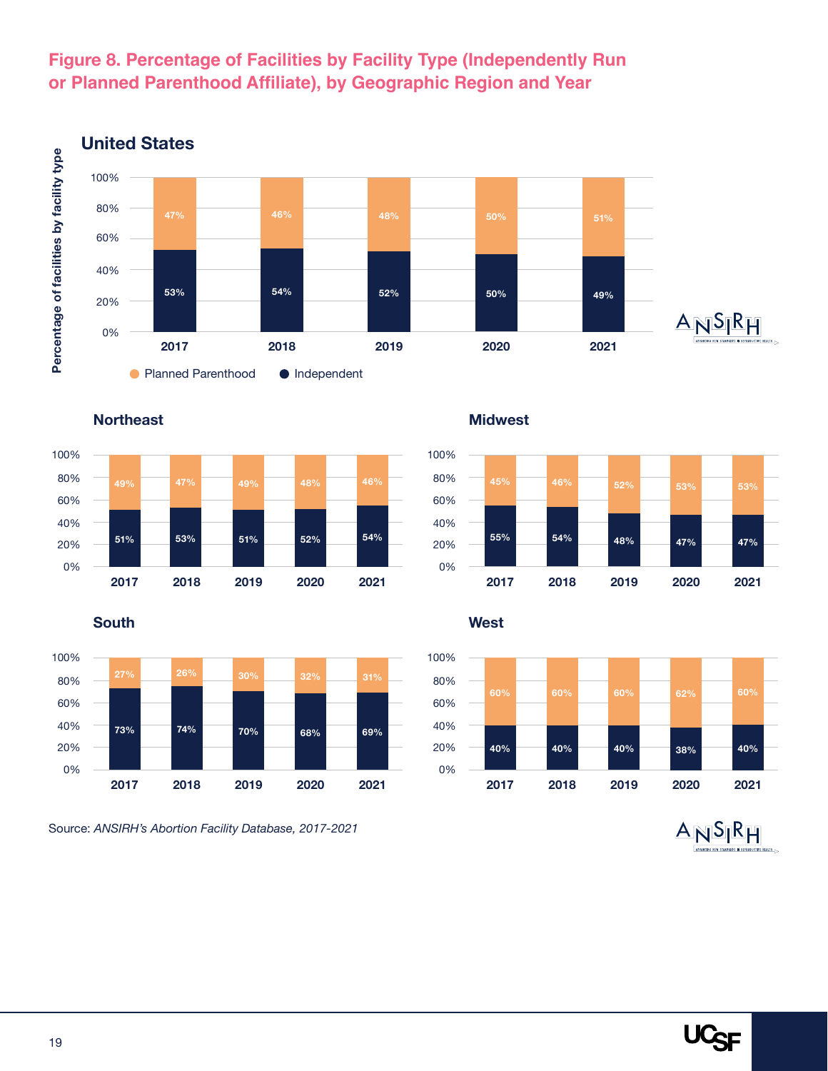## Figure 8. Percentage of Facilities by Facility Type (Independently Run or Planned Parenthood Affiliate), by Geographic Region and Year

### United States

| Year | Planned Parenthood | Independent |
|---|---|---|
| 2017 | 47% | 53% |
| 2018 | 46% | 54% |
| 2019 | 48% | 52% |
| 2020 | 50% | 50% |
| 2021 | 51% | 49% |

### Northeast

| Year | Planned Parenthood | Independent |
|---|---|---|
| 2017 | 49% | 51% |
| 2018 | 47% | 53% |
| 2019 | 49% | 51% |
| 2020 | 48% | 52% |
| 2021 | 46% | 54% |

### Midwest

| Year | Planned Parenthood | Independent |
|---|---|---|
| 2017 | 45% | 55% |
| 2018 | 46% | 54% |
| 2019 | 52% | 48% |
| 2020 | 53% | 47% |
| 2021 | 53% | 47% |

### South

| Year | Planned Parenthood | Independent |
|---|---|---|
| 2017 | 27% | 73% |
| 2018 | 26% | 74% |
| 2019 | 30% | 70% |
| 2020 | 32% | 68% |
| 2021 | 31% | 69% |

### West

| Year | Planned Parenthood | Independent |
|---|---|---|
| 2017 | 60% | 40% |
| 2018 | 60% | 40% |
| 2019 | 60% | 40% |
| 2020 | 62% | 38% |
| 2021 | 60% | 40% |

Source: *ANSIRH's Abortion Facility Database, 2017-2021*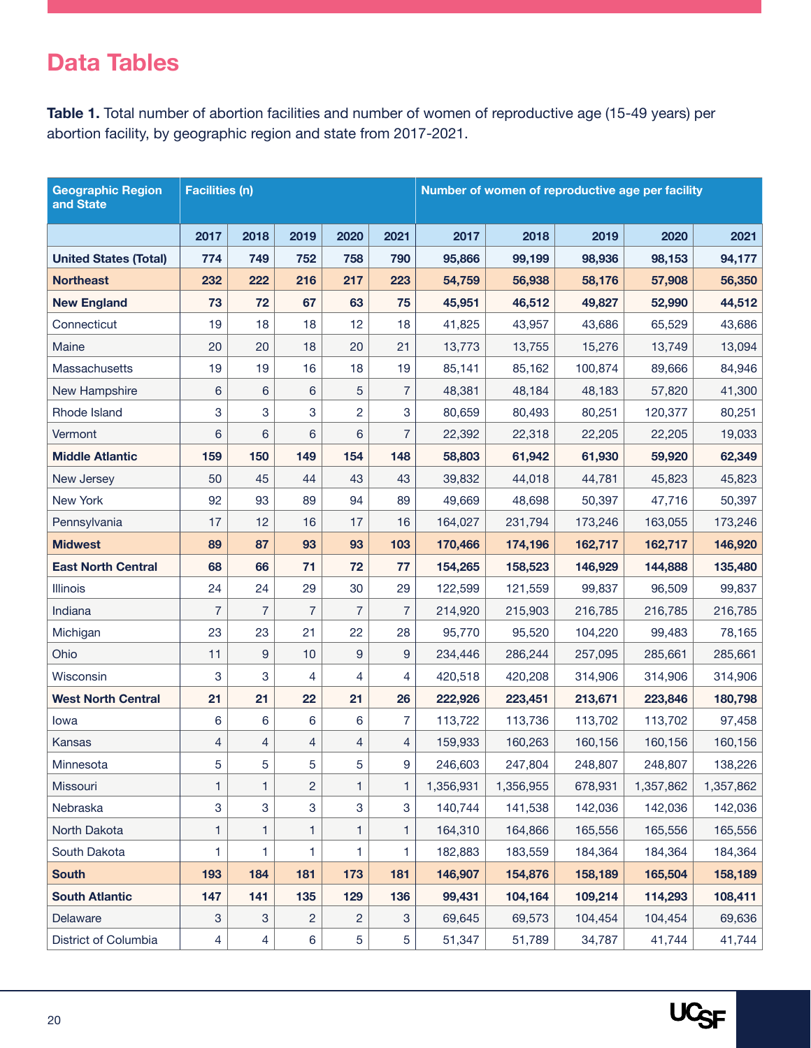## Data Tables

**Table 1.** Total number of abortion facilities and number of women of reproductive age (15-49 years) per abortion facility, by geographic region and state from 2017-2021.

| Geographic Region and State | Facilities (n) | | | | | Number of women of reproductive age per facility | | | | |
|---|---|---|---|---|---|---|---|---|---|---|
| | 2017 | 2018 | 2019 | 2020 | 2021 | 2017 | 2018 | 2019 | 2020 | 2021 |
| **United States (Total)** | **774** | **749** | **752** | **758** | **790** | **95,866** | **99,199** | **98,936** | **98,153** | **94,177** |
| **Northeast** | **232** | **222** | **216** | **217** | **223** | **54,759** | **56,938** | **58,176** | **57,908** | **56,350** |
| **New England** | **73** | **72** | **67** | **63** | **75** | **45,951** | **46,512** | **49,827** | **52,990** | **44,512** |
| Connecticut | 19 | 18 | 18 | 12 | 18 | 41,825 | 43,957 | 43,686 | 65,529 | 43,686 |
| Maine | 20 | 20 | 18 | 20 | 21 | 13,773 | 13,755 | 15,276 | 13,749 | 13,094 |
| Massachusetts | 19 | 19 | 16 | 18 | 19 | 85,141 | 85,162 | 100,874 | 89,666 | 84,946 |
| New Hampshire | 6 | 6 | 6 | 5 | 7 | 48,381 | 48,184 | 48,183 | 57,820 | 41,300 |
| Rhode Island | 3 | 3 | 3 | 2 | 3 | 80,659 | 80,493 | 80,251 | 120,377 | 80,251 |
| Vermont | 6 | 6 | 6 | 6 | 7 | 22,392 | 22,318 | 22,205 | 22,205 | 19,033 |
| **Middle Atlantic** | **159** | **150** | **149** | **154** | **148** | **58,803** | **61,942** | **61,930** | **59,920** | **62,349** |
| New Jersey | 50 | 45 | 44 | 43 | 43 | 39,832 | 44,018 | 44,781 | 45,823 | 45,823 |
| New York | 92 | 93 | 89 | 94 | 89 | 49,669 | 48,698 | 50,397 | 47,716 | 50,397 |
| Pennsylvania | 17 | 12 | 16 | 17 | 16 | 164,027 | 231,794 | 173,246 | 163,055 | 173,246 |
| **Midwest** | **89** | **87** | **93** | **93** | **103** | **170,466** | **174,196** | **162,717** | **162,717** | **146,920** |
| **East North Central** | **68** | **66** | **71** | **72** | **77** | **154,265** | **158,523** | **146,929** | **144,888** | **135,480** |
| Illinois | 24 | 24 | 29 | 30 | 29 | 122,599 | 121,559 | 99,837 | 96,509 | 99,837 |
| Indiana | 7 | 7 | 7 | 7 | 7 | 214,920 | 215,903 | 216,785 | 216,785 | 216,785 |
| Michigan | 23 | 23 | 21 | 22 | 28 | 95,770 | 95,520 | 104,220 | 99,483 | 78,165 |
| Ohio | 11 | 9 | 10 | 9 | 9 | 234,446 | 286,244 | 257,095 | 285,661 | 285,661 |
| Wisconsin | 3 | 3 | 4 | 4 | 4 | 420,518 | 420,208 | 314,906 | 314,906 | 314,906 |
| **West North Central** | **21** | **21** | **22** | **21** | **26** | **222,926** | **223,451** | **213,671** | **223,846** | **180,798** |
| Iowa | 6 | 6 | 6 | 6 | 7 | 113,722 | 113,736 | 113,702 | 113,702 | 97,458 |
| Kansas | 4 | 4 | 4 | 4 | 4 | 159,933 | 160,263 | 160,156 | 160,156 | 160,156 |
| Minnesota | 5 | 5 | 5 | 5 | 9 | 246,603 | 247,804 | 248,807 | 248,807 | 138,226 |
| Missouri | 1 | 1 | 2 | 1 | 1 | 1,356,931 | 1,356,955 | 678,931 | 1,357,862 | 1,357,862 |
| Nebraska | 3 | 3 | 3 | 3 | 3 | 140,744 | 141,538 | 142,036 | 142,036 | 142,036 |
| North Dakota | 1 | 1 | 1 | 1 | 1 | 164,310 | 164,866 | 165,556 | 165,556 | 165,556 |
| South Dakota | 1 | 1 | 1 | 1 | 1 | 182,883 | 183,559 | 184,364 | 184,364 | 184,364 |
| **South** | **193** | **184** | **181** | **173** | **181** | **146,907** | **154,876** | **158,189** | **165,504** | **158,189** |
| **South Atlantic** | **147** | **141** | **135** | **129** | **136** | **99,431** | **104,164** | **109,214** | **114,293** | **108,411** |
| Delaware | 3 | 3 | 2 | 2 | 3 | 69,645 | 69,573 | 104,454 | 104,454 | 69,636 |
| District of Columbia | 4 | 4 | 6 | 5 | 5 | 51,347 | 51,789 | 34,787 | 41,744 | 41,744 |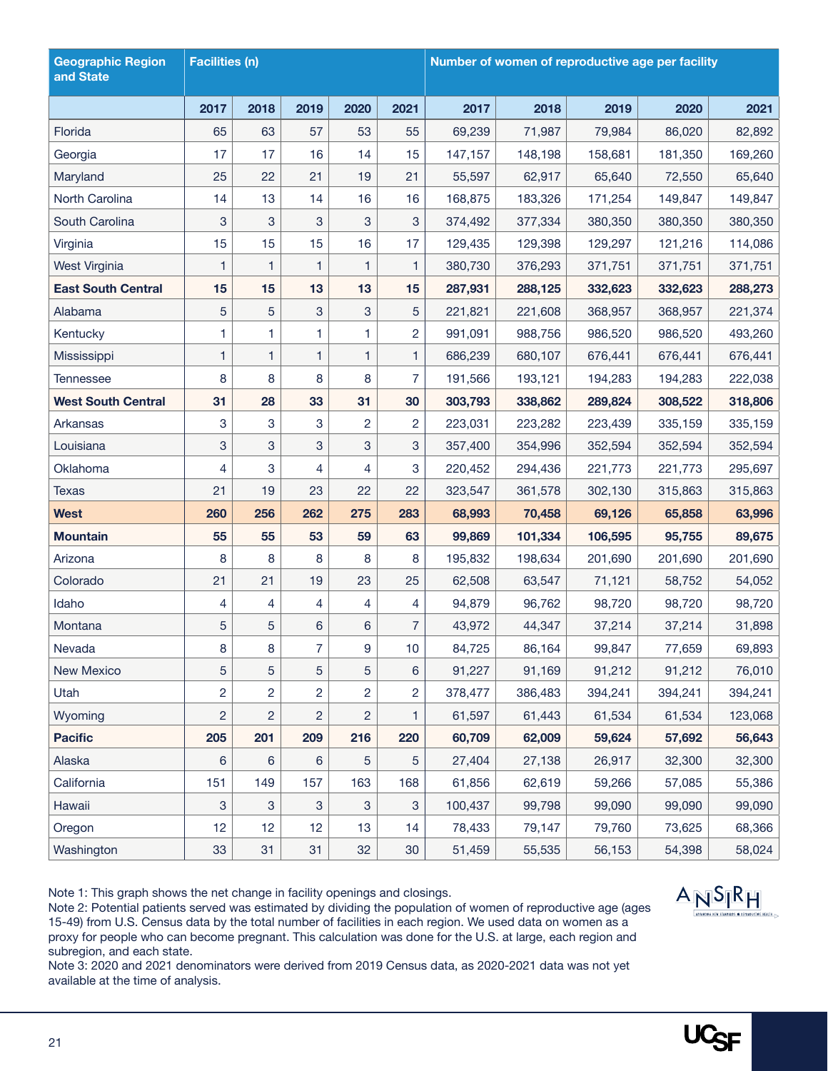| Geographic Region and State | Facilities (n) | | | | | Number of women of reproductive age per facility | | | | |
|---|---|---|---|---|---|---|---|---|---|---|
| | 2017 | 2018 | 2019 | 2020 | 2021 | 2017 | 2018 | 2019 | 2020 | 2021 |
| Florida | 65 | 63 | 57 | 53 | 55 | 69,239 | 71,987 | 79,984 | 86,020 | 82,892 |
| Georgia | 17 | 17 | 16 | 14 | 15 | 147,157 | 148,198 | 158,681 | 181,350 | 169,260 |
| Maryland | 25 | 22 | 21 | 19 | 21 | 55,597 | 62,917 | 65,640 | 72,550 | 65,640 |
| North Carolina | 14 | 13 | 14 | 16 | 16 | 168,875 | 183,326 | 171,254 | 149,847 | 149,847 |
| South Carolina | 3 | 3 | 3 | 3 | 3 | 374,492 | 377,334 | 380,350 | 380,350 | 380,350 |
| Virginia | 15 | 15 | 15 | 16 | 17 | 129,435 | 129,398 | 129,297 | 121,216 | 114,086 |
| West Virginia | 1 | 1 | 1 | 1 | 1 | 380,730 | 376,293 | 371,751 | 371,751 | 371,751 |
| **East South Central** | **15** | **15** | **13** | **13** | **15** | **287,931** | **288,125** | **332,623** | **332,623** | **288,273** |
| Alabama | 5 | 5 | 3 | 3 | 5 | 221,821 | 221,608 | 368,957 | 368,957 | 221,374 |
| Kentucky | 1 | 1 | 1 | 1 | 2 | 991,091 | 988,756 | 986,520 | 986,520 | 493,260 |
| Mississippi | 1 | 1 | 1 | 1 | 1 | 686,239 | 680,107 | 676,441 | 676,441 | 676,441 |
| Tennessee | 8 | 8 | 8 | 8 | 7 | 191,566 | 193,121 | 194,283 | 194,283 | 222,038 |
| **West South Central** | **31** | **28** | **33** | **31** | **30** | **303,793** | **338,862** | **289,824** | **308,522** | **318,806** |
| Arkansas | 3 | 3 | 3 | 2 | 2 | 223,031 | 223,282 | 223,439 | 335,159 | 335,159 |
| Louisiana | 3 | 3 | 3 | 3 | 3 | 357,400 | 354,996 | 352,594 | 352,594 | 352,594 |
| Oklahoma | 4 | 3 | 4 | 4 | 3 | 220,452 | 294,436 | 221,773 | 221,773 | 295,697 |
| Texas | 21 | 19 | 23 | 22 | 22 | 323,547 | 361,578 | 302,130 | 315,863 | 315,863 |
| **West** | **260** | **256** | **262** | **275** | **283** | **68,993** | **70,458** | **69,126** | **65,858** | **63,996** |
| **Mountain** | **55** | **55** | **53** | **59** | **63** | **99,869** | **101,334** | **106,595** | **95,755** | **89,675** |
| Arizona | 8 | 8 | 8 | 8 | 8 | 195,832 | 198,634 | 201,690 | 201,690 | 201,690 |
| Colorado | 21 | 21 | 19 | 23 | 25 | 62,508 | 63,547 | 71,121 | 58,752 | 54,052 |
| Idaho | 4 | 4 | 4 | 4 | 4 | 94,879 | 96,762 | 98,720 | 98,720 | 98,720 |
| Montana | 5 | 5 | 6 | 6 | 7 | 43,972 | 44,347 | 37,214 | 37,214 | 31,898 |
| Nevada | 8 | 8 | 7 | 9 | 10 | 84,725 | 86,164 | 99,847 | 77,659 | 69,893 |
| New Mexico | 5 | 5 | 5 | 5 | 6 | 91,227 | 91,169 | 91,212 | 91,212 | 76,010 |
| Utah | 2 | 2 | 2 | 2 | 2 | 378,477 | 386,483 | 394,241 | 394,241 | 394,241 |
| Wyoming | 2 | 2 | 2 | 2 | 1 | 61,597 | 61,443 | 61,534 | 61,534 | 123,068 |
| **Pacific** | **205** | **201** | **209** | **216** | **220** | **60,709** | **62,009** | **59,624** | **57,692** | **56,643** |
| Alaska | 6 | 6 | 6 | 5 | 5 | 27,404 | 27,138 | 26,917 | 32,300 | 32,300 |
| California | 151 | 149 | 157 | 163 | 168 | 61,856 | 62,619 | 59,266 | 57,085 | 55,386 |
| Hawaii | 3 | 3 | 3 | 3 | 3 | 100,437 | 99,798 | 99,090 | 99,090 | 99,090 |
| Oregon | 12 | 12 | 12 | 13 | 14 | 78,433 | 79,147 | 79,760 | 73,625 | 68,366 |
| Washington | 33 | 31 | 31 | 32 | 30 | 51,459 | 55,535 | 56,153 | 54,398 | 58,024 |

Note 1: This graph shows the net change in facility openings and closings.
Note 2: Potential patients served was estimated by dividing the population of women of reproductive age (ages 15-49) from U.S. Census data by the total number of facilities in each region. We used data on women as a proxy for people who can become pregnant. This calculation was done for the U.S. at large, each region and subregion, and each state.
Note 3: 2020 and 2021 denominators were derived from 2019 Census data, as 2020-2021 data was not yet available at the time of analysis.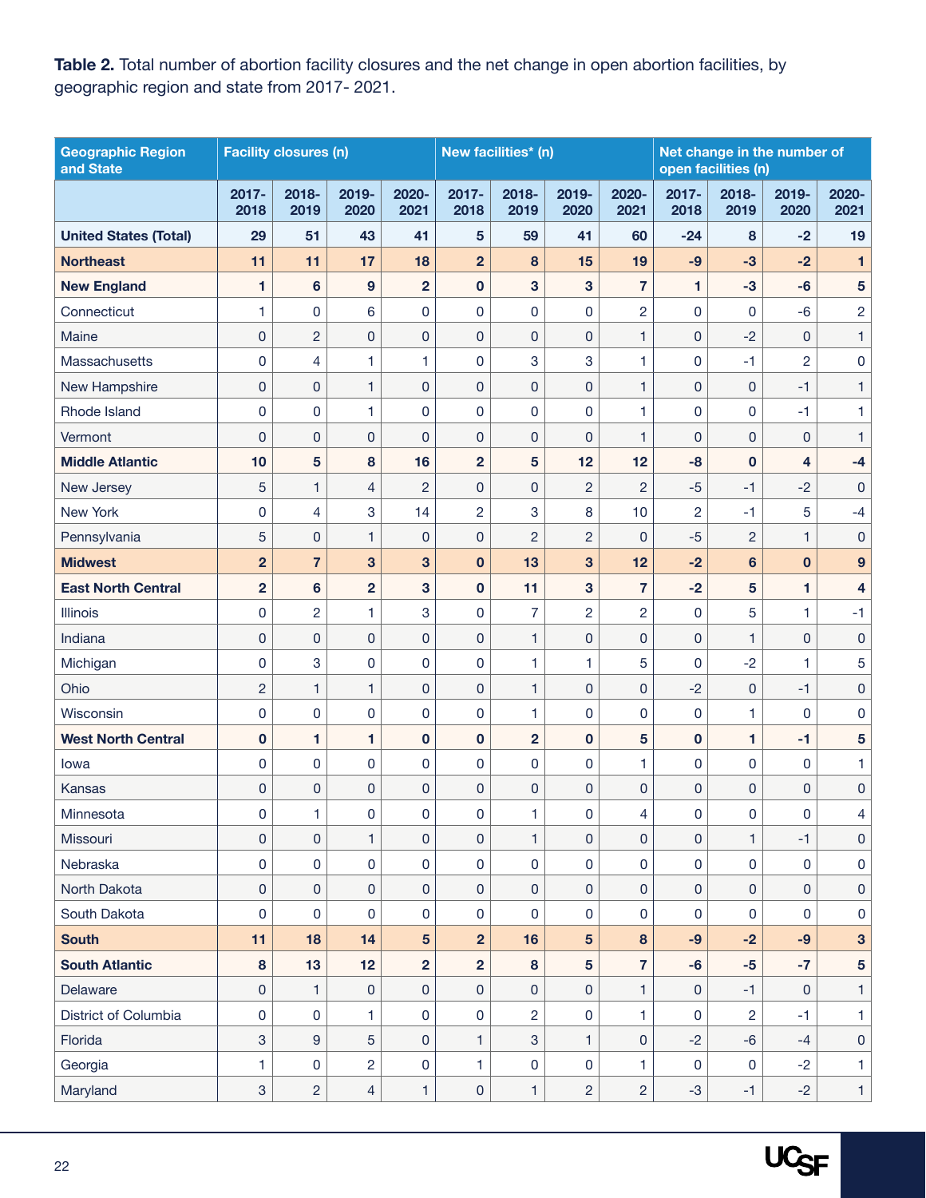**Table 2.** Total number of abortion facility closures and the net change in open abortion facilities, by geographic region and state from 2017- 2021.

| Geographic Region and State | Facility closures (n) | | | | New facilities* (n) | | | | Net change in the number of open facilities (n) | | | |
|---|---|---|---|---|---|---|---|---|---|---|---|---|
| | 2017-2018 | 2018-2019 | 2019-2020 | 2020-2021 | 2017-2018 | 2018-2019 | 2019-2020 | 2020-2021 | 2017-2018 | 2018-2019 | 2019-2020 | 2020-2021 |
| **United States (Total)** | **29** | **51** | **43** | **41** | **5** | **59** | **41** | **60** | **-24** | **8** | **-2** | **19** |
| **Northeast** | **11** | **11** | **17** | **18** | **2** | **8** | **15** | **19** | **-9** | **-3** | **-2** | **1** |
| **New England** | **1** | **6** | **9** | **2** | **0** | **3** | **3** | **7** | **1** | **-3** | **-6** | **5** |
| Connecticut | 1 | 0 | 6 | 0 | 0 | 0 | 0 | 2 | 0 | 0 | -6 | 2 |
| Maine | 0 | 2 | 0 | 0 | 0 | 0 | 0 | 1 | 0 | -2 | 0 | 1 |
| Massachusetts | 0 | 4 | 1 | 1 | 0 | 3 | 3 | 1 | 0 | -1 | 2 | 0 |
| New Hampshire | 0 | 0 | 1 | 0 | 0 | 0 | 0 | 1 | 0 | 0 | -1 | 1 |
| Rhode Island | 0 | 0 | 1 | 0 | 0 | 0 | 0 | 1 | 0 | 0 | -1 | 1 |
| Vermont | 0 | 0 | 0 | 0 | 0 | 0 | 0 | 1 | 0 | 0 | 0 | 1 |
| **Middle Atlantic** | **10** | **5** | **8** | **16** | **2** | **5** | **12** | **12** | **-8** | **0** | **4** | **-4** |
| New Jersey | 5 | 1 | 4 | 2 | 0 | 0 | 2 | 2 | -5 | -1 | -2 | 0 |
| New York | 0 | 4 | 3 | 14 | 2 | 3 | 8 | 10 | 2 | -1 | 5 | -4 |
| Pennsylvania | 5 | 0 | 1 | 0 | 0 | 2 | 2 | 0 | -5 | 2 | 1 | 0 |
| **Midwest** | **2** | **7** | **3** | **3** | **0** | **13** | **3** | **12** | **-2** | **6** | **0** | **9** |
| **East North Central** | **2** | **6** | **2** | **3** | **0** | **11** | **3** | **7** | **-2** | **5** | **1** | **4** |
| Illinois | 0 | 2 | 1 | 3 | 0 | 7 | 2 | 2 | 0 | 5 | 1 | -1 |
| Indiana | 0 | 0 | 0 | 0 | 0 | 1 | 0 | 0 | 0 | 1 | 0 | 0 |
| Michigan | 0 | 3 | 0 | 0 | 0 | 1 | 1 | 5 | 0 | -2 | 1 | 5 |
| Ohio | 2 | 1 | 1 | 0 | 0 | 1 | 0 | 0 | -2 | 0 | -1 | 0 |
| Wisconsin | 0 | 0 | 0 | 0 | 0 | 1 | 0 | 0 | 0 | 1 | 0 | 0 |
| **West North Central** | **0** | **1** | **1** | **0** | **0** | **2** | **0** | **5** | **0** | **1** | **-1** | **5** |
| Iowa | 0 | 0 | 0 | 0 | 0 | 0 | 0 | 1 | 0 | 0 | 0 | 1 |
| Kansas | 0 | 0 | 0 | 0 | 0 | 0 | 0 | 0 | 0 | 0 | 0 | 0 |
| Minnesota | 0 | 1 | 0 | 0 | 0 | 1 | 0 | 4 | 0 | 0 | 0 | 4 |
| Missouri | 0 | 0 | 1 | 0 | 0 | 1 | 0 | 0 | 0 | 1 | -1 | 0 |
| Nebraska | 0 | 0 | 0 | 0 | 0 | 0 | 0 | 0 | 0 | 0 | 0 | 0 |
| North Dakota | 0 | 0 | 0 | 0 | 0 | 0 | 0 | 0 | 0 | 0 | 0 | 0 |
| South Dakota | 0 | 0 | 0 | 0 | 0 | 0 | 0 | 0 | 0 | 0 | 0 | 0 |
| **South** | **11** | **18** | **14** | **5** | **2** | **16** | **5** | **8** | **-9** | **-2** | **-9** | **3** |
| **South Atlantic** | **8** | **13** | **12** | **2** | **2** | **8** | **5** | **7** | **-6** | **-5** | **-7** | **5** |
| Delaware | 0 | 1 | 0 | 0 | 0 | 0 | 0 | 1 | 0 | -1 | 0 | 1 |
| District of Columbia | 0 | 0 | 1 | 0 | 0 | 2 | 0 | 1 | 0 | 2 | -1 | 1 |
| Florida | 3 | 9 | 5 | 0 | 1 | 3 | 1 | 0 | -2 | -6 | -4 | 0 |
| Georgia | 1 | 0 | 2 | 0 | 1 | 0 | 0 | 1 | 0 | 0 | -2 | 1 |
| Maryland | 3 | 2 | 4 | 1 | 0 | 1 | 2 | 2 | -3 | -1 | -2 | 1 |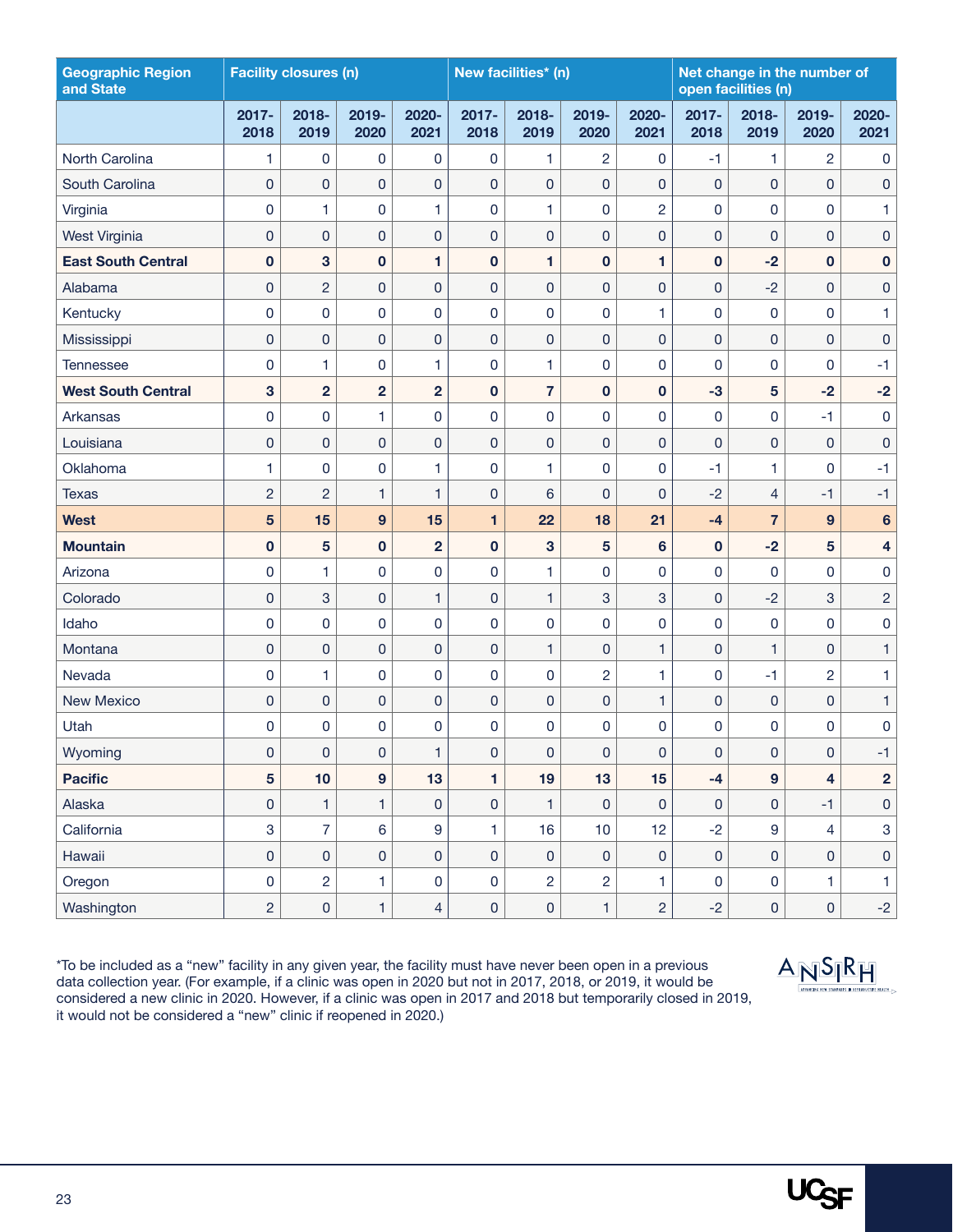| Geographic Region and State | Facility closures (n) | | | | New facilities* (n) | | | | Net change in the number of open facilities (n) | | | |
|---|---|---|---|---|---|---|---|---|---|---|---|---|
| | 2017-2018 | 2018-2019 | 2019-2020 | 2020-2021 | 2017-2018 | 2018-2019 | 2019-2020 | 2020-2021 | 2017-2018 | 2018-2019 | 2019-2020 | 2020-2021 |
| North Carolina | 1 | 0 | 0 | 0 | 0 | 1 | 2 | 0 | -1 | 1 | 2 | 0 |
| South Carolina | 0 | 0 | 0 | 0 | 0 | 0 | 0 | 0 | 0 | 0 | 0 | 0 |
| Virginia | 0 | 1 | 0 | 1 | 0 | 1 | 0 | 2 | 0 | 0 | 0 | 1 |
| West Virginia | 0 | 0 | 0 | 0 | 0 | 0 | 0 | 0 | 0 | 0 | 0 | 0 |
| **East South Central** | **0** | **3** | **0** | **1** | **0** | **1** | **0** | **1** | **0** | **-2** | **0** | **0** |
| Alabama | 0 | 2 | 0 | 0 | 0 | 0 | 0 | 0 | 0 | -2 | 0 | 0 |
| Kentucky | 0 | 0 | 0 | 0 | 0 | 0 | 0 | 1 | 0 | 0 | 0 | 1 |
| Mississippi | 0 | 0 | 0 | 0 | 0 | 0 | 0 | 0 | 0 | 0 | 0 | 0 |
| Tennessee | 0 | 1 | 0 | 1 | 0 | 1 | 0 | 0 | 0 | 0 | 0 | -1 |
| **West South Central** | **3** | **2** | **2** | **2** | **0** | **7** | **0** | **0** | **-3** | **5** | **-2** | **-2** |
| Arkansas | 0 | 0 | 1 | 0 | 0 | 0 | 0 | 0 | 0 | 0 | -1 | 0 |
| Louisiana | 0 | 0 | 0 | 0 | 0 | 0 | 0 | 0 | 0 | 0 | 0 | 0 |
| Oklahoma | 1 | 0 | 0 | 1 | 0 | 1 | 0 | 0 | -1 | 1 | 0 | -1 |
| Texas | 2 | 2 | 1 | 1 | 0 | 6 | 0 | 0 | -2 | 4 | -1 | -1 |
| **West** | **5** | **15** | **9** | **15** | **1** | **22** | **18** | **21** | **-4** | **7** | **9** | **6** |
| **Mountain** | **0** | **5** | **0** | **2** | **0** | **3** | **5** | **6** | **0** | **-2** | **5** | **4** |
| Arizona | 0 | 1 | 0 | 0 | 0 | 1 | 0 | 0 | 0 | 0 | 0 | 0 |
| Colorado | 0 | 3 | 0 | 1 | 0 | 1 | 3 | 3 | 0 | -2 | 3 | 2 |
| Idaho | 0 | 0 | 0 | 0 | 0 | 0 | 0 | 0 | 0 | 0 | 0 | 0 |
| Montana | 0 | 0 | 0 | 0 | 0 | 1 | 0 | 1 | 0 | 1 | 0 | 1 |
| Nevada | 0 | 1 | 0 | 0 | 0 | 0 | 2 | 1 | 0 | -1 | 2 | 1 |
| New Mexico | 0 | 0 | 0 | 0 | 0 | 0 | 0 | 1 | 0 | 0 | 0 | 1 |
| Utah | 0 | 0 | 0 | 0 | 0 | 0 | 0 | 0 | 0 | 0 | 0 | 0 |
| Wyoming | 0 | 0 | 0 | 1 | 0 | 0 | 0 | 0 | 0 | 0 | 0 | -1 |
| **Pacific** | **5** | **10** | **9** | **13** | **1** | **19** | **13** | **15** | **-4** | **9** | **4** | **2** |
| Alaska | 0 | 1 | 1 | 0 | 0 | 1 | 0 | 0 | 0 | 0 | -1 | 0 |
| California | 3 | 7 | 6 | 9 | 1 | 16 | 10 | 12 | -2 | 9 | 4 | 3 |
| Hawaii | 0 | 0 | 0 | 0 | 0 | 0 | 0 | 0 | 0 | 0 | 0 | 0 |
| Oregon | 0 | 2 | 1 | 0 | 0 | 2 | 2 | 1 | 0 | 0 | 1 | 1 |
| Washington | 2 | 0 | 1 | 4 | 0 | 0 | 1 | 2 | -2 | 0 | 0 | -2 |

*To be included as a "new" facility in any given year, the facility must have never been open in a previous data collection year. (For example, if a clinic was open in 2020 but not in 2017, 2018, or 2019, it would be considered a new clinic in 2020. However, if a clinic was open in 2017 and 2018 but temporarily closed in 2019, it would not be considered a "new" clinic if reopened in 2020.)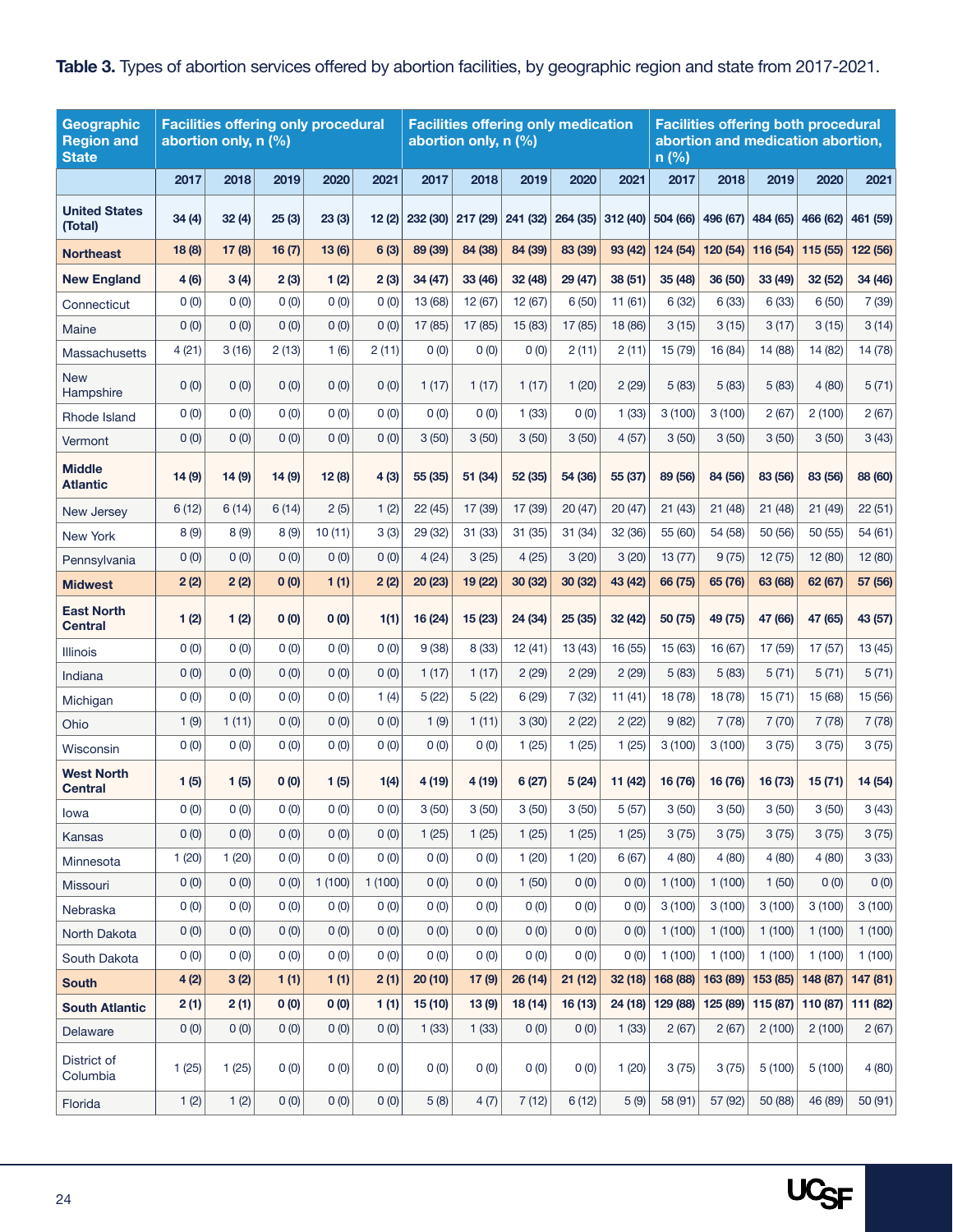**Table 3.** Types of abortion services offered by abortion facilities, by geographic region and state from 2017-2021.

| Geographic Region and State | Facilities offering only procedural abortion only, n (%) | | | | | Facilities offering only medication abortion only, n (%) | | | | | Facilities offering both procedural abortion and medication abortion, n (%) | | | | |
|---|---|---|---|---|---|---|---|---|---|---|---|---|---|---|---|
| | 2017 | 2018 | 2019 | 2020 | 2021 | 2017 | 2018 | 2019 | 2020 | 2021 | 2017 | 2018 | 2019 | 2020 | 2021 |
| **United States (Total)** | 34 (4) | 32 (4) | 25 (3) | 23 (3) | 12 (2) | 232 (30) | 217 (29) | 241 (32) | 264 (35) | 312 (40) | 504 (66) | 496 (67) | 484 (65) | 466 (62) | 461 (59) |
| **Northeast** | 18 (8) | 17 (8) | 16 (7) | 13 (6) | 6 (3) | 89 (39) | 84 (38) | 84 (39) | 83 (39) | 93 (42) | 124 (54) | 120 (54) | 116 (54) | 115 (55) | 122 (56) |
| **New England** | 4 (6) | 3 (4) | 2 (3) | 1 (2) | 2 (3) | 34 (47) | 33 (46) | 32 (48) | 29 (47) | 38 (51) | 35 (48) | 36 (50) | 33 (49) | 32 (52) | 34 (46) |
| Connecticut | 0 (0) | 0 (0) | 0 (0) | 0 (0) | 0 (0) | 13 (68) | 12 (67) | 12 (67) | 6 (50) | 11 (61) | 6 (32) | 6 (33) | 6 (33) | 6 (50) | 7 (39) |
| Maine | 0 (0) | 0 (0) | 0 (0) | 0 (0) | 0 (0) | 17 (85) | 17 (85) | 15 (83) | 17 (85) | 18 (86) | 3 (15) | 3 (15) | 3 (17) | 3 (15) | 3 (14) |
| Massachusetts | 4 (21) | 3 (16) | 2 (13) | 1 (6) | 2 (11) | 0 (0) | 0 (0) | 0 (0) | 2 (11) | 2 (11) | 15 (79) | 16 (84) | 14 (88) | 14 (82) | 14 (78) |
| New Hampshire | 0 (0) | 0 (0) | 0 (0) | 0 (0) | 0 (0) | 1 (17) | 1 (17) | 1 (17) | 1 (20) | 2 (29) | 5 (83) | 5 (83) | 5 (83) | 4 (80) | 5 (71) |
| Rhode Island | 0 (0) | 0 (0) | 0 (0) | 0 (0) | 0 (0) | 0 (0) | 0 (0) | 1 (33) | 0 (0) | 1 (33) | 3 (100) | 3 (100) | 2 (67) | 2 (100) | 2 (67) |
| Vermont | 0 (0) | 0 (0) | 0 (0) | 0 (0) | 0 (0) | 3 (50) | 3 (50) | 3 (50) | 3 (50) | 4 (57) | 3 (50) | 3 (50) | 3 (50) | 3 (50) | 3 (43) |
| **Middle Atlantic** | 14 (9) | 14 (9) | 14 (9) | 12 (8) | 4 (3) | 55 (35) | 51 (34) | 52 (35) | 54 (36) | 55 (37) | 89 (56) | 84 (56) | 83 (56) | 83 (56) | 88 (60) |
| New Jersey | 6 (12) | 6 (14) | 6 (14) | 2 (5) | 1 (2) | 22 (45) | 17 (39) | 17 (39) | 20 (47) | 20 (47) | 21 (43) | 21 (48) | 21 (48) | 21 (49) | 22 (51) |
| New York | 8 (9) | 8 (9) | 8 (9) | 10 (11) | 3 (3) | 29 (32) | 31 (33) | 31 (35) | 31 (34) | 32 (36) | 55 (60) | 54 (58) | 50 (56) | 50 (55) | 54 (61) |
| Pennsylvania | 0 (0) | 0 (0) | 0 (0) | 0 (0) | 0 (0) | 4 (24) | 3 (25) | 4 (25) | 3 (20) | 3 (20) | 13 (77) | 9 (75) | 12 (75) | 12 (80) | 12 (80) |
| **Midwest** | 2 (2) | 2 (2) | 0 (0) | 1 (1) | 2 (2) | 20 (23) | 19 (22) | 30 (32) | 30 (32) | 43 (42) | 66 (75) | 65 (76) | 63 (68) | 62 (67) | 57 (56) |
| **East North Central** | 1 (2) | 1 (2) | 0 (0) | 0 (0) | 1(1) | 16 (24) | 15 (23) | 24 (34) | 25 (35) | 32 (42) | 50 (75) | 49 (75) | 47 (66) | 47 (65) | 43 (57) |
| Illinois | 0 (0) | 0 (0) | 0 (0) | 0 (0) | 0 (0) | 9 (38) | 8 (33) | 12 (41) | 13 (43) | 16 (55) | 15 (63) | 16 (67) | 17 (59) | 17 (57) | 13 (45) |
| Indiana | 0 (0) | 0 (0) | 0 (0) | 0 (0) | 0 (0) | 1 (17) | 1 (17) | 2 (29) | 2 (29) | 2 (29) | 5 (83) | 5 (83) | 5 (71) | 5 (71) | 5 (71) |
| Michigan | 0 (0) | 0 (0) | 0 (0) | 0 (0) | 1 (4) | 5 (22) | 5 (22) | 6 (29) | 7 (32) | 11 (41) | 18 (78) | 18 (78) | 15 (71) | 15 (68) | 15 (56) |
| Ohio | 1 (9) | 1 (11) | 0 (0) | 0 (0) | 0 (0) | 1 (9) | 1 (11) | 3 (30) | 2 (22) | 2 (22) | 9 (82) | 7 (78) | 7 (70) | 7 (78) | 7 (78) |
| Wisconsin | 0 (0) | 0 (0) | 0 (0) | 0 (0) | 0 (0) | 0 (0) | 0 (0) | 1 (25) | 1 (25) | 1 (25) | 3 (100) | 3 (100) | 3 (75) | 3 (75) | 3 (75) |
| **West North Central** | 1 (5) | 1 (5) | 0 (0) | 1 (5) | 1(4) | 4 (19) | 4 (19) | 6 (27) | 5 (24) | 11 (42) | 16 (76) | 16 (76) | 16 (73) | 15 (71) | 14 (54) |
| Iowa | 0 (0) | 0 (0) | 0 (0) | 0 (0) | 0 (0) | 3 (50) | 3 (50) | 3 (50) | 3 (50) | 5 (57) | 3 (50) | 3 (50) | 3 (50) | 3 (50) | 3 (43) |
| Kansas | 0 (0) | 0 (0) | 0 (0) | 0 (0) | 0 (0) | 1 (25) | 1 (25) | 1 (25) | 1 (25) | 1 (25) | 3 (75) | 3 (75) | 3 (75) | 3 (75) | 3 (75) |
| Minnesota | 1 (20) | 1 (20) | 0 (0) | 0 (0) | 0 (0) | 0 (0) | 0 (0) | 1 (20) | 1 (20) | 6 (67) | 4 (80) | 4 (80) | 4 (80) | 4 (80) | 3 (33) |
| Missouri | 0 (0) | 0 (0) | 0 (0) | 1 (100) | 1 (100) | 0 (0) | 0 (0) | 1 (50) | 0 (0) | 0 (0) | 1 (100) | 1 (100) | 1 (50) | 0 (0) | 0 (0) |
| Nebraska | 0 (0) | 0 (0) | 0 (0) | 0 (0) | 0 (0) | 0 (0) | 0 (0) | 0 (0) | 0 (0) | 0 (0) | 3 (100) | 3 (100) | 3 (100) | 3 (100) | 3 (100) |
| North Dakota | 0 (0) | 0 (0) | 0 (0) | 0 (0) | 0 (0) | 0 (0) | 0 (0) | 0 (0) | 0 (0) | 0 (0) | 1 (100) | 1 (100) | 1 (100) | 1 (100) | 1 (100) |
| South Dakota | 0 (0) | 0 (0) | 0 (0) | 0 (0) | 0 (0) | 0 (0) | 0 (0) | 0 (0) | 0 (0) | 0 (0) | 1 (100) | 1 (100) | 1 (100) | 1 (100) | 1 (100) |
| **South** | 4 (2) | 3 (2) | 1 (1) | 1 (1) | 2 (1) | 20 (10) | 17 (9) | 26 (14) | 21 (12) | 32 (18) | 168 (88) | 163 (89) | 153 (85) | 148 (87) | 147 (81) |
| **South Atlantic** | 2 (1) | 2 (1) | 0 (0) | 0 (0) | 1 (1) | 15 (10) | 13 (9) | 18 (14) | 16 (13) | 24 (18) | 129 (88) | 125 (89) | 115 (87) | 110 (87) | 111 (82) |
| Delaware | 0 (0) | 0 (0) | 0 (0) | 0 (0) | 0 (0) | 1 (33) | 1 (33) | 0 (0) | 0 (0) | 1 (33) | 2 (67) | 2 (67) | 2 (100) | 2 (100) | 2 (67) |
| District of Columbia | 1 (25) | 1 (25) | 0 (0) | 0 (0) | 0 (0) | 0 (0) | 0 (0) | 0 (0) | 0 (0) | 1 (20) | 3 (75) | 3 (75) | 5 (100) | 5 (100) | 4 (80) |
| Florida | 1 (2) | 1 (2) | 0 (0) | 0 (0) | 0 (0) | 5 (8) | 4 (7) | 7 (12) | 6 (12) | 5 (9) | 58 (91) | 57 (92) | 50 (88) | 46 (89) | 50 (91) |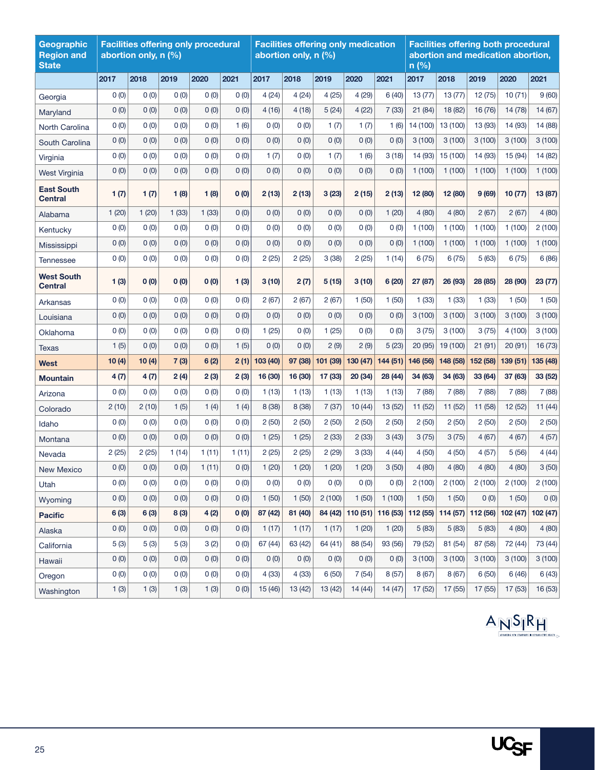| Geographic Region and State | Facilities offering only procedural abortion only, n (%) | | | | | Facilities offering only medication abortion only, n (%) | | | | | Facilities offering both procedural abortion and medication abortion, n (%) | | | | |
|---|---|---|---|---|---|---|---|---|---|---|---|---|---|---|---|
| | 2017 | 2018 | 2019 | 2020 | 2021 | 2017 | 2018 | 2019 | 2020 | 2021 | 2017 | 2018 | 2019 | 2020 | 2021 |
| Georgia | 0 (0) | 0 (0) | 0 (0) | 0 (0) | 0 (0) | 4 (24) | 4 (24) | 4 (25) | 4 (29) | 6 (40) | 13 (77) | 13 (77) | 12 (75) | 10 (71) | 9 (60) |
| Maryland | 0 (0) | 0 (0) | 0 (0) | 0 (0) | 0 (0) | 4 (16) | 4 (18) | 5 (24) | 4 (22) | 7 (33) | 21 (84) | 18 (82) | 16 (76) | 14 (78) | 14 (67) |
| North Carolina | 0 (0) | 0 (0) | 0 (0) | 0 (0) | 1 (6) | 0 (0) | 0 (0) | 1 (7) | 1 (7) | 1 (6) | 14 (100) | 13 (100) | 13 (93) | 14 (93) | 14 (88) |
| South Carolina | 0 (0) | 0 (0) | 0 (0) | 0 (0) | 0 (0) | 0 (0) | 0 (0) | 0 (0) | 0 (0) | 0 (0) | 3 (100) | 3 (100) | 3 (100) | 3 (100) | 3 (100) |
| Virginia | 0 (0) | 0 (0) | 0 (0) | 0 (0) | 0 (0) | 1 (7) | 0 (0) | 1 (7) | 1 (6) | 3 (18) | 14 (93) | 15 (100) | 14 (93) | 15 (94) | 14 (82) |
| West Virginia | 0 (0) | 0 (0) | 0 (0) | 0 (0) | 0 (0) | 0 (0) | 0 (0) | 0 (0) | 0 (0) | 0 (0) | 1 (100) | 1 (100) | 1 (100) | 1 (100) | 1 (100) |
| **East South Central** | **1 (7)** | **1 (7)** | **1 (8)** | **1 (8)** | **0 (0)** | **2 (13)** | **2 (13)** | **3 (23)** | **2 (15)** | **2 (13)** | **12 (80)** | **12 (80)** | **9 (69)** | **10 (77)** | **13 (87)** |
| Alabama | 1 (20) | 1 (20) | 1 (33) | 1 (33) | 0 (0) | 0 (0) | 0 (0) | 0 (0) | 0 (0) | 1 (20) | 4 (80) | 4 (80) | 2 (67) | 2 (67) | 4 (80) |
| Kentucky | 0 (0) | 0 (0) | 0 (0) | 0 (0) | 0 (0) | 0 (0) | 0 (0) | 0 (0) | 0 (0) | 0 (0) | 1 (100) | 1 (100) | 1 (100) | 1 (100) | 2 (100) |
| Mississippi | 0 (0) | 0 (0) | 0 (0) | 0 (0) | 0 (0) | 0 (0) | 0 (0) | 0 (0) | 0 (0) | 0 (0) | 1 (100) | 1 (100) | 1 (100) | 1 (100) | 1 (100) |
| Tennessee | 0 (0) | 0 (0) | 0 (0) | 0 (0) | 0 (0) | 2 (25) | 2 (25) | 3 (38) | 2 (25) | 1 (14) | 6 (75) | 6 (75) | 5 (63) | 6 (75) | 6 (86) |
| **West South Central** | **1 (3)** | **0 (0)** | **0 (0)** | **0 (0)** | **1 (3)** | **3 (10)** | **2 (7)** | **5 (15)** | **3 (10)** | **6 (20)** | **27 (87)** | **26 (93)** | **28 (85)** | **28 (90)** | **23 (77)** |
| Arkansas | 0 (0) | 0 (0) | 0 (0) | 0 (0) | 0 (0) | 2 (67) | 2 (67) | 2 (67) | 1 (50) | 1 (50) | 1 (33) | 1 (33) | 1 (33) | 1 (50) | 1 (50) |
| Louisiana | 0 (0) | 0 (0) | 0 (0) | 0 (0) | 0 (0) | 0 (0) | 0 (0) | 0 (0) | 0 (0) | 0 (0) | 3 (100) | 3 (100) | 3 (100) | 3 (100) | 3 (100) |
| Oklahoma | 0 (0) | 0 (0) | 0 (0) | 0 (0) | 0 (0) | 1 (25) | 0 (0) | 1 (25) | 0 (0) | 0 (0) | 3 (75) | 3 (100) | 3 (75) | 4 (100) | 3 (100) |
| Texas | 1 (5) | 0 (0) | 0 (0) | 0 (0) | 1 (5) | 0 (0) | 0 (0) | 2 (9) | 2 (9) | 5 (23) | 20 (95) | 19 (100) | 21 (91) | 20 (91) | 16 (73) |
| **West** | **10 (4)** | **10 (4)** | **7 (3)** | **6 (2)** | **2 (1)** | **103 (40)** | **97 (38)** | **101 (39)** | **130 (47)** | **144 (51)** | **146 (56)** | **148 (58)** | **152 (58)** | **139 (51)** | **135 (48)** |
| **Mountain** | **4 (7)** | **4 (7)** | **2 (4)** | **2 (3)** | **2 (3)** | **16 (30)** | **16 (30)** | **17 (33)** | **20 (34)** | **28 (44)** | **34 (63)** | **34 (63)** | **33 (64)** | **37 (63)** | **33 (52)** |
| Arizona | 0 (0) | 0 (0) | 0 (0) | 0 (0) | 0 (0) | 1 (13) | 1 (13) | 1 (13) | 1 (13) | 1 (13) | 7 (88) | 7 (88) | 7 (88) | 7 (88) | 7 (88) |
| Colorado | 2 (10) | 2 (10) | 1 (5) | 1 (4) | 1 (4) | 8 (38) | 8 (38) | 7 (37) | 10 (44) | 13 (52) | 11 (52) | 11 (52) | 11 (58) | 12 (52) | 11 (44) |
| Idaho | 0 (0) | 0 (0) | 0 (0) | 0 (0) | 0 (0) | 2 (50) | 2 (50) | 2 (50) | 2 (50) | 2 (50) | 2 (50) | 2 (50) | 2 (50) | 2 (50) | 2 (50) |
| Montana | 0 (0) | 0 (0) | 0 (0) | 0 (0) | 0 (0) | 1 (25) | 1 (25) | 2 (33) | 2 (33) | 3 (43) | 3 (75) | 3 (75) | 4 (67) | 4 (67) | 4 (57) |
| Nevada | 2 (25) | 2 (25) | 1 (14) | 1 (11) | 1 (11) | 2 (25) | 2 (25) | 2 (29) | 3 (33) | 4 (44) | 4 (50) | 4 (50) | 4 (57) | 5 (56) | 4 (44) |
| New Mexico | 0 (0) | 0 (0) | 0 (0) | 1 (11) | 0 (0) | 1 (20) | 1 (20) | 1 (20) | 1 (20) | 3 (50) | 4 (80) | 4 (80) | 4 (80) | 4 (80) | 3 (50) |
| Utah | 0 (0) | 0 (0) | 0 (0) | 0 (0) | 0 (0) | 0 (0) | 0 (0) | 0 (0) | 0 (0) | 0 (0) | 2 (100) | 2 (100) | 2 (100) | 2 (100) | 2 (100) |
| Wyoming | 0 (0) | 0 (0) | 0 (0) | 0 (0) | 0 (0) | 1 (50) | 1 (50) | 2 (100) | 1 (50) | 1 (100) | 1 (50) | 1 (50) | 0 (0) | 1 (50) | 0 (0) |
| **Pacific** | **6 (3)** | **6 (3)** | **8 (3)** | **4 (2)** | **0 (0)** | **87 (42)** | **81 (40)** | **84 (42)** | **110 (51)** | **116 (53)** | **112 (55)** | **114 (57)** | **112 (56)** | **102 (47)** | **102 (47)** |
| Alaska | 0 (0) | 0 (0) | 0 (0) | 0 (0) | 0 (0) | 1 (17) | 1 (17) | 1 (17) | 1 (20) | 1 (20) | 5 (83) | 5 (83) | 5 (83) | 4 (80) | 4 (80) |
| California | 5 (3) | 5 (3) | 5 (3) | 3 (2) | 0 (0) | 67 (44) | 63 (42) | 64 (41) | 88 (54) | 93 (56) | 79 (52) | 81 (54) | 87 (58) | 72 (44) | 73 (44) |
| Hawaii | 0 (0) | 0 (0) | 0 (0) | 0 (0) | 0 (0) | 0 (0) | 0 (0) | 0 (0) | 0 (0) | 0 (0) | 3 (100) | 3 (100) | 3 (100) | 3 (100) | 3 (100) |
| Oregon | 0 (0) | 0 (0) | 0 (0) | 0 (0) | 0 (0) | 4 (33) | 4 (33) | 6 (50) | 7 (54) | 8 (57) | 8 (67) | 8 (67) | 6 (50) | 6 (46) | 6 (43) |
| Washington | 1 (3) | 1 (3) | 1 (3) | 1 (3) | 0 (0) | 15 (46) | 13 (42) | 13 (42) | 14 (44) | 14 (47) | 17 (52) | 17 (55) | 17 (55) | 17 (53) | 16 (53) |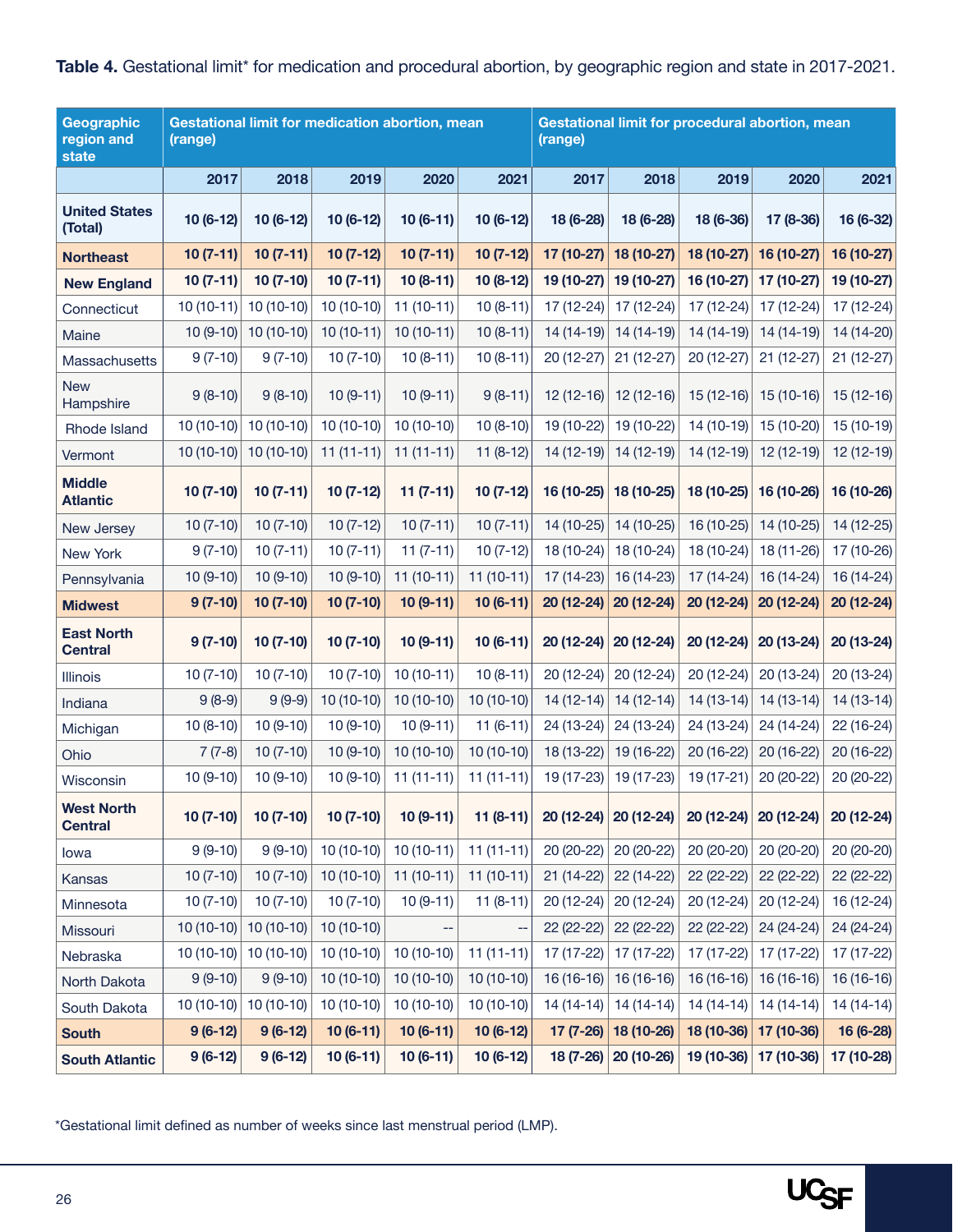**Table 4.** Gestational limit* for medication and procedural abortion, by geographic region and state in 2017-2021.

| Geographic region and state | Gestational limit for medication abortion, mean (range) | | | | | Gestational limit for procedural abortion, mean (range) | | | | |
|---|---|---|---|---|---|---|---|---|---|---|
| | 2017 | 2018 | 2019 | 2020 | 2021 | 2017 | 2018 | 2019 | 2020 | 2021 |
| **United States (Total)** | **10 (6-12)** | **10 (6-12)** | **10 (6-12)** | **10 (6-11)** | **10 (6-12)** | **18 (6-28)** | **18 (6-28)** | **18 (6-36)** | **17 (8-36)** | **16 (6-32)** |
| **Northeast** | **10 (7-11)** | **10 (7-11)** | **10 (7-12)** | **10 (7-11)** | **10 (7-12)** | **17 (10-27)** | **18 (10-27)** | **18 (10-27)** | **16 (10-27)** | **16 (10-27)** |
| **New England** | **10 (7-11)** | **10 (7-10)** | **10 (7-11)** | **10 (8-11)** | **10 (8-12)** | **19 (10-27)** | **19 (10-27)** | **16 (10-27)** | **17 (10-27)** | **19 (10-27)** |
| Connecticut | 10 (10-11) | 10 (10-10) | 10 (10-10) | 11 (10-11) | 10 (8-11) | 17 (12-24) | 17 (12-24) | 17 (12-24) | 17 (12-24) | 17 (12-24) |
| Maine | 10 (9-10) | 10 (10-10) | 10 (10-11) | 10 (10-11) | 10 (8-11) | 14 (14-19) | 14 (14-19) | 14 (14-19) | 14 (14-19) | 14 (14-20) |
| Massachusetts | 9 (7-10) | 9 (7-10) | 10 (7-10) | 10 (8-11) | 10 (8-11) | 20 (12-27) | 21 (12-27) | 20 (12-27) | 21 (12-27) | 21 (12-27) |
| New Hampshire | 9 (8-10) | 9 (8-10) | 10 (9-11) | 10 (9-11) | 9 (8-11) | 12 (12-16) | 12 (12-16) | 15 (12-16) | 15 (10-16) | 15 (12-16) |
| Rhode Island | 10 (10-10) | 10 (10-10) | 10 (10-10) | 10 (10-10) | 10 (8-10) | 19 (10-22) | 19 (10-22) | 14 (10-19) | 15 (10-20) | 15 (10-19) |
| Vermont | 10 (10-10) | 10 (10-10) | 11 (11-11) | 11 (11-11) | 11 (8-12) | 14 (12-19) | 14 (12-19) | 14 (12-19) | 12 (12-19) | 12 (12-19) |
| **Middle Atlantic** | **10 (7-10)** | **10 (7-11)** | **10 (7-12)** | **11 (7-11)** | **10 (7-12)** | **16 (10-25)** | **18 (10-25)** | **18 (10-25)** | **16 (10-26)** | **16 (10-26)** |
| New Jersey | 10 (7-10) | 10 (7-10) | 10 (7-12) | 10 (7-11) | 10 (7-11) | 14 (10-25) | 14 (10-25) | 16 (10-25) | 14 (10-25) | 14 (12-25) |
| New York | 9 (7-10) | 10 (7-11) | 10 (7-11) | 11 (7-11) | 10 (7-12) | 18 (10-24) | 18 (10-24) | 18 (10-24) | 18 (11-26) | 17 (10-26) |
| Pennsylvania | 10 (9-10) | 10 (9-10) | 10 (9-10) | 11 (10-11) | 11 (10-11) | 17 (14-23) | 16 (14-23) | 17 (14-24) | 16 (14-24) | 16 (14-24) |
| **Midwest** | **9 (7-10)** | **10 (7-10)** | **10 (7-10)** | **10 (9-11)** | **10 (6-11)** | **20 (12-24)** | **20 (12-24)** | **20 (12-24)** | **20 (12-24)** | **20 (12-24)** |
| **East North Central** | **9 (7-10)** | **10 (7-10)** | **10 (7-10)** | **10 (9-11)** | **10 (6-11)** | **20 (12-24)** | **20 (12-24)** | **20 (12-24)** | **20 (13-24)** | **20 (13-24)** |
| Illinois | 10 (7-10) | 10 (7-10) | 10 (7-10) | 10 (10-11) | 10 (8-11) | 20 (12-24) | 20 (12-24) | 20 (12-24) | 20 (13-24) | 20 (13-24) |
| Indiana | 9 (8-9) | 9 (9-9) | 10 (10-10) | 10 (10-10) | 10 (10-10) | 14 (12-14) | 14 (12-14) | 14 (13-14) | 14 (13-14) | 14 (13-14) |
| Michigan | 10 (8-10) | 10 (9-10) | 10 (9-10) | 10 (9-11) | 11 (6-11) | 24 (13-24) | 24 (13-24) | 24 (13-24) | 24 (14-24) | 22 (16-24) |
| Ohio | 7 (7-8) | 10 (7-10) | 10 (9-10) | 10 (10-10) | 10 (10-10) | 18 (13-22) | 19 (16-22) | 20 (16-22) | 20 (16-22) | 20 (16-22) |
| Wisconsin | 10 (9-10) | 10 (9-10) | 10 (9-10) | 11 (11-11) | 11 (11-11) | 19 (17-23) | 19 (17-23) | 19 (17-21) | 20 (20-22) | 20 (20-22) |
| **West North Central** | **10 (7-10)** | **10 (7-10)** | **10 (7-10)** | **10 (9-11)** | **11 (8-11)** | **20 (12-24)** | **20 (12-24)** | **20 (12-24)** | **20 (12-24)** | **20 (12-24)** |
| Iowa | 9 (9-10) | 9 (9-10) | 10 (10-10) | 10 (10-11) | 11 (11-11) | 20 (20-22) | 20 (20-22) | 20 (20-20) | 20 (20-20) | 20 (20-20) |
| Kansas | 10 (7-10) | 10 (7-10) | 10 (10-10) | 11 (10-11) | 11 (10-11) | 21 (14-22) | 22 (14-22) | 22 (22-22) | 22 (22-22) | 22 (22-22) |
| Minnesota | 10 (7-10) | 10 (7-10) | 10 (7-10) | 10 (9-11) | 11 (8-11) | 20 (12-24) | 20 (12-24) | 20 (12-24) | 20 (12-24) | 16 (12-24) |
| Missouri | 10 (10-10) | 10 (10-10) | 10 (10-10) | -- | -- | 22 (22-22) | 22 (22-22) | 22 (22-22) | 24 (24-24) | 24 (24-24) |
| Nebraska | 10 (10-10) | 10 (10-10) | 10 (10-10) | 10 (10-10) | 11 (11-11) | 17 (17-22) | 17 (17-22) | 17 (17-22) | 17 (17-22) | 17 (17-22) |
| North Dakota | 9 (9-10) | 9 (9-10) | 10 (10-10) | 10 (10-10) | 10 (10-10) | 16 (16-16) | 16 (16-16) | 16 (16-16) | 16 (16-16) | 16 (16-16) |
| South Dakota | 10 (10-10) | 10 (10-10) | 10 (10-10) | 10 (10-10) | 10 (10-10) | 14 (14-14) | 14 (14-14) | 14 (14-14) | 14 (14-14) | 14 (14-14) |
| **South** | **9 (6-12)** | **9 (6-12)** | **10 (6-11)** | **10 (6-11)** | **10 (6-12)** | **17 (7-26)** | **18 (10-26)** | **18 (10-36)** | **17 (10-36)** | **16 (6-28)** |
| **South Atlantic** | **9 (6-12)** | **9 (6-12)** | **10 (6-11)** | **10 (6-11)** | **10 (6-12)** | **18 (7-26)** | **20 (10-26)** | **19 (10-36)** | **17 (10-36)** | **17 (10-28)** |

*Gestational limit defined as number of weeks since last menstrual period (LMP).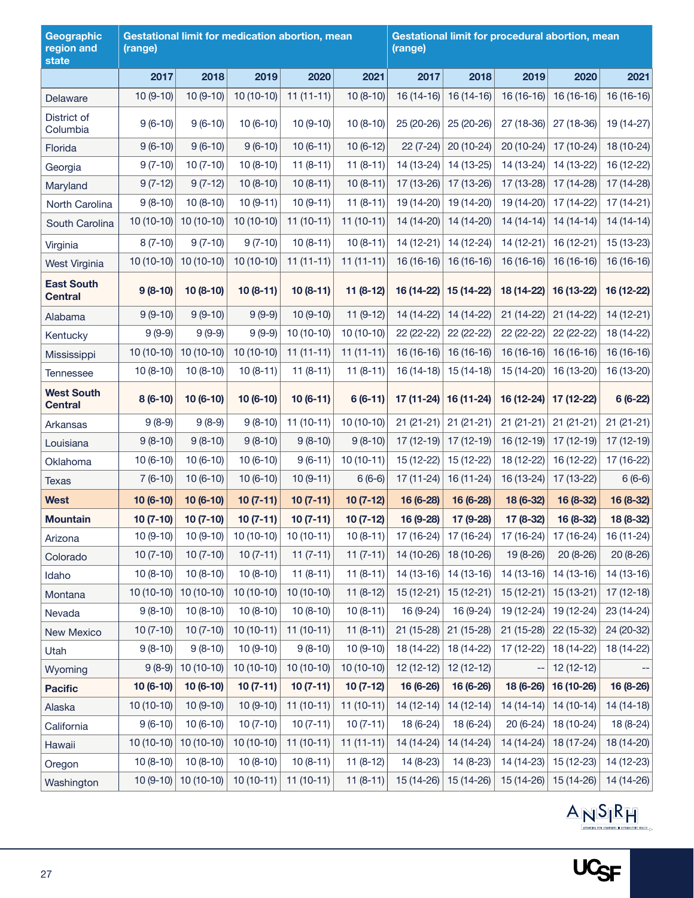| Geographic region and state | Gestational limit for medication abortion, mean (range) | | | | | Gestational limit for procedural abortion, mean (range) | | | | |
|---|---|---|---|---|---|---|---|---|---|---|
| | 2017 | 2018 | 2019 | 2020 | 2021 | 2017 | 2018 | 2019 | 2020 | 2021 |
| Delaware | 10 (9-10) | 10 (9-10) | 10 (10-10) | 11 (11-11) | 10 (8-10) | 16 (14-16) | 16 (14-16) | 16 (16-16) | 16 (16-16) | 16 (16-16) |
| District of Columbia | 9 (6-10) | 9 (6-10) | 10 (6-10) | 10 (9-10) | 10 (8-10) | 25 (20-26) | 25 (20-26) | 27 (18-36) | 27 (18-36) | 19 (14-27) |
| Florida | 9 (6-10) | 9 (6-10) | 9 (6-10) | 10 (6-11) | 10 (6-12) | 22 (7-24) | 20 (10-24) | 20 (10-24) | 17 (10-24) | 18 (10-24) |
| Georgia | 9 (7-10) | 10 (7-10) | 10 (8-10) | 11 (8-11) | 11 (8-11) | 14 (13-24) | 14 (13-25) | 14 (13-24) | 14 (13-22) | 16 (12-22) |
| Maryland | 9 (7-12) | 9 (7-12) | 10 (8-10) | 10 (8-11) | 10 (8-11) | 17 (13-26) | 17 (13-26) | 17 (13-28) | 17 (14-28) | 17 (14-28) |
| North Carolina | 9 (8-10) | 10 (8-10) | 10 (9-11) | 10 (9-11) | 11 (8-11) | 19 (14-20) | 19 (14-20) | 19 (14-20) | 17 (14-22) | 17 (14-21) |
| South Carolina | 10 (10-10) | 10 (10-10) | 10 (10-10) | 11 (10-11) | 11 (10-11) | 14 (14-20) | 14 (14-20) | 14 (14-14) | 14 (14-14) | 14 (14-14) |
| Virginia | 8 (7-10) | 9 (7-10) | 9 (7-10) | 10 (8-11) | 10 (8-11) | 14 (12-21) | 14 (12-24) | 14 (12-21) | 16 (12-21) | 15 (13-23) |
| West Virginia | 10 (10-10) | 10 (10-10) | 10 (10-10) | 11 (11-11) | 11 (11-11) | 16 (16-16) | 16 (16-16) | 16 (16-16) | 16 (16-16) | 16 (16-16) |
| **East South Central** | **9 (8-10)** | **10 (8-10)** | **10 (8-11)** | **10 (8-11)** | **11 (8-12)** | **16 (14-22)** | **15 (14-22)** | **18 (14-22)** | **16 (13-22)** | **16 (12-22)** |
| Alabama | 9 (9-10) | 9 (9-10) | 9 (9-9) | 10 (9-10) | 11 (9-12) | 14 (14-22) | 14 (14-22) | 21 (14-22) | 21 (14-22) | 14 (12-21) |
| Kentucky | 9 (9-9) | 9 (9-9) | 9 (9-9) | 10 (10-10) | 10 (10-10) | 22 (22-22) | 22 (22-22) | 22 (22-22) | 22 (22-22) | 18 (14-22) |
| Mississippi | 10 (10-10) | 10 (10-10) | 10 (10-10) | 11 (11-11) | 11 (11-11) | 16 (16-16) | 16 (16-16) | 16 (16-16) | 16 (16-16) | 16 (16-16) |
| Tennessee | 10 (8-10) | 10 (8-10) | 10 (8-11) | 11 (8-11) | 11 (8-11) | 16 (14-18) | 15 (14-18) | 15 (14-20) | 16 (13-20) | 16 (13-20) |
| **West South Central** | **8 (6-10)** | **10 (6-10)** | **10 (6-10)** | **10 (6-11)** | **6 (6-11)** | **17 (11-24)** | **16 (11-24)** | **16 (12-24)** | **17 (12-22)** | **6 (6-22)** |
| Arkansas | 9 (8-9) | 9 (8-9) | 9 (8-10) | 11 (10-11) | 10 (10-10) | 21 (21-21) | 21 (21-21) | 21 (21-21) | 21 (21-21) | 21 (21-21) |
| Louisiana | 9 (8-10) | 9 (8-10) | 9 (8-10) | 9 (8-10) | 9 (8-10) | 17 (12-19) | 17 (12-19) | 16 (12-19) | 17 (12-19) | 17 (12-19) |
| Oklahoma | 10 (6-10) | 10 (6-10) | 10 (6-10) | 9 (6-11) | 10 (10-11) | 15 (12-22) | 15 (12-22) | 18 (12-22) | 16 (12-22) | 17 (16-22) |
| Texas | 7 (6-10) | 10 (6-10) | 10 (6-10) | 10 (9-11) | 6 (6-6) | 17 (11-24) | 16 (11-24) | 16 (13-24) | 17 (13-22) | 6 (6-6) |
| **West** | **10 (6-10)** | **10 (6-10)** | **10 (7-11)** | **10 (7-11)** | **10 (7-12)** | **16 (6-28)** | **16 (6-28)** | **18 (6-32)** | **16 (8-32)** | **16 (8-32)** |
| **Mountain** | **10 (7-10)** | **10 (7-10)** | **10 (7-11)** | **10 (7-11)** | **10 (7-12)** | **16 (9-28)** | **17 (9-28)** | **17 (8-32)** | **16 (8-32)** | **18 (8-32)** |
| Arizona | 10 (9-10) | 10 (9-10) | 10 (10-10) | 10 (10-11) | 10 (8-11) | 17 (16-24) | 17 (16-24) | 17 (16-24) | 17 (16-24) | 16 (11-24) |
| Colorado | 10 (7-10) | 10 (7-10) | 10 (7-11) | 11 (7-11) | 11 (7-11) | 14 (10-26) | 18 (10-26) | 19 (8-26) | 20 (8-26) | 20 (8-26) |
| Idaho | 10 (8-10) | 10 (8-10) | 10 (8-10) | 11 (8-11) | 11 (8-11) | 14 (13-16) | 14 (13-16) | 14 (13-16) | 14 (13-16) | 14 (13-16) |
| Montana | 10 (10-10) | 10 (10-10) | 10 (10-10) | 10 (10-10) | 11 (8-12) | 15 (12-21) | 15 (12-21) | 15 (12-21) | 15 (13-21) | 17 (12-18) |
| Nevada | 9 (8-10) | 10 (8-10) | 10 (8-10) | 10 (8-10) | 10 (8-11) | 16 (9-24) | 16 (9-24) | 19 (12-24) | 19 (12-24) | 23 (14-24) |
| New Mexico | 10 (7-10) | 10 (7-10) | 10 (10-11) | 11 (10-11) | 11 (8-11) | 21 (15-28) | 21 (15-28) | 21 (15-28) | 22 (15-32) | 24 (20-32) |
| Utah | 9 (8-10) | 9 (8-10) | 10 (9-10) | 9 (8-10) | 10 (9-10) | 18 (14-22) | 18 (14-22) | 17 (12-22) | 18 (14-22) | 18 (14-22) |
| Wyoming | 9 (8-9) | 10 (10-10) | 10 (10-10) | 10 (10-10) | 10 (10-10) | 12 (12-12) | 12 (12-12) | -- | 12 (12-12) | -- |
| **Pacific** | **10 (6-10)** | **10 (6-10)** | **10 (7-11)** | **10 (7-11)** | **10 (7-12)** | **16 (6-26)** | **16 (6-26)** | **18 (6-26)** | **16 (10-26)** | **16 (8-26)** |
| Alaska | 10 (10-10) | 10 (9-10) | 10 (9-10) | 11 (10-11) | 11 (10-11) | 14 (12-14) | 14 (12-14) | 14 (14-14) | 14 (10-14) | 14 (14-18) |
| California | 9 (6-10) | 10 (6-10) | 10 (7-10) | 10 (7-11) | 10 (7-11) | 18 (6-24) | 18 (6-24) | 20 (6-24) | 18 (10-24) | 18 (8-24) |
| Hawaii | 10 (10-10) | 10 (10-10) | 10 (10-10) | 11 (10-11) | 11 (11-11) | 14 (14-24) | 14 (14-24) | 14 (14-24) | 18 (17-24) | 18 (14-20) |
| Oregon | 10 (8-10) | 10 (8-10) | 10 (8-10) | 10 (8-11) | 11 (8-12) | 14 (8-23) | 14 (8-23) | 14 (14-23) | 15 (12-23) | 14 (12-23) |
| Washington | 10 (9-10) | 10 (10-10) | 10 (10-11) | 11 (10-11) | 11 (8-11) | 15 (14-26) | 15 (14-26) | 15 (14-26) | 15 (14-26) | 14 (14-26) |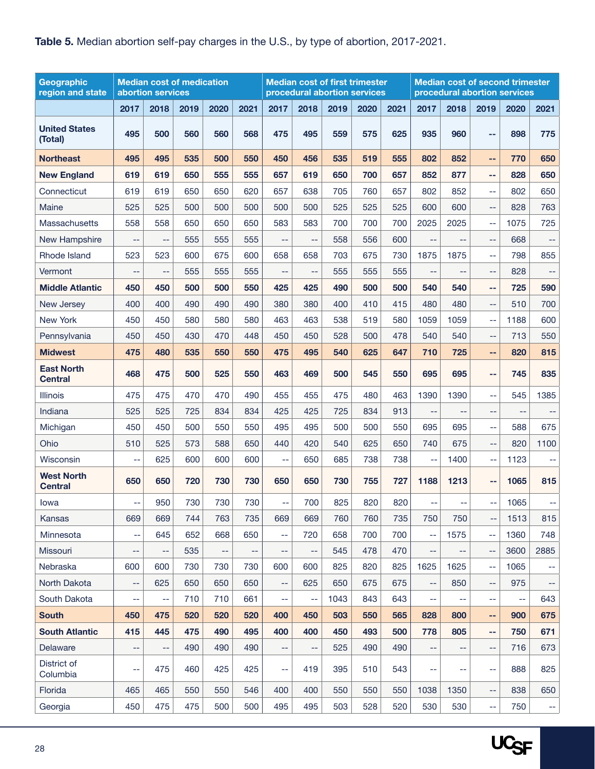**Table 5.** Median abortion self-pay charges in the U.S., by type of abortion, 2017-2021.

| Geographic region and state | Median cost of medication abortion services | | | | | Median cost of first trimester procedural abortion services | | | | | Median cost of second trimester procedural abortion services | | | | |
|---|---|---|---|---|---|---|---|---|---|---|---|---|---|---|---|
| | 2017 | 2018 | 2019 | 2020 | 2021 | 2017 | 2018 | 2019 | 2020 | 2021 | 2017 | 2018 | 2019 | 2020 | 2021 |
| **United States (Total)** | **495** | **500** | **560** | **560** | **568** | **475** | **495** | **559** | **575** | **625** | **935** | **960** | **--** | **898** | **775** |
| **Northeast** | **495** | **495** | **535** | **500** | **550** | **450** | **456** | **535** | **519** | **555** | **802** | **852** | **--** | **770** | **650** |
| **New England** | **619** | **619** | **650** | **555** | **555** | **657** | **619** | **650** | **700** | **657** | **852** | **877** | **--** | **828** | **650** |
| Connecticut | 619 | 619 | 650 | 650 | 620 | 657 | 638 | 705 | 760 | 657 | 802 | 852 | -- | 802 | 650 |
| Maine | 525 | 525 | 500 | 500 | 500 | 500 | 500 | 525 | 525 | 525 | 600 | 600 | -- | 828 | 763 |
| Massachusetts | 558 | 558 | 650 | 650 | 650 | 583 | 583 | 700 | 700 | 700 | 2025 | 2025 | -- | 1075 | 725 |
| New Hampshire | -- | -- | 555 | 555 | 555 | -- | -- | 558 | 556 | 600 | -- | -- | -- | 668 | -- |
| Rhode Island | 523 | 523 | 600 | 675 | 600 | 658 | 658 | 703 | 675 | 730 | 1875 | 1875 | -- | 798 | 855 |
| Vermont | -- | -- | 555 | 555 | 555 | -- | -- | 555 | 555 | 555 | -- | -- | -- | 828 | -- |
| **Middle Atlantic** | **450** | **450** | **500** | **500** | **550** | **425** | **425** | **490** | **500** | **500** | **540** | **540** | **--** | **725** | **590** |
| New Jersey | 400 | 400 | 490 | 490 | 490 | 380 | 380 | 400 | 410 | 415 | 480 | 480 | -- | 510 | 700 |
| New York | 450 | 450 | 580 | 580 | 580 | 463 | 463 | 538 | 519 | 580 | 1059 | 1059 | -- | 1188 | 600 |
| Pennsylvania | 450 | 450 | 430 | 470 | 448 | 450 | 450 | 528 | 500 | 478 | 540 | 540 | -- | 713 | 550 |
| **Midwest** | **475** | **480** | **535** | **550** | **550** | **475** | **495** | **540** | **625** | **647** | **710** | **725** | **--** | **820** | **815** |
| **East North Central** | **468** | **475** | **500** | **525** | **550** | **463** | **469** | **500** | **545** | **550** | **695** | **695** | **--** | **745** | **835** |
| Illinois | 475 | 475 | 470 | 470 | 490 | 455 | 455 | 475 | 480 | 463 | 1390 | 1390 | -- | 545 | 1385 |
| Indiana | 525 | 525 | 725 | 834 | 834 | 425 | 425 | 725 | 834 | 913 | -- | -- | -- | -- | -- |
| Michigan | 450 | 450 | 500 | 550 | 550 | 495 | 495 | 500 | 500 | 550 | 695 | 695 | -- | 588 | 675 |
| Ohio | 510 | 525 | 573 | 588 | 650 | 440 | 420 | 540 | 625 | 650 | 740 | 675 | -- | 820 | 1100 |
| Wisconsin | -- | 625 | 600 | 600 | 600 | -- | 650 | 685 | 738 | 738 | -- | 1400 | -- | 1123 | -- |
| **West North Central** | **650** | **650** | **720** | **730** | **730** | **650** | **650** | **730** | **755** | **727** | **1188** | **1213** | **--** | **1065** | **815** |
| Iowa | -- | 950 | 730 | 730 | 730 | -- | 700 | 825 | 820 | 820 | -- | -- | -- | 1065 | -- |
| Kansas | 669 | 669 | 744 | 763 | 735 | 669 | 669 | 760 | 760 | 735 | 750 | 750 | -- | 1513 | 815 |
| Minnesota | -- | 645 | 652 | 668 | 650 | -- | 720 | 658 | 700 | 700 | -- | 1575 | -- | 1360 | 748 |
| Missouri | -- | -- | 535 | -- | -- | -- | -- | 545 | 478 | 470 | -- | -- | -- | 3600 | 2885 |
| Nebraska | 600 | 600 | 730 | 730 | 730 | 600 | 600 | 825 | 820 | 825 | 1625 | 1625 | -- | 1065 | -- |
| North Dakota | -- | 625 | 650 | 650 | 650 | -- | 625 | 650 | 675 | 675 | -- | 850 | -- | 975 | -- |
| South Dakota | -- | -- | 710 | 710 | 661 | -- | -- | 1043 | 843 | 643 | -- | -- | -- | -- | 643 |
| **South** | **450** | **475** | **520** | **520** | **520** | **400** | **450** | **503** | **550** | **565** | **828** | **800** | **--** | **900** | **675** |
| **South Atlantic** | **415** | **445** | **475** | **490** | **495** | **400** | **400** | **450** | **493** | **500** | **778** | **805** | **--** | **750** | **671** |
| Delaware | -- | -- | 490 | 490 | 490 | -- | -- | 525 | 490 | 490 | -- | -- | -- | 716 | 673 |
| District of Columbia | -- | 475 | 460 | 425 | 425 | -- | 419 | 395 | 510 | 543 | -- | -- | -- | 888 | 825 |
| Florida | 465 | 465 | 550 | 550 | 546 | 400 | 400 | 550 | 550 | 550 | 1038 | 1350 | -- | 838 | 650 |
| Georgia | 450 | 475 | 475 | 500 | 500 | 495 | 495 | 503 | 528 | 520 | 530 | 530 | -- | 750 | -- |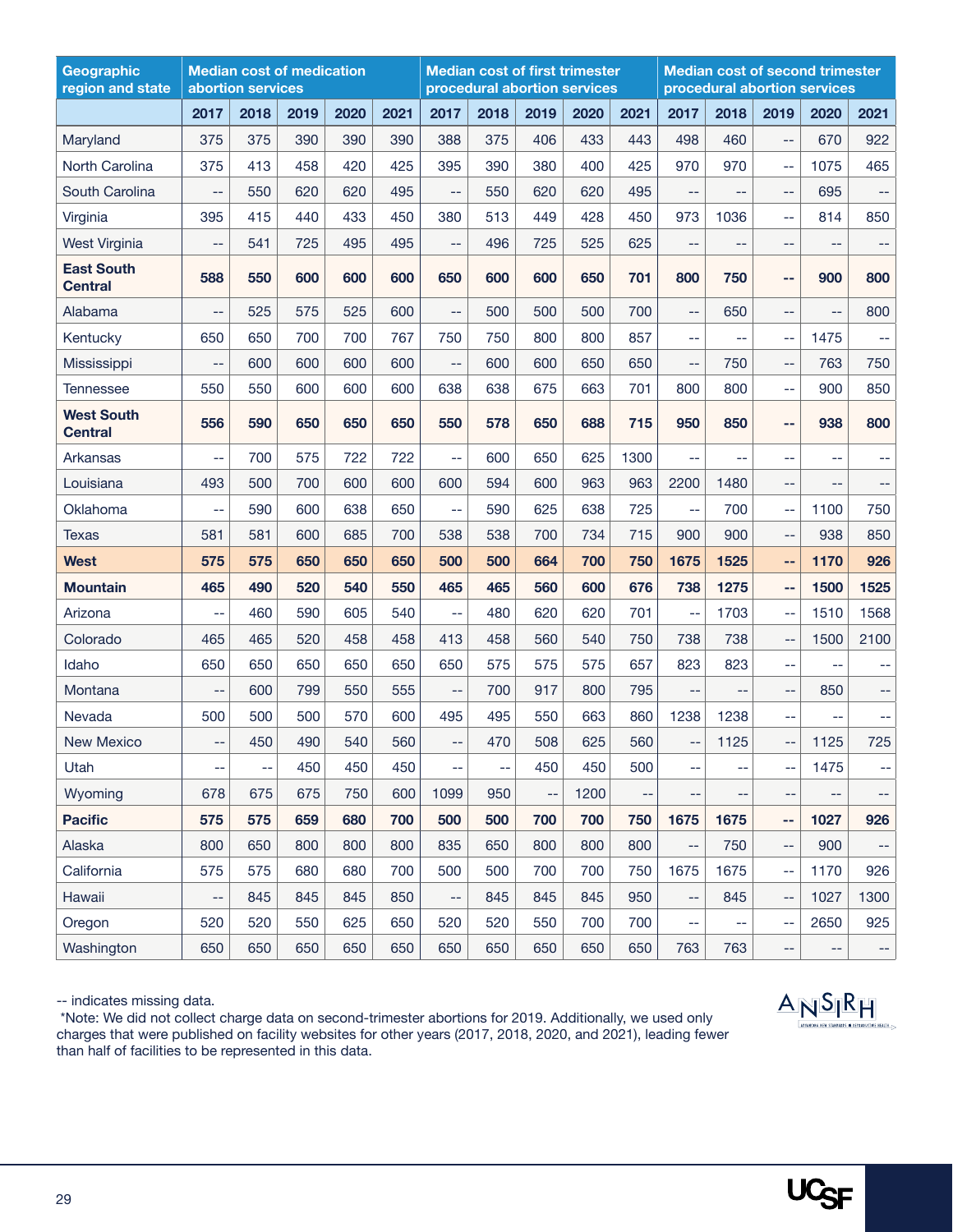| Geographic region and state | Median cost of medication abortion services | | | | | Median cost of first trimester procedural abortion services | | | | | Median cost of second trimester procedural abortion services | | | | |
|---|---|---|---|---|---|---|---|---|---|---|---|---|---|---|---|
| | 2017 | 2018 | 2019 | 2020 | 2021 | 2017 | 2018 | 2019 | 2020 | 2021 | 2017 | 2018 | 2019 | 2020 | 2021 |
| Maryland | 375 | 375 | 390 | 390 | 390 | 388 | 375 | 406 | 433 | 443 | 498 | 460 | -- | 670 | 922 |
| North Carolina | 375 | 413 | 458 | 420 | 425 | 395 | 390 | 380 | 400 | 425 | 970 | 970 | -- | 1075 | 465 |
| South Carolina | -- | 550 | 620 | 620 | 495 | -- | 550 | 620 | 620 | 495 | -- | -- | -- | 695 | -- |
| Virginia | 395 | 415 | 440 | 433 | 450 | 380 | 513 | 449 | 428 | 450 | 973 | 1036 | -- | 814 | 850 |
| West Virginia | -- | 541 | 725 | 495 | 495 | -- | 496 | 725 | 525 | 625 | -- | -- | -- | -- | -- |
| **East South Central** | **588** | **550** | **600** | **600** | **600** | **650** | **600** | **600** | **650** | **701** | **800** | **750** | **--** | **900** | **800** |
| Alabama | -- | 525 | 575 | 525 | 600 | -- | 500 | 500 | 500 | 700 | -- | 650 | -- | -- | 800 |
| Kentucky | 650 | 650 | 700 | 700 | 767 | 750 | 750 | 800 | 800 | 857 | -- | -- | -- | 1475 | -- |
| Mississippi | -- | 600 | 600 | 600 | 600 | -- | 600 | 600 | 650 | 650 | -- | 750 | -- | 763 | 750 |
| Tennessee | 550 | 550 | 600 | 600 | 600 | 638 | 638 | 675 | 663 | 701 | 800 | 800 | -- | 900 | 850 |
| **West South Central** | **556** | **590** | **650** | **650** | **650** | **550** | **578** | **650** | **688** | **715** | **950** | **850** | **--** | **938** | **800** |
| Arkansas | -- | 700 | 575 | 722 | 722 | -- | 600 | 650 | 625 | 1300 | -- | -- | -- | -- | -- |
| Louisiana | 493 | 500 | 700 | 600 | 600 | 600 | 594 | 600 | 963 | 963 | 2200 | 1480 | -- | -- | -- |
| Oklahoma | -- | 590 | 600 | 638 | 650 | -- | 590 | 625 | 638 | 725 | -- | 700 | -- | 1100 | 750 |
| Texas | 581 | 581 | 600 | 685 | 700 | 538 | 538 | 700 | 734 | 715 | 900 | 900 | -- | 938 | 850 |
| **West** | **575** | **575** | **650** | **650** | **650** | **500** | **500** | **664** | **700** | **750** | **1675** | **1525** | **--** | **1170** | **926** |
| **Mountain** | **465** | **490** | **520** | **540** | **550** | **465** | **465** | **560** | **600** | **676** | **738** | **1275** | **--** | **1500** | **1525** |
| Arizona | -- | 460 | 590 | 605 | 540 | -- | 480 | 620 | 620 | 701 | -- | 1703 | -- | 1510 | 1568 |
| Colorado | 465 | 465 | 520 | 458 | 458 | 413 | 458 | 560 | 540 | 750 | 738 | 738 | -- | 1500 | 2100 |
| Idaho | 650 | 650 | 650 | 650 | 650 | 650 | 575 | 575 | 575 | 657 | 823 | 823 | -- | -- | -- |
| Montana | -- | 600 | 799 | 550 | 555 | -- | 700 | 917 | 800 | 795 | -- | -- | -- | 850 | -- |
| Nevada | 500 | 500 | 500 | 570 | 600 | 495 | 495 | 550 | 663 | 860 | 1238 | 1238 | -- | -- | -- |
| New Mexico | -- | 450 | 490 | 540 | 560 | -- | 470 | 508 | 625 | 560 | -- | 1125 | -- | 1125 | 725 |
| Utah | -- | -- | 450 | 450 | 450 | -- | -- | 450 | 450 | 500 | -- | -- | -- | 1475 | -- |
| Wyoming | 678 | 675 | 675 | 750 | 600 | 1099 | 950 | -- | 1200 | -- | -- | -- | -- | -- | -- |
| **Pacific** | **575** | **575** | **659** | **680** | **700** | **500** | **500** | **700** | **700** | **750** | **1675** | **1675** | **--** | **1027** | **926** |
| Alaska | 800 | 650 | 800 | 800 | 800 | 835 | 650 | 800 | 800 | 800 | -- | 750 | -- | 900 | -- |
| California | 575 | 575 | 680 | 680 | 700 | 500 | 500 | 700 | 700 | 750 | 1675 | 1675 | -- | 1170 | 926 |
| Hawaii | -- | 845 | 845 | 845 | 850 | -- | 845 | 845 | 845 | 950 | -- | 845 | -- | 1027 | 1300 |
| Oregon | 520 | 520 | 550 | 625 | 650 | 520 | 520 | 550 | 700 | 700 | -- | -- | -- | 2650 | 925 |
| Washington | 650 | 650 | 650 | 650 | 650 | 650 | 650 | 650 | 650 | 650 | 763 | 763 | -- | -- | -- |

-- indicates missing data.

*Note: We did not collect charge data on second-trimester abortions for 2019. Additionally, we used only charges that were published on facility websites for other years (2017, 2018, 2020, and 2021), leading fewer than half of facilities to be represented in this data.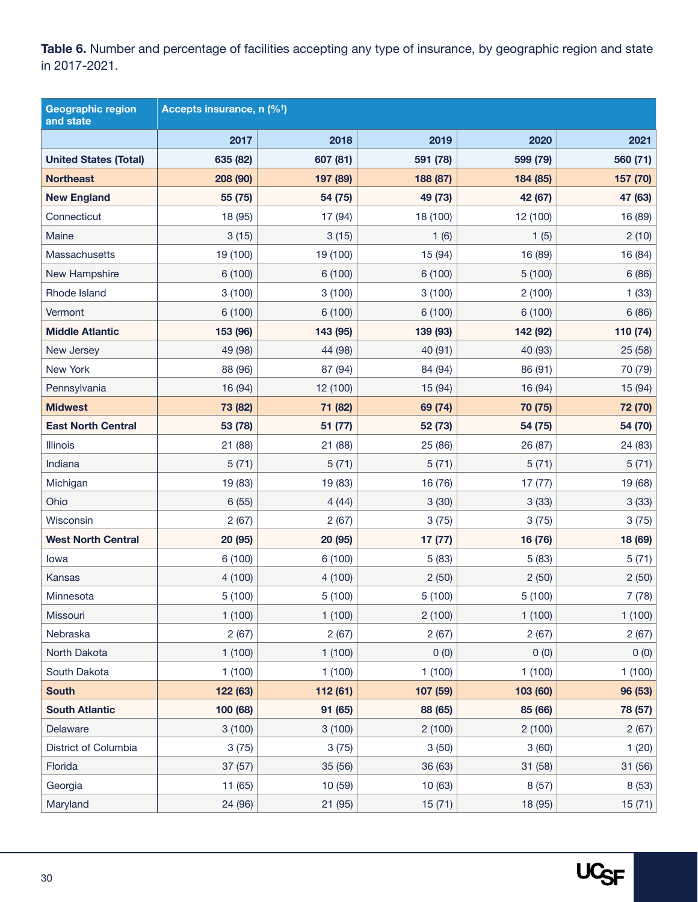**Table 6.** Number and percentage of facilities accepting any type of insurance, by geographic region and state in 2017-2021.

| Geographic region and state | Accepts insurance, n (%[†]) | | | | |
|---|---|---|---|---|---|
| | 2017 | 2018 | 2019 | 2020 | 2021 |
| **United States (Total)** | **635 (82)** | **607 (81)** | **591 (78)** | **599 (79)** | **560 (71)** |
| **Northeast** | **208 (90)** | **197 (89)** | **188 (87)** | **184 (85)** | **157 (70)** |
| **New England** | **55 (75)** | **54 (75)** | **49 (73)** | **42 (67)** | **47 (63)** |
| Connecticut | 18 (95) | 17 (94) | 18 (100) | 12 (100) | 16 (89) |
| Maine | 3 (15) | 3 (15) | 1 (6) | 1 (5) | 2 (10) |
| Massachusetts | 19 (100) | 19 (100) | 15 (94) | 16 (89) | 16 (84) |
| New Hampshire | 6 (100) | 6 (100) | 6 (100) | 5 (100) | 6 (86) |
| Rhode Island | 3 (100) | 3 (100) | 3 (100) | 2 (100) | 1 (33) |
| Vermont | 6 (100) | 6 (100) | 6 (100) | 6 (100) | 6 (86) |
| **Middle Atlantic** | **153 (96)** | **143 (95)** | **139 (93)** | **142 (92)** | **110 (74)** |
| New Jersey | 49 (98) | 44 (98) | 40 (91) | 40 (93) | 25 (58) |
| New York | 88 (96) | 87 (94) | 84 (94) | 86 (91) | 70 (79) |
| Pennsylvania | 16 (94) | 12 (100) | 15 (94) | 16 (94) | 15 (94) |
| **Midwest** | **73 (82)** | **71 (82)** | **69 (74)** | **70 (75)** | **72 (70)** |
| **East North Central** | **53 (78)** | **51 (77)** | **52 (73)** | **54 (75)** | **54 (70)** |
| Illinois | 21 (88) | 21 (88) | 25 (86) | 26 (87) | 24 (83) |
| Indiana | 5 (71) | 5 (71) | 5 (71) | 5 (71) | 5 (71) |
| Michigan | 19 (83) | 19 (83) | 16 (76) | 17 (77) | 19 (68) |
| Ohio | 6 (55) | 4 (44) | 3 (30) | 3 (33) | 3 (33) |
| Wisconsin | 2 (67) | 2 (67) | 3 (75) | 3 (75) | 3 (75) |
| **West North Central** | **20 (95)** | **20 (95)** | **17 (77)** | **16 (76)** | **18 (69)** |
| Iowa | 6 (100) | 6 (100) | 5 (83) | 5 (83) | 5 (71) |
| Kansas | 4 (100) | 4 (100) | 2 (50) | 2 (50) | 2 (50) |
| Minnesota | 5 (100) | 5 (100) | 5 (100) | 5 (100) | 7 (78) |
| Missouri | 1 (100) | 1 (100) | 2 (100) | 1 (100) | 1 (100) |
| Nebraska | 2 (67) | 2 (67) | 2 (67) | 2 (67) | 2 (67) |
| North Dakota | 1 (100) | 1 (100) | 0 (0) | 0 (0) | 0 (0) |
| South Dakota | 1 (100) | 1 (100) | 1 (100) | 1 (100) | 1 (100) |
| **South** | **122 (63)** | **112 (61)** | **107 (59)** | **103 (60)** | **96 (53)** |
| **South Atlantic** | **100 (68)** | **91 (65)** | **88 (65)** | **85 (66)** | **78 (57)** |
| Delaware | 3 (100) | 3 (100) | 2 (100) | 2 (100) | 2 (67) |
| District of Columbia | 3 (75) | 3 (75) | 3 (50) | 3 (60) | 1 (20) |
| Florida | 37 (57) | 35 (56) | 36 (63) | 31 (58) | 31 (56) |
| Georgia | 11 (65) | 10 (59) | 10 (63) | 8 (57) | 8 (53) |
| Maryland | 24 (96) | 21 (95) | 15 (71) | 18 (95) | 15 (71) |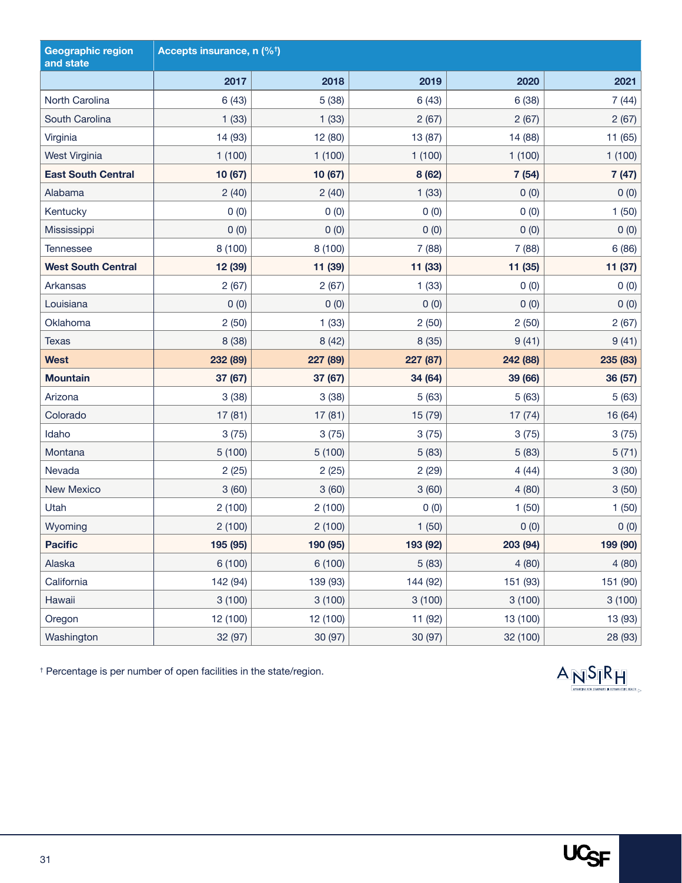| Geographic region and state | Accepts insurance, n (%[†]) | | | | |
|---|---|---|---|---|---|
| | 2017 | 2018 | 2019 | 2020 | 2021 |
| North Carolina | 6 (43) | 5 (38) | 6 (43) | 6 (38) | 7 (44) |
| South Carolina | 1 (33) | 1 (33) | 2 (67) | 2 (67) | 2 (67) |
| Virginia | 14 (93) | 12 (80) | 13 (87) | 14 (88) | 11 (65) |
| West Virginia | 1 (100) | 1 (100) | 1 (100) | 1 (100) | 1 (100) |
| **East South Central** | **10 (67)** | **10 (67)** | **8 (62)** | **7 (54)** | **7 (47)** |
| Alabama | 2 (40) | 2 (40) | 1 (33) | 0 (0) | 0 (0) |
| Kentucky | 0 (0) | 0 (0) | 0 (0) | 0 (0) | 1 (50) |
| Mississippi | 0 (0) | 0 (0) | 0 (0) | 0 (0) | 0 (0) |
| Tennessee | 8 (100) | 8 (100) | 7 (88) | 7 (88) | 6 (86) |
| **West South Central** | **12 (39)** | **11 (39)** | **11 (33)** | **11 (35)** | **11 (37)** |
| Arkansas | 2 (67) | 2 (67) | 1 (33) | 0 (0) | 0 (0) |
| Louisiana | 0 (0) | 0 (0) | 0 (0) | 0 (0) | 0 (0) |
| Oklahoma | 2 (50) | 1 (33) | 2 (50) | 2 (50) | 2 (67) |
| Texas | 8 (38) | 8 (42) | 8 (35) | 9 (41) | 9 (41) |
| **West** | **232 (89)** | **227 (89)** | **227 (87)** | **242 (88)** | **235 (83)** |
| **Mountain** | **37 (67)** | **37 (67)** | **34 (64)** | **39 (66)** | **36 (57)** |
| Arizona | 3 (38) | 3 (38) | 5 (63) | 5 (63) | 5 (63) |
| Colorado | 17 (81) | 17 (81) | 15 (79) | 17 (74) | 16 (64) |
| Idaho | 3 (75) | 3 (75) | 3 (75) | 3 (75) | 3 (75) |
| Montana | 5 (100) | 5 (100) | 5 (83) | 5 (83) | 5 (71) |
| Nevada | 2 (25) | 2 (25) | 2 (29) | 4 (44) | 3 (30) |
| New Mexico | 3 (60) | 3 (60) | 3 (60) | 4 (80) | 3 (50) |
| Utah | 2 (100) | 2 (100) | 0 (0) | 1 (50) | 1 (50) |
| Wyoming | 2 (100) | 2 (100) | 1 (50) | 0 (0) | 0 (0) |
| **Pacific** | **195 (95)** | **190 (95)** | **193 (92)** | **203 (94)** | **199 (90)** |
| Alaska | 6 (100) | 6 (100) | 5 (83) | 4 (80) | 4 (80) |
| California | 142 (94) | 139 (93) | 144 (92) | 151 (93) | 151 (90) |
| Hawaii | 3 (100) | 3 (100) | 3 (100) | 3 (100) | 3 (100) |
| Oregon | 12 (100) | 12 (100) | 11 (92) | 13 (100) | 13 (93) |
| Washington | 32 (97) | 30 (97) | 30 (97) | 32 (100) | 28 (93) |

[†] Percentage is per number of open facilities in the state/region.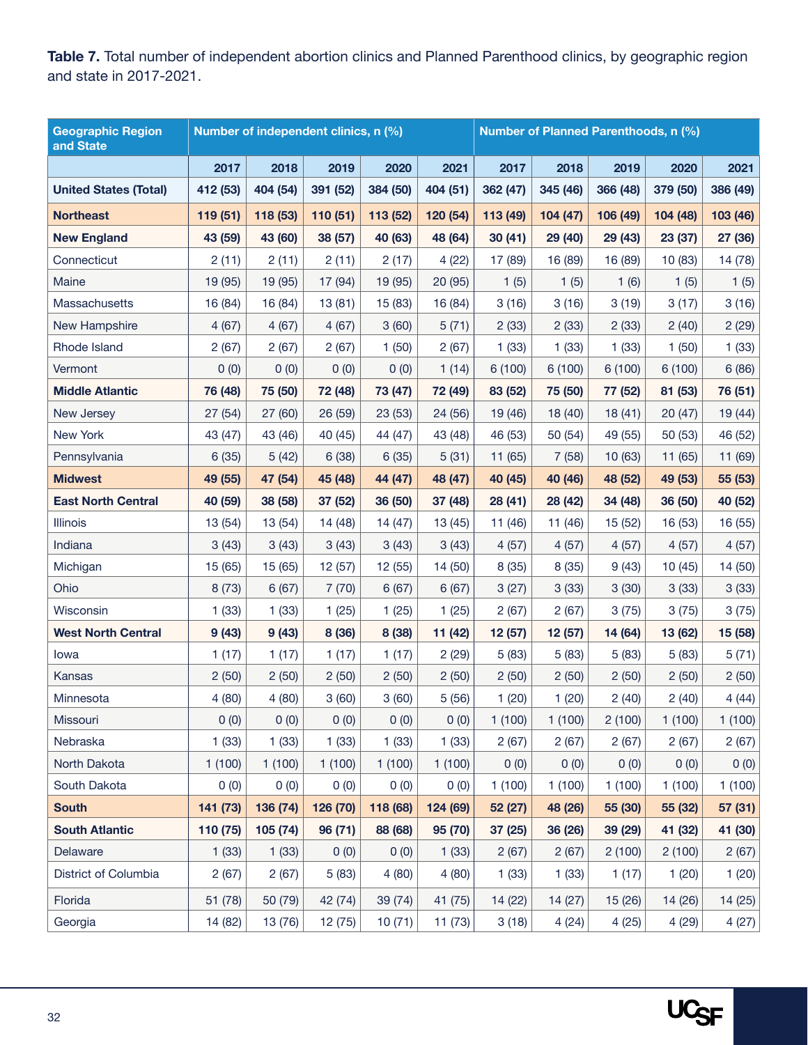**Table 7.** Total number of independent abortion clinics and Planned Parenthood clinics, by geographic region and state in 2017-2021.

| Geographic Region and State | Number of independent clinics, n (%) | | | | | Number of Planned Parenthoods, n (%) | | | | |
|---|---|---|---|---|---|---|---|---|---|---|
| | 2017 | 2018 | 2019 | 2020 | 2021 | 2017 | 2018 | 2019 | 2020 | 2021 |
| **United States (Total)** | 412 (53) | 404 (54) | 391 (52) | 384 (50) | 404 (51) | 362 (47) | 345 (46) | 366 (48) | 379 (50) | 386 (49) |
| **Northeast** | 119 (51) | 118 (53) | 110 (51) | 113 (52) | 120 (54) | 113 (49) | 104 (47) | 106 (49) | 104 (48) | 103 (46) |
| **New England** | 43 (59) | 43 (60) | 38 (57) | 40 (63) | 48 (64) | 30 (41) | 29 (40) | 29 (43) | 23 (37) | 27 (36) |
| Connecticut | 2 (11) | 2 (11) | 2 (11) | 2 (17) | 4 (22) | 17 (89) | 16 (89) | 16 (89) | 10 (83) | 14 (78) |
| Maine | 19 (95) | 19 (95) | 17 (94) | 19 (95) | 20 (95) | 1 (5) | 1 (5) | 1 (6) | 1 (5) | 1 (5) |
| Massachusetts | 16 (84) | 16 (84) | 13 (81) | 15 (83) | 16 (84) | 3 (16) | 3 (16) | 3 (19) | 3 (17) | 3 (16) |
| New Hampshire | 4 (67) | 4 (67) | 4 (67) | 3 (60) | 5 (71) | 2 (33) | 2 (33) | 2 (33) | 2 (40) | 2 (29) |
| Rhode Island | 2 (67) | 2 (67) | 2 (67) | 1 (50) | 2 (67) | 1 (33) | 1 (33) | 1 (33) | 1 (50) | 1 (33) |
| Vermont | 0 (0) | 0 (0) | 0 (0) | 0 (0) | 1 (14) | 6 (100) | 6 (100) | 6 (100) | 6 (100) | 6 (86) |
| **Middle Atlantic** | 76 (48) | 75 (50) | 72 (48) | 73 (47) | 72 (49) | 83 (52) | 75 (50) | 77 (52) | 81 (53) | 76 (51) |
| New Jersey | 27 (54) | 27 (60) | 26 (59) | 23 (53) | 24 (56) | 19 (46) | 18 (40) | 18 (41) | 20 (47) | 19 (44) |
| New York | 43 (47) | 43 (46) | 40 (45) | 44 (47) | 43 (48) | 46 (53) | 50 (54) | 49 (55) | 50 (53) | 46 (52) |
| Pennsylvania | 6 (35) | 5 (42) | 6 (38) | 6 (35) | 5 (31) | 11 (65) | 7 (58) | 10 (63) | 11 (65) | 11 (69) |
| **Midwest** | 49 (55) | 47 (54) | 45 (48) | 44 (47) | 48 (47) | 40 (45) | 40 (46) | 48 (52) | 49 (53) | 55 (53) |
| **East North Central** | 40 (59) | 38 (58) | 37 (52) | 36 (50) | 37 (48) | 28 (41) | 28 (42) | 34 (48) | 36 (50) | 40 (52) |
| Illinois | 13 (54) | 13 (54) | 14 (48) | 14 (47) | 13 (45) | 11 (46) | 11 (46) | 15 (52) | 16 (53) | 16 (55) |
| Indiana | 3 (43) | 3 (43) | 3 (43) | 3 (43) | 3 (43) | 4 (57) | 4 (57) | 4 (57) | 4 (57) | 4 (57) |
| Michigan | 15 (65) | 15 (65) | 12 (57) | 12 (55) | 14 (50) | 8 (35) | 8 (35) | 9 (43) | 10 (45) | 14 (50) |
| Ohio | 8 (73) | 6 (67) | 7 (70) | 6 (67) | 6 (67) | 3 (27) | 3 (33) | 3 (30) | 3 (33) | 3 (33) |
| Wisconsin | 1 (33) | 1 (33) | 1 (25) | 1 (25) | 1 (25) | 2 (67) | 2 (67) | 3 (75) | 3 (75) | 3 (75) |
| **West North Central** | 9 (43) | 9 (43) | 8 (36) | 8 (38) | 11 (42) | 12 (57) | 12 (57) | 14 (64) | 13 (62) | 15 (58) |
| Iowa | 1 (17) | 1 (17) | 1 (17) | 1 (17) | 2 (29) | 5 (83) | 5 (83) | 5 (83) | 5 (83) | 5 (71) |
| Kansas | 2 (50) | 2 (50) | 2 (50) | 2 (50) | 2 (50) | 2 (50) | 2 (50) | 2 (50) | 2 (50) | 2 (50) |
| Minnesota | 4 (80) | 4 (80) | 3 (60) | 3 (60) | 5 (56) | 1 (20) | 1 (20) | 2 (40) | 2 (40) | 4 (44) |
| Missouri | 0 (0) | 0 (0) | 0 (0) | 0 (0) | 0 (0) | 1 (100) | 1 (100) | 2 (100) | 1 (100) | 1 (100) |
| Nebraska | 1 (33) | 1 (33) | 1 (33) | 1 (33) | 1 (33) | 2 (67) | 2 (67) | 2 (67) | 2 (67) | 2 (67) |
| North Dakota | 1 (100) | 1 (100) | 1 (100) | 1 (100) | 1 (100) | 0 (0) | 0 (0) | 0 (0) | 0 (0) | 0 (0) |
| South Dakota | 0 (0) | 0 (0) | 0 (0) | 0 (0) | 0 (0) | 1 (100) | 1 (100) | 1 (100) | 1 (100) | 1 (100) |
| **South** | 141 (73) | 136 (74) | 126 (70) | 118 (68) | 124 (69) | 52 (27) | 48 (26) | 55 (30) | 55 (32) | 57 (31) |
| **South Atlantic** | 110 (75) | 105 (74) | 96 (71) | 88 (68) | 95 (70) | 37 (25) | 36 (26) | 39 (29) | 41 (32) | 41 (30) |
| Delaware | 1 (33) | 1 (33) | 0 (0) | 0 (0) | 1 (33) | 2 (67) | 2 (67) | 2 (100) | 2 (100) | 2 (67) |
| District of Columbia | 2 (67) | 2 (67) | 5 (83) | 4 (80) | 4 (80) | 1 (33) | 1 (33) | 1 (17) | 1 (20) | 1 (20) |
| Florida | 51 (78) | 50 (79) | 42 (74) | 39 (74) | 41 (75) | 14 (22) | 14 (27) | 15 (26) | 14 (26) | 14 (25) |
| Georgia | 14 (82) | 13 (76) | 12 (75) | 10 (71) | 11 (73) | 3 (18) | 4 (24) | 4 (25) | 4 (29) | 4 (27) |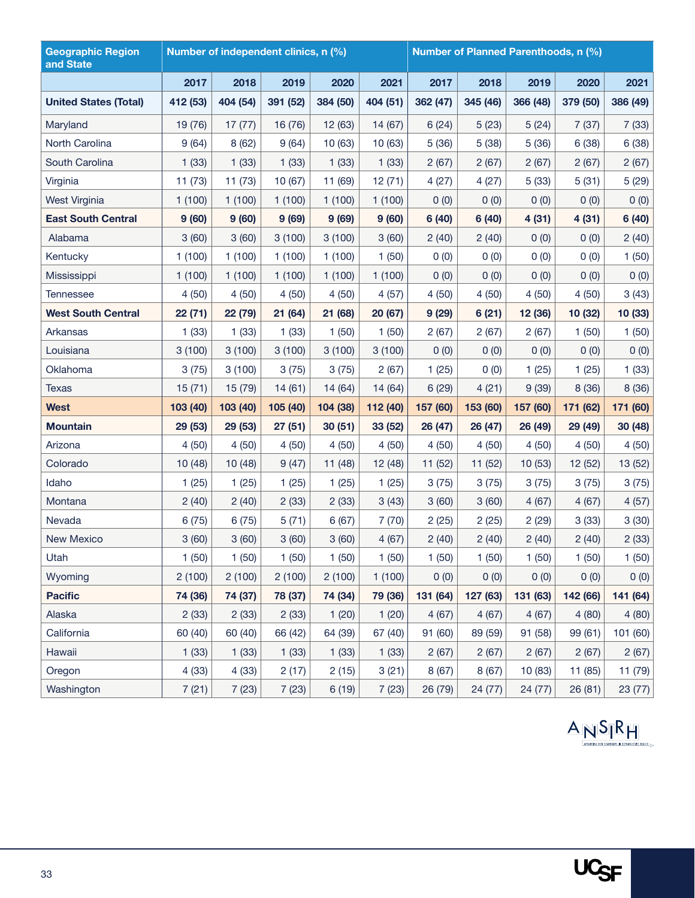| Geographic Region and State | Number of independent clinics, n (%) | | | | | Number of Planned Parenthoods, n (%) | | | | |
|---|---|---|---|---|---|---|---|---|---|---|
| | 2017 | 2018 | 2019 | 2020 | 2021 | 2017 | 2018 | 2019 | 2020 | 2021 |
| **United States (Total)** | **412 (53)** | **404 (54)** | **391 (52)** | **384 (50)** | **404 (51)** | **362 (47)** | **345 (46)** | **366 (48)** | **379 (50)** | **386 (49)** |
| Maryland | 19 (76) | 17 (77) | 16 (76) | 12 (63) | 14 (67) | 6 (24) | 5 (23) | 5 (24) | 7 (37) | 7 (33) |
| North Carolina | 9 (64) | 8 (62) | 9 (64) | 10 (63) | 10 (63) | 5 (36) | 5 (38) | 5 (36) | 6 (38) | 6 (38) |
| South Carolina | 1 (33) | 1 (33) | 1 (33) | 1 (33) | 1 (33) | 2 (67) | 2 (67) | 2 (67) | 2 (67) | 2 (67) |
| Virginia | 11 (73) | 11 (73) | 10 (67) | 11 (69) | 12 (71) | 4 (27) | 4 (27) | 5 (33) | 5 (31) | 5 (29) |
| West Virginia | 1 (100) | 1 (100) | 1 (100) | 1 (100) | 1 (100) | 0 (0) | 0 (0) | 0 (0) | 0 (0) | 0 (0) |
| **East South Central** | **9 (60)** | **9 (60)** | **9 (69)** | **9 (69)** | **9 (60)** | **6 (40)** | **6 (40)** | **4 (31)** | **4 (31)** | **6 (40)** |
| Alabama | 3 (60) | 3 (60) | 3 (100) | 3 (100) | 3 (60) | 2 (40) | 2 (40) | 0 (0) | 0 (0) | 2 (40) |
| Kentucky | 1 (100) | 1 (100) | 1 (100) | 1 (100) | 1 (50) | 0 (0) | 0 (0) | 0 (0) | 0 (0) | 1 (50) |
| Mississippi | 1 (100) | 1 (100) | 1 (100) | 1 (100) | 1 (100) | 0 (0) | 0 (0) | 0 (0) | 0 (0) | 0 (0) |
| Tennessee | 4 (50) | 4 (50) | 4 (50) | 4 (50) | 4 (57) | 4 (50) | 4 (50) | 4 (50) | 4 (50) | 3 (43) |
| **West South Central** | **22 (71)** | **22 (79)** | **21 (64)** | **21 (68)** | **20 (67)** | **9 (29)** | **6 (21)** | **12 (36)** | **10 (32)** | **10 (33)** |
| Arkansas | 1 (33) | 1 (33) | 1 (33) | 1 (50) | 1 (50) | 2 (67) | 2 (67) | 2 (67) | 1 (50) | 1 (50) |
| Louisiana | 3 (100) | 3 (100) | 3 (100) | 3 (100) | 3 (100) | 0 (0) | 0 (0) | 0 (0) | 0 (0) | 0 (0) |
| Oklahoma | 3 (75) | 3 (100) | 3 (75) | 3 (75) | 2 (67) | 1 (25) | 0 (0) | 1 (25) | 1 (25) | 1 (33) |
| Texas | 15 (71) | 15 (79) | 14 (61) | 14 (64) | 14 (64) | 6 (29) | 4 (21) | 9 (39) | 8 (36) | 8 (36) |
| **West** | **103 (40)** | **103 (40)** | **105 (40)** | **104 (38)** | **112 (40)** | **157 (60)** | **153 (60)** | **157 (60)** | **171 (62)** | **171 (60)** |
| **Mountain** | **29 (53)** | **29 (53)** | **27 (51)** | **30 (51)** | **33 (52)** | **26 (47)** | **26 (47)** | **26 (49)** | **29 (49)** | **30 (48)** |
| Arizona | 4 (50) | 4 (50) | 4 (50) | 4 (50) | 4 (50) | 4 (50) | 4 (50) | 4 (50) | 4 (50) | 4 (50) |
| Colorado | 10 (48) | 10 (48) | 9 (47) | 11 (48) | 12 (48) | 11 (52) | 11 (52) | 10 (53) | 12 (52) | 13 (52) |
| Idaho | 1 (25) | 1 (25) | 1 (25) | 1 (25) | 1 (25) | 3 (75) | 3 (75) | 3 (75) | 3 (75) | 3 (75) |
| Montana | 2 (40) | 2 (40) | 2 (33) | 2 (33) | 3 (43) | 3 (60) | 3 (60) | 4 (67) | 4 (67) | 4 (57) |
| Nevada | 6 (75) | 6 (75) | 5 (71) | 6 (67) | 7 (70) | 2 (25) | 2 (25) | 2 (29) | 3 (33) | 3 (30) |
| New Mexico | 3 (60) | 3 (60) | 3 (60) | 3 (60) | 4 (67) | 2 (40) | 2 (40) | 2 (40) | 2 (40) | 2 (33) |
| Utah | 1 (50) | 1 (50) | 1 (50) | 1 (50) | 1 (50) | 1 (50) | 1 (50) | 1 (50) | 1 (50) | 1 (50) |
| Wyoming | 2 (100) | 2 (100) | 2 (100) | 2 (100) | 1 (100) | 0 (0) | 0 (0) | 0 (0) | 0 (0) | 0 (0) |
| **Pacific** | **74 (36)** | **74 (37)** | **78 (37)** | **74 (34)** | **79 (36)** | **131 (64)** | **127 (63)** | **131 (63)** | **142 (66)** | **141 (64)** |
| Alaska | 2 (33) | 2 (33) | 2 (33) | 1 (20) | 1 (20) | 4 (67) | 4 (67) | 4 (67) | 4 (80) | 4 (80) |
| California | 60 (40) | 60 (40) | 66 (42) | 64 (39) | 67 (40) | 91 (60) | 89 (59) | 91 (58) | 99 (61) | 101 (60) |
| Hawaii | 1 (33) | 1 (33) | 1 (33) | 1 (33) | 1 (33) | 2 (67) | 2 (67) | 2 (67) | 2 (67) | 2 (67) |
| Oregon | 4 (33) | 4 (33) | 2 (17) | 2 (15) | 3 (21) | 8 (67) | 8 (67) | 10 (83) | 11 (85) | 11 (79) |
| Washington | 7 (21) | 7 (23) | 7 (23) | 6 (19) | 7 (23) | 26 (79) | 24 (77) | 24 (77) | 26 (81) | 23 (77) |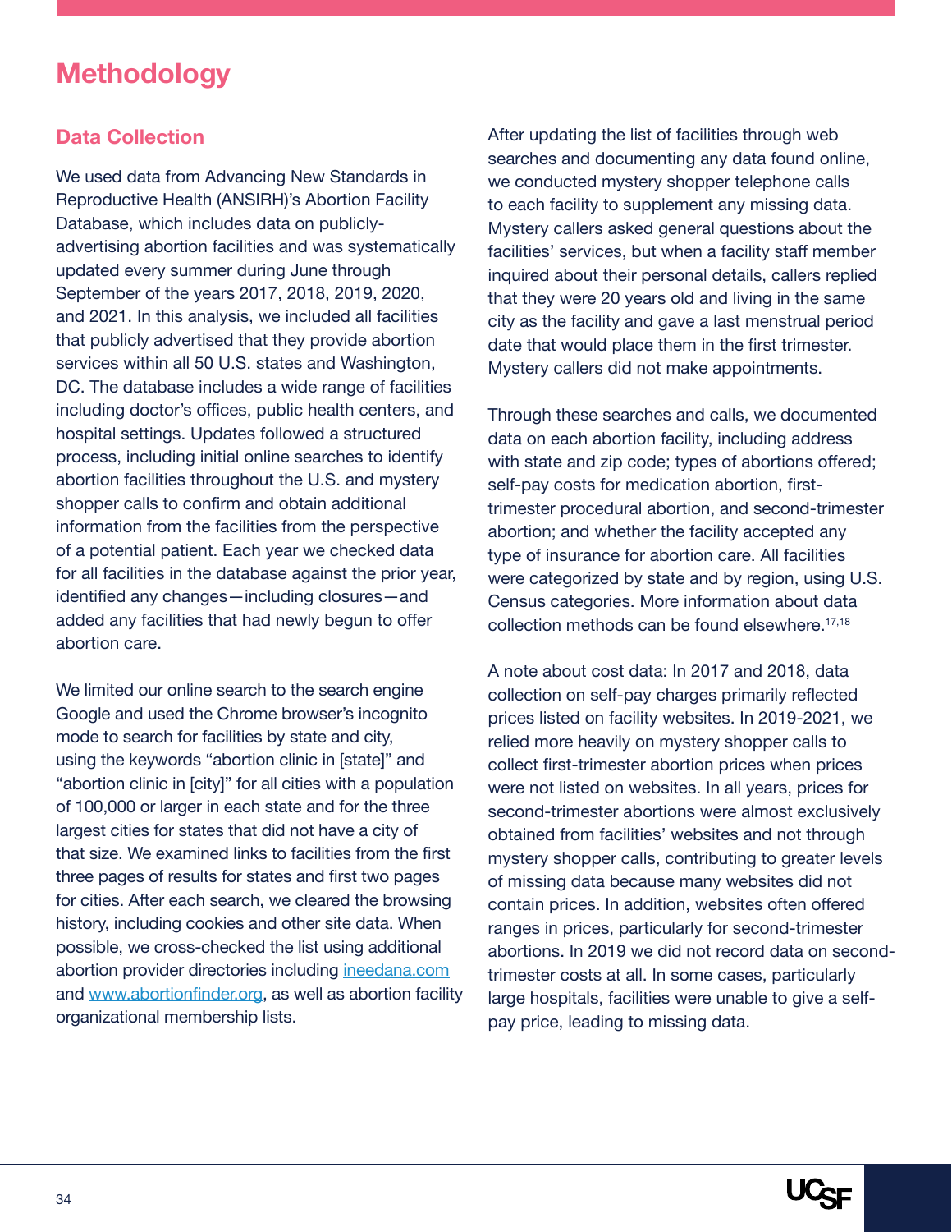# Methodology

## Data Collection

We used data from Advancing New Standards in Reproductive Health (ANSIRH)'s Abortion Facility Database, which includes data on publicly-advertising abortion facilities and was systematically updated every summer during June through September of the years 2017, 2018, 2019, 2020, and 2021. In this analysis, we included all facilities that publicly advertised that they provide abortion services within all 50 U.S. states and Washington, DC. The database includes a wide range of facilities including doctor's offices, public health centers, and hospital settings. Updates followed a structured process, including initial online searches to identify abortion facilities throughout the U.S. and mystery shopper calls to confirm and obtain additional information from the facilities from the perspective of a potential patient. Each year we checked data for all facilities in the database against the prior year, identified any changes—including closures—and added any facilities that had newly begun to offer abortion care.

We limited our online search to the search engine Google and used the Chrome browser's incognito mode to search for facilities by state and city, using the keywords "abortion clinic in [state]" and "abortion clinic in [city]" for all cities with a population of 100,000 or larger in each state and for the three largest cities for states that did not have a city of that size. We examined links to facilities from the first three pages of results for states and first two pages for cities. After each search, we cleared the browsing history, including cookies and other site data. When possible, we cross-checked the list using additional abortion provider directories including ineedana.com and www.abortionfinder.org, as well as abortion facility organizational membership lists.

After updating the list of facilities through web searches and documenting any data found online, we conducted mystery shopper telephone calls to each facility to supplement any missing data. Mystery callers asked general questions about the facilities' services, but when a facility staff member inquired about their personal details, callers replied that they were 20 years old and living in the same city as the facility and gave a last menstrual period date that would place them in the first trimester. Mystery callers did not make appointments.

Through these searches and calls, we documented data on each abortion facility, including address with state and zip code; types of abortions offered; self-pay costs for medication abortion, first-trimester procedural abortion, and second-trimester abortion; and whether the facility accepted any type of insurance for abortion care. All facilities were categorized by state and by region, using U.S. Census categories. More information about data collection methods can be found elsewhere.[17,18]

A note about cost data: In 2017 and 2018, data collection on self-pay charges primarily reflected prices listed on facility websites. In 2019-2021, we relied more heavily on mystery shopper calls to collect first-trimester abortion prices when prices were not listed on websites. In all years, prices for second-trimester abortions were almost exclusively obtained from facilities' websites and not through mystery shopper calls, contributing to greater levels of missing data because many websites did not contain prices. In addition, websites often offered ranges in prices, particularly for second-trimester abortions. In 2019 we did not record data on second-trimester costs at all. In some cases, particularly large hospitals, facilities were unable to give a self-pay price, leading to missing data.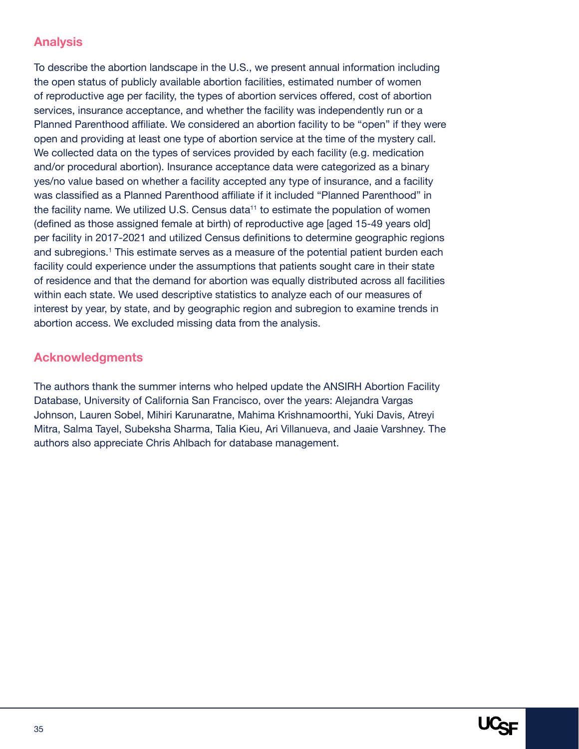## Analysis

To describe the abortion landscape in the U.S., we present annual information including the open status of publicly available abortion facilities, estimated number of women of reproductive age per facility, the types of abortion services offered, cost of abortion services, insurance acceptance, and whether the facility was independently run or a Planned Parenthood affiliate. We considered an abortion facility to be "open" if they were open and providing at least one type of abortion service at the time of the mystery call. We collected data on the types of services provided by each facility (e.g. medication and/or procedural abortion). Insurance acceptance data were categorized as a binary yes/no value based on whether a facility accepted any type of insurance, and a facility was classified as a Planned Parenthood affiliate if it included "Planned Parenthood" in the facility name. We utilized U.S. Census data[11] to estimate the population of women (defined as those assigned female at birth) of reproductive age [aged 15-49 years old] per facility in 2017-2021 and utilized Census definitions to determine geographic regions and subregions.[1] This estimate serves as a measure of the potential patient burden each facility could experience under the assumptions that patients sought care in their state of residence and that the demand for abortion was equally distributed across all facilities within each state. We used descriptive statistics to analyze each of our measures of interest by year, by state, and by geographic region and subregion to examine trends in abortion access. We excluded missing data from the analysis.

## Acknowledgments

The authors thank the summer interns who helped update the ANSIRH Abortion Facility Database, University of California San Francisco, over the years: Alejandra Vargas Johnson, Lauren Sobel, Mihiri Karunaratne, Mahima Krishnamoorthi, Yuki Davis, Atreyi Mitra, Salma Tayel, Subeksha Sharma, Talia Kieu, Ari Villanueva, and Jaaie Varshney. The authors also appreciate Chris Ahlbach for database management.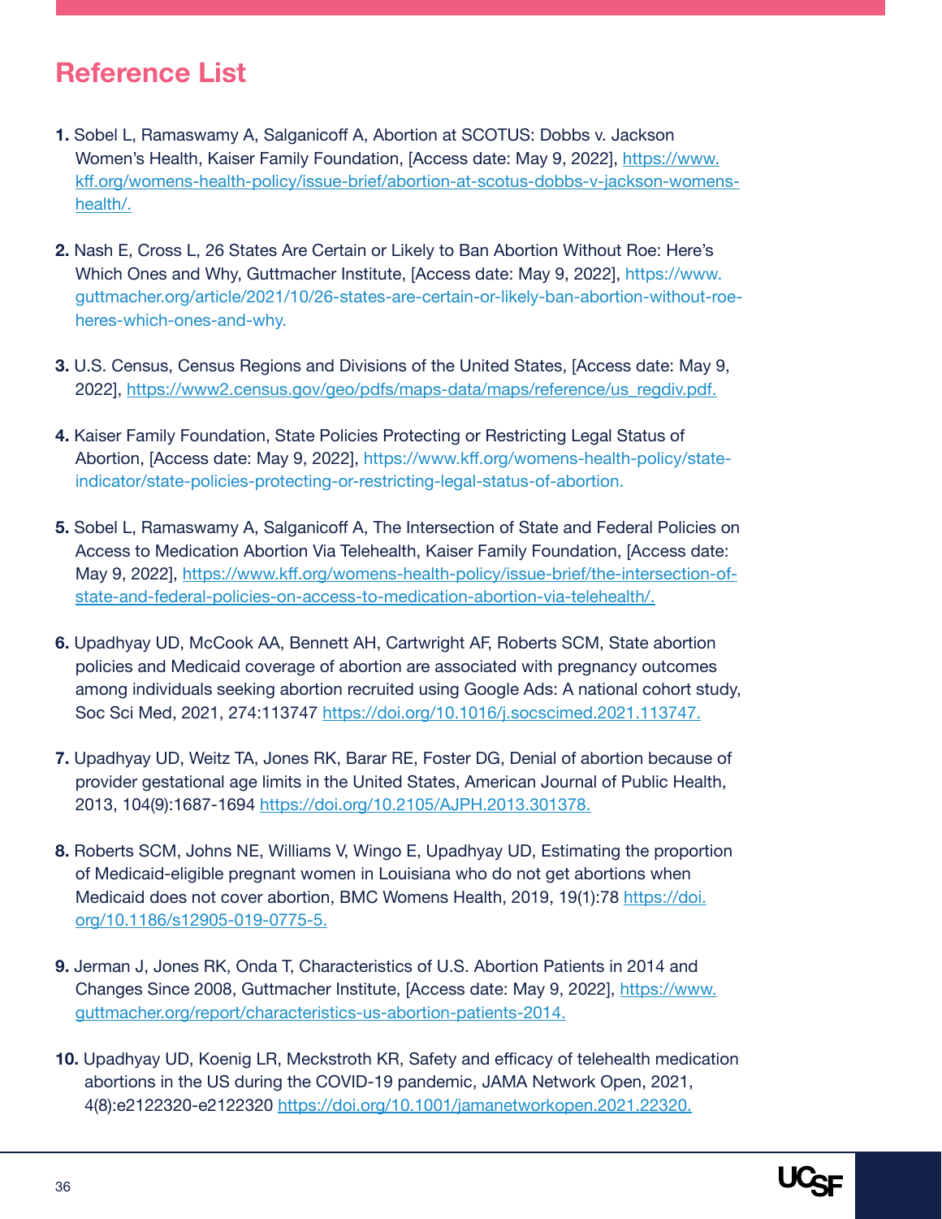# Reference List

1. Sobel L, Ramaswamy A, Salganicoff A, Abortion at SCOTUS: Dobbs v. Jackson Women's Health, Kaiser Family Foundation, [Access date: May 9, 2022], https://www.kff.org/womens-health-policy/issue-brief/abortion-at-scotus-dobbs-v-jackson-womens-health/.

2. Nash E, Cross L, 26 States Are Certain or Likely to Ban Abortion Without Roe: Here's Which Ones and Why, Guttmacher Institute, [Access date: May 9, 2022], https://www.guttmacher.org/article/2021/10/26-states-are-certain-or-likely-ban-abortion-without-roe-heres-which-ones-and-why.

3. U.S. Census, Census Regions and Divisions of the United States, [Access date: May 9, 2022], https://www2.census.gov/geo/pdfs/maps-data/maps/reference/us_regdiv.pdf.

4. Kaiser Family Foundation, State Policies Protecting or Restricting Legal Status of Abortion, [Access date: May 9, 2022], https://www.kff.org/womens-health-policy/state-indicator/state-policies-protecting-or-restricting-legal-status-of-abortion.

5. Sobel L, Ramaswamy A, Salganicoff A, The Intersection of State and Federal Policies on Access to Medication Abortion Via Telehealth, Kaiser Family Foundation, [Access date: May 9, 2022], https://www.kff.org/womens-health-policy/issue-brief/the-intersection-of-state-and-federal-policies-on-access-to-medication-abortion-via-telehealth/.

6. Upadhyay UD, McCook AA, Bennett AH, Cartwright AF, Roberts SCM, State abortion policies and Medicaid coverage of abortion are associated with pregnancy outcomes among individuals seeking abortion recruited using Google Ads: A national cohort study, Soc Sci Med, 2021, 274:113747 https://doi.org/10.1016/j.socscimed.2021.113747.

7. Upadhyay UD, Weitz TA, Jones RK, Barar RE, Foster DG, Denial of abortion because of provider gestational age limits in the United States, American Journal of Public Health, 2013, 104(9):1687-1694 https://doi.org/10.2105/AJPH.2013.301378.

8. Roberts SCM, Johns NE, Williams V, Wingo E, Upadhyay UD, Estimating the proportion of Medicaid-eligible pregnant women in Louisiana who do not get abortions when Medicaid does not cover abortion, BMC Womens Health, 2019, 19(1):78 https://doi.org/10.1186/s12905-019-0775-5.

9. Jerman J, Jones RK, Onda T, Characteristics of U.S. Abortion Patients in 2014 and Changes Since 2008, Guttmacher Institute, [Access date: May 9, 2022], https://www.guttmacher.org/report/characteristics-us-abortion-patients-2014.

10. Upadhyay UD, Koenig LR, Meckstroth KR, Safety and efficacy of telehealth medication abortions in the US during the COVID-19 pandemic, JAMA Network Open, 2021, 4(8):e2122320-e2122320 https://doi.org/10.1001/jamanetworkopen.2021.22320.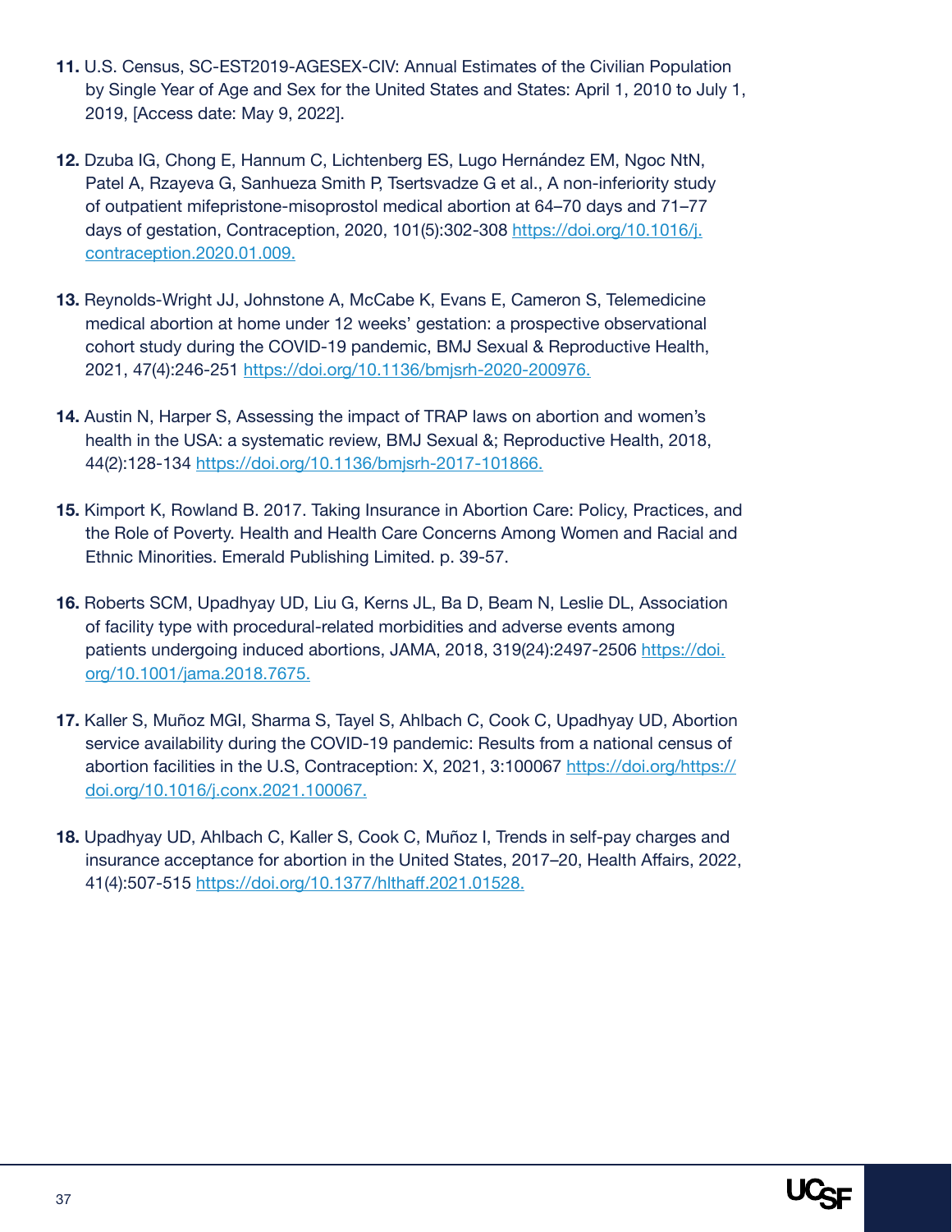11. U.S. Census, SC-EST2019-AGESEX-CIV: Annual Estimates of the Civilian Population by Single Year of Age and Sex for the United States and States: April 1, 2010 to July 1, 2019, [Access date: May 9, 2022].

12. Dzuba IG, Chong E, Hannum C, Lichtenberg ES, Lugo Hernández EM, Ngoc NtN, Patel A, Rzayeva G, Sanhueza Smith P, Tsertsvadze G et al., A non-inferiority study of outpatient mifepristone-misoprostol medical abortion at 64–70 days and 71–77 days of gestation, Contraception, 2020, 101(5):302-308 https://doi.org/10.1016/j.contraception.2020.01.009.

13. Reynolds-Wright JJ, Johnstone A, McCabe K, Evans E, Cameron S, Telemedicine medical abortion at home under 12 weeks' gestation: a prospective observational cohort study during the COVID-19 pandemic, BMJ Sexual & Reproductive Health, 2021, 47(4):246-251 https://doi.org/10.1136/bmjsrh-2020-200976.

14. Austin N, Harper S, Assessing the impact of TRAP laws on abortion and women's health in the USA: a systematic review, BMJ Sexual &; Reproductive Health, 2018, 44(2):128-134 https://doi.org/10.1136/bmjsrh-2017-101866.

15. Kimport K, Rowland B. 2017. Taking Insurance in Abortion Care: Policy, Practices, and the Role of Poverty. Health and Health Care Concerns Among Women and Racial and Ethnic Minorities. Emerald Publishing Limited. p. 39-57.

16. Roberts SCM, Upadhyay UD, Liu G, Kerns JL, Ba D, Beam N, Leslie DL, Association of facility type with procedural-related morbidities and adverse events among patients undergoing induced abortions, JAMA, 2018, 319(24):2497-2506 https://doi.org/10.1001/jama.2018.7675.

17. Kaller S, Muñoz MGI, Sharma S, Tayel S, Ahlbach C, Cook C, Upadhyay UD, Abortion service availability during the COVID-19 pandemic: Results from a national census of abortion facilities in the U.S, Contraception: X, 2021, 3:100067 https://doi.org/https://doi.org/10.1016/j.conx.2021.100067.

18. Upadhyay UD, Ahlbach C, Kaller S, Cook C, Muñoz I, Trends in self-pay charges and insurance acceptance for abortion in the United States, 2017–20, Health Affairs, 2022, 41(4):507-515 https://doi.org/10.1377/hlthaff.2021.01528.